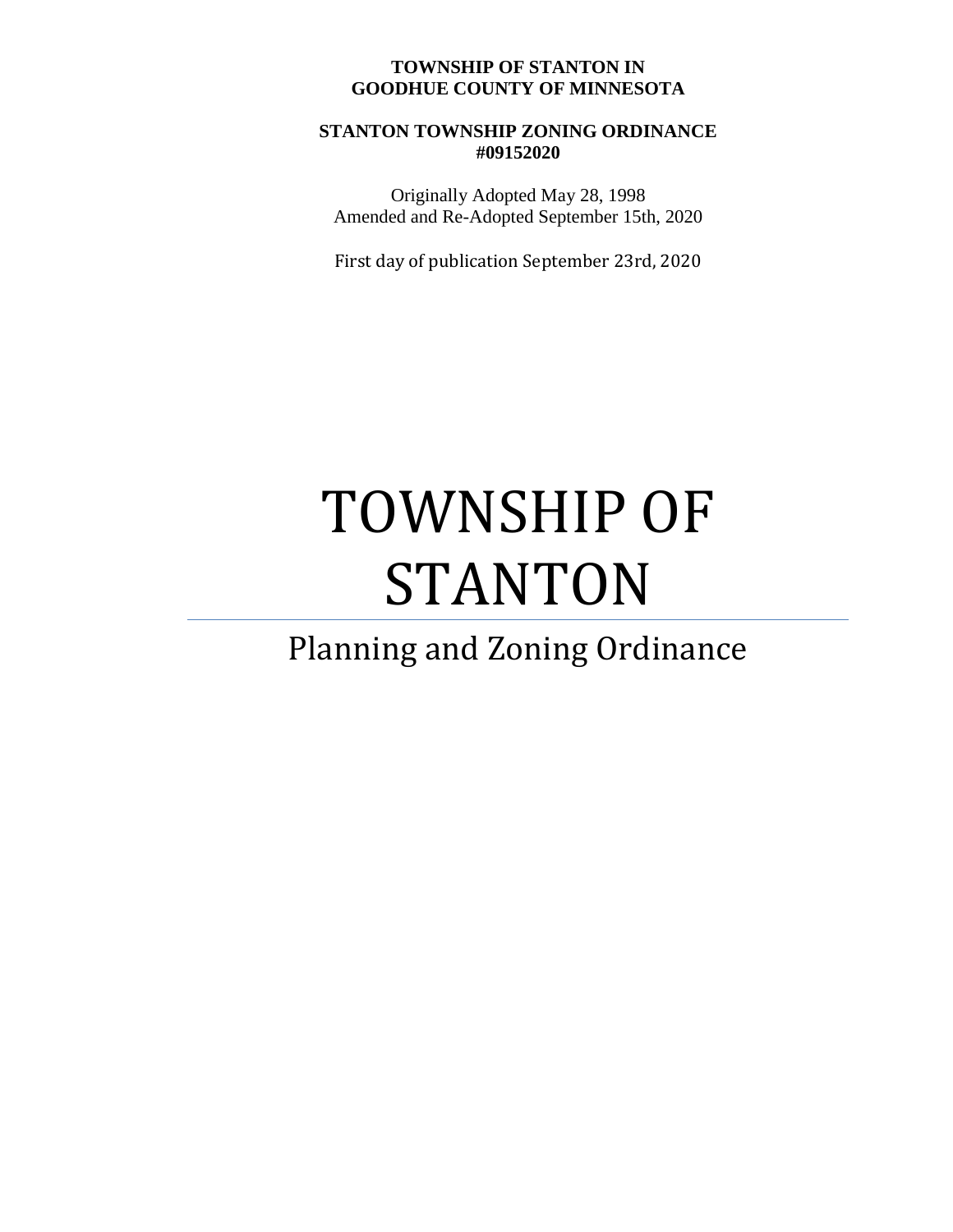**TOWNSHIP OF STANTON IN**
**GOODHUE COUNTY OF MINNESOTA**

**STANTON TOWNSHIP ZONING ORDINANCE**
**#09152020**

Originally Adopted May 28, 1998
Amended and Re-Adopted September 15th, 2020

First day of publication September 23rd, 2020

# TOWNSHIP OF STANTON

## Planning and Zoning Ordinance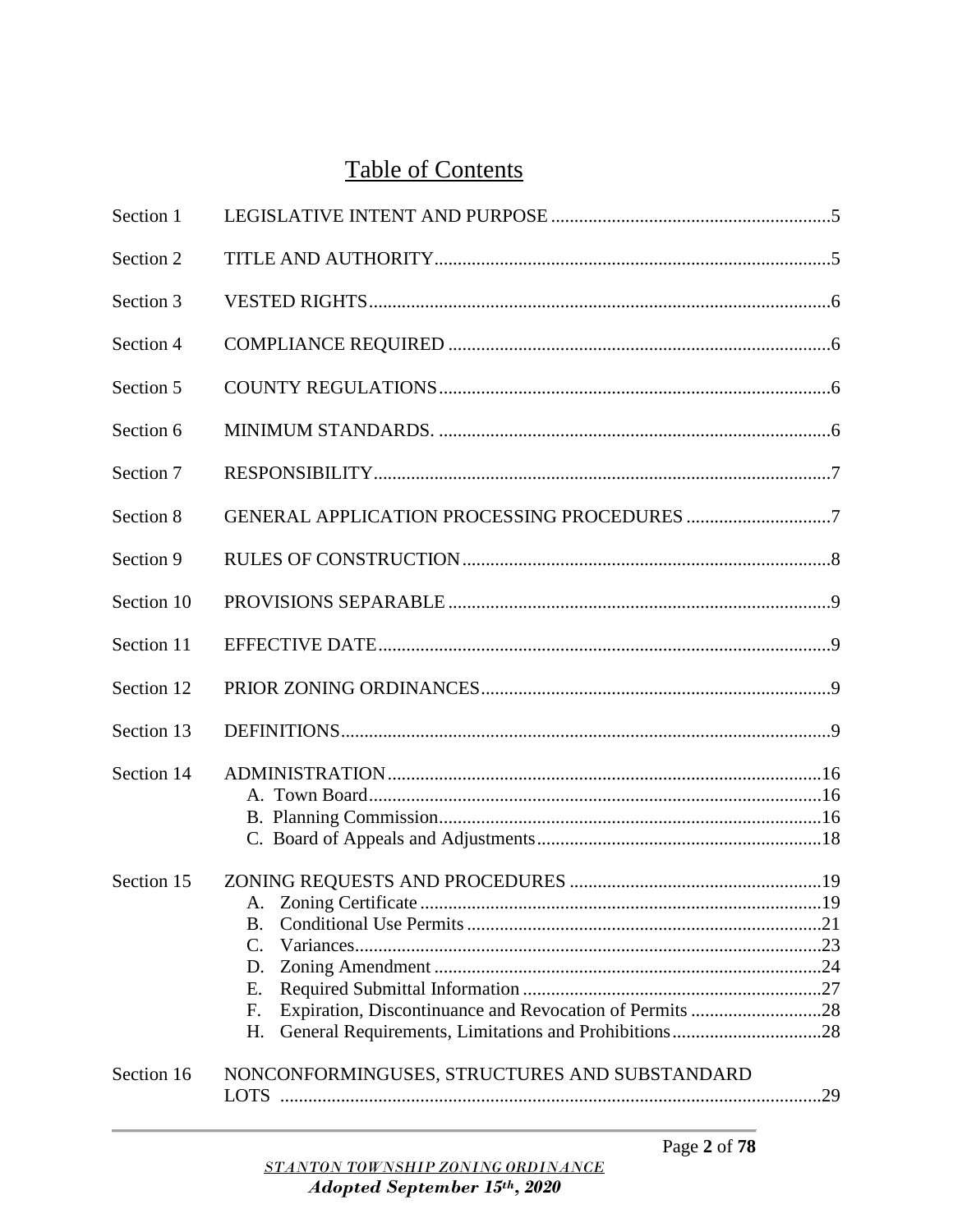# Table of Contents

| | | |
|---|---|---|
| Section 1 | LEGISLATIVE INTENT AND PURPOSE | 5 |
| Section 2 | TITLE AND AUTHORITY | 5 |
| Section 3 | VESTED RIGHTS | 6 |
| Section 4 | COMPLIANCE REQUIRED | 6 |
| Section 5 | COUNTY REGULATIONS | 6 |
| Section 6 | MINIMUM STANDARDS. | 6 |
| Section 7 | RESPONSIBILITY | 7 |
| Section 8 | GENERAL APPLICATION PROCESSING PROCEDURES | 7 |
| Section 9 | RULES OF CONSTRUCTION | 8 |
| Section 10 | PROVISIONS SEPARABLE | 9 |
| Section 11 | EFFECTIVE DATE | 9 |
| Section 12 | PRIOR ZONING ORDINANCES | 9 |
| Section 13 | DEFINITIONS | 9 |
| Section 14 | ADMINISTRATION | 16 |
| | A. Town Board | 16 |
| | B. Planning Commission | 16 |
| | C. Board of Appeals and Adjustments | 18 |
| Section 15 | ZONING REQUESTS AND PROCEDURES | 19 |
| | A. Zoning Certificate | 19 |
| | B. Conditional Use Permits | 21 |
| | C. Variances | 23 |
| | D. Zoning Amendment | 24 |
| | E. Required Submittal Information | 27 |
| | F. Expiration, Discontinuance and Revocation of Permits | 28 |
| | H. General Requirements, Limitations and Prohibitions | 28 |
| Section 16 | NONCONFORMINGUSES, STRUCTURES AND SUBSTANDARD LOTS | 29 |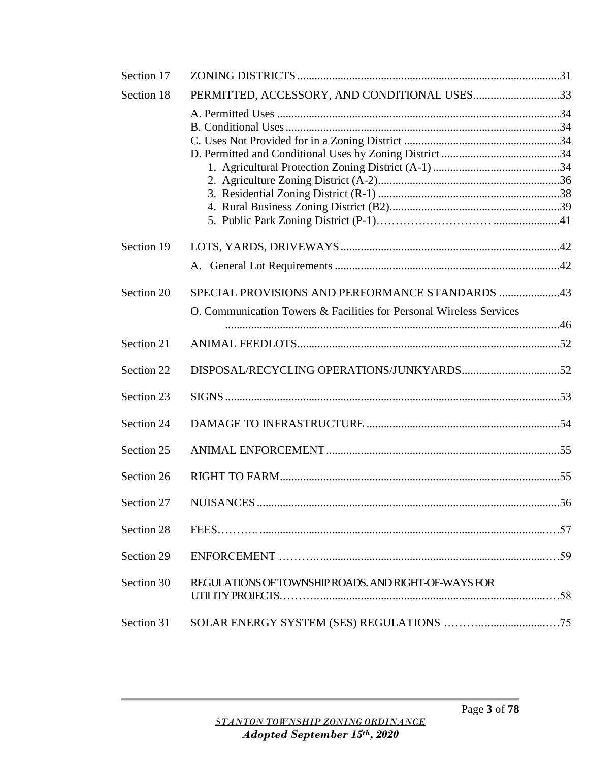| | | |
|---|---|---|
| Section 17 | ZONING DISTRICTS | 31 |
| Section 18 | PERMITTED, ACCESSORY, AND CONDITIONAL USES | 33 |
| | A. Permitted Uses | 34 |
| | B. Conditional Uses | 34 |
| | C. Uses Not Provided for in a Zoning District | 34 |
| | D. Permitted and Conditional Uses by Zoning District | 34 |
| | 1. Agricultural Protection Zoning District (A-1) | 34 |
| | 2. Agriculture Zoning District (A-2) | 36 |
| | 3. Residential Zoning District (R-1) | 38 |
| | 4. Rural Business Zoning District (B2) | 39 |
| | 5. Public Park Zoning District (P-1) | 41 |
| Section 19 | LOTS, YARDS, DRIVEWAYS | 42 |
| | A. General Lot Requirements | 42 |
| Section 20 | SPECIAL PROVISIONS AND PERFORMANCE STANDARDS | 43 |
| | O. Communication Towers & Facilities for Personal Wireless Services | 46 |
| Section 21 | ANIMAL FEEDLOTS | 52 |
| Section 22 | DISPOSAL/RECYCLING OPERATIONS/JUNKYARDS | 52 |
| Section 23 | SIGNS | 53 |
| Section 24 | DAMAGE TO INFRASTRUCTURE | 54 |
| Section 25 | ANIMAL ENFORCEMENT | 55 |
| Section 26 | RIGHT TO FARM | 55 |
| Section 27 | NUISANCES | 56 |
| Section 28 | FEES | 57 |
| Section 29 | ENFORCEMENT | 59 |
| Section 30 | REGULATIONS OF TOWNSHIP ROADS. AND RIGHT-OF-WAYS FOR UTILITY PROJECTS | 58 |
| Section 31 | SOLAR ENERGY SYSTEM (SES) REGULATIONS | 75 |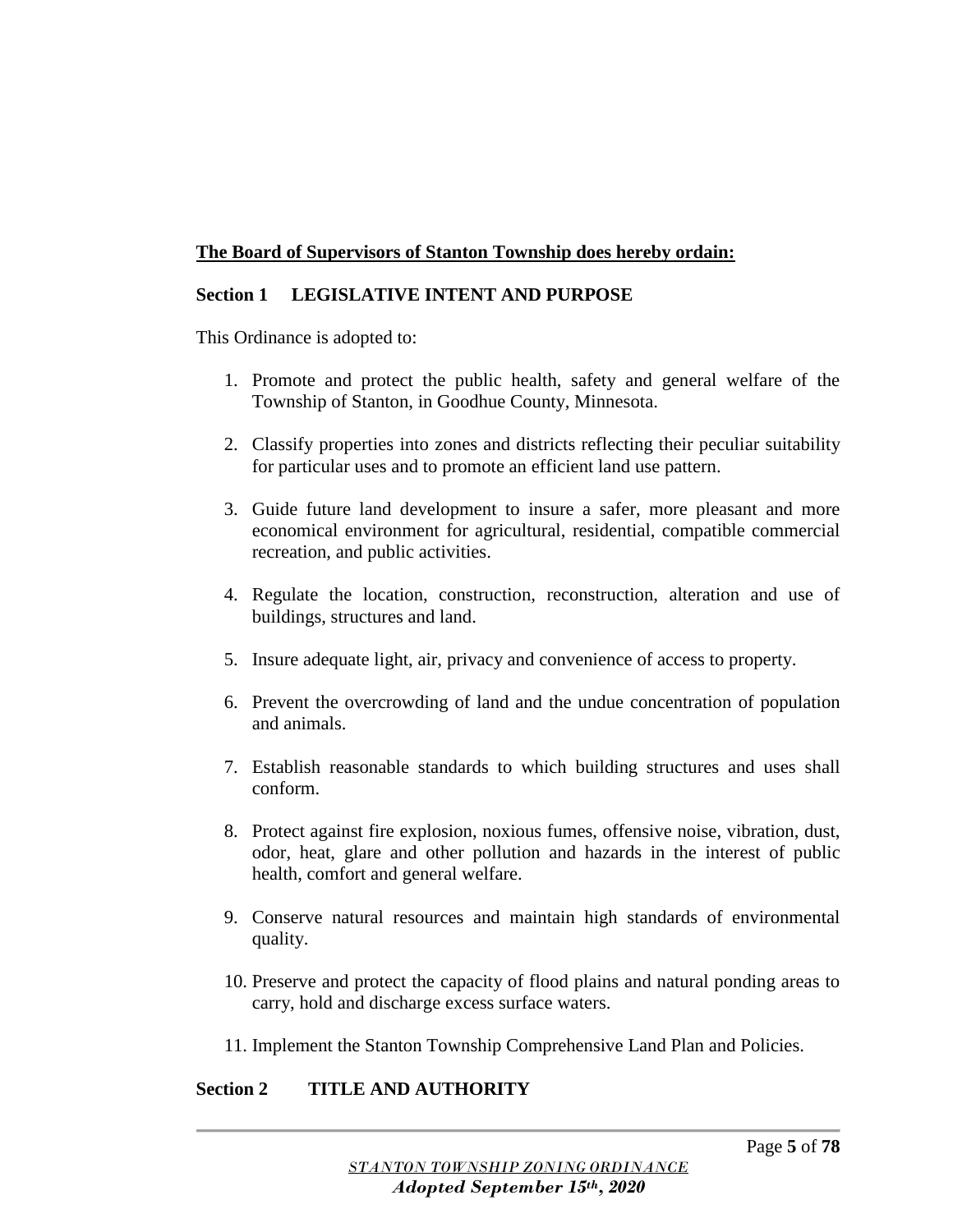**<u>The Board of Supervisors of Stanton Township does hereby ordain:</u>**

## Section 1 LEGISLATIVE INTENT AND PURPOSE

This Ordinance is adopted to:

1. Promote and protect the public health, safety and general welfare of the Township of Stanton, in Goodhue County, Minnesota.

2. Classify properties into zones and districts reflecting their peculiar suitability for particular uses and to promote an efficient land use pattern.

3. Guide future land development to insure a safer, more pleasant and more economical environment for agricultural, residential, compatible commercial recreation, and public activities.

4. Regulate the location, construction, reconstruction, alteration and use of buildings, structures and land.

5. Insure adequate light, air, privacy and convenience of access to property.

6. Prevent the overcrowding of land and the undue concentration of population and animals.

7. Establish reasonable standards to which building structures and uses shall conform.

8. Protect against fire explosion, noxious fumes, offensive noise, vibration, dust, odor, heat, glare and other pollution and hazards in the interest of public health, comfort and general welfare.

9. Conserve natural resources and maintain high standards of environmental quality.

10. Preserve and protect the capacity of flood plains and natural ponding areas to carry, hold and discharge excess surface waters.

11. Implement the Stanton Township Comprehensive Land Plan and Policies.

## Section 2 TITLE AND AUTHORITY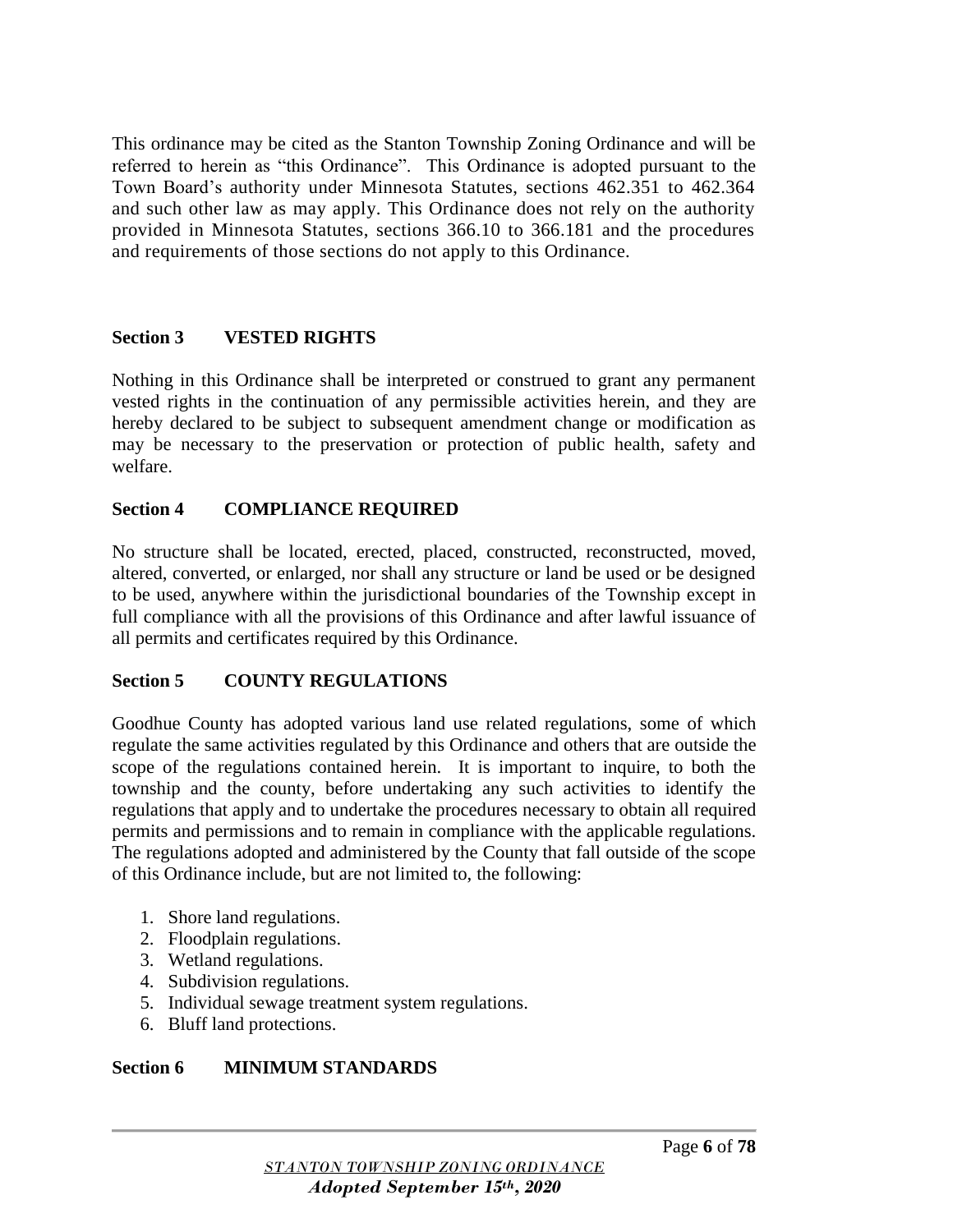This ordinance may be cited as the Stanton Township Zoning Ordinance and will be referred to herein as "this Ordinance". This Ordinance is adopted pursuant to the Town Board's authority under Minnesota Statutes, sections 462.351 to 462.364 and such other law as may apply. This Ordinance does not rely on the authority provided in Minnesota Statutes, sections 366.10 to 366.181 and the procedures and requirements of those sections do not apply to this Ordinance.

## Section 3 VESTED RIGHTS

Nothing in this Ordinance shall be interpreted or construed to grant any permanent vested rights in the continuation of any permissible activities herein, and they are hereby declared to be subject to subsequent amendment change or modification as may be necessary to the preservation or protection of public health, safety and welfare.

## Section 4 COMPLIANCE REQUIRED

No structure shall be located, erected, placed, constructed, reconstructed, moved, altered, converted, or enlarged, nor shall any structure or land be used or be designed to be used, anywhere within the jurisdictional boundaries of the Township except in full compliance with all the provisions of this Ordinance and after lawful issuance of all permits and certificates required by this Ordinance.

## Section 5 COUNTY REGULATIONS

Goodhue County has adopted various land use related regulations, some of which regulate the same activities regulated by this Ordinance and others that are outside the scope of the regulations contained herein. It is important to inquire, to both the township and the county, before undertaking any such activities to identify the regulations that apply and to undertake the procedures necessary to obtain all required permits and permissions and to remain in compliance with the applicable regulations. The regulations adopted and administered by the County that fall outside of the scope of this Ordinance include, but are not limited to, the following:

1. Shore land regulations.
2. Floodplain regulations.
3. Wetland regulations.
4. Subdivision regulations.
5. Individual sewage treatment system regulations.
6. Bluff land protections.

## Section 6 MINIMUM STANDARDS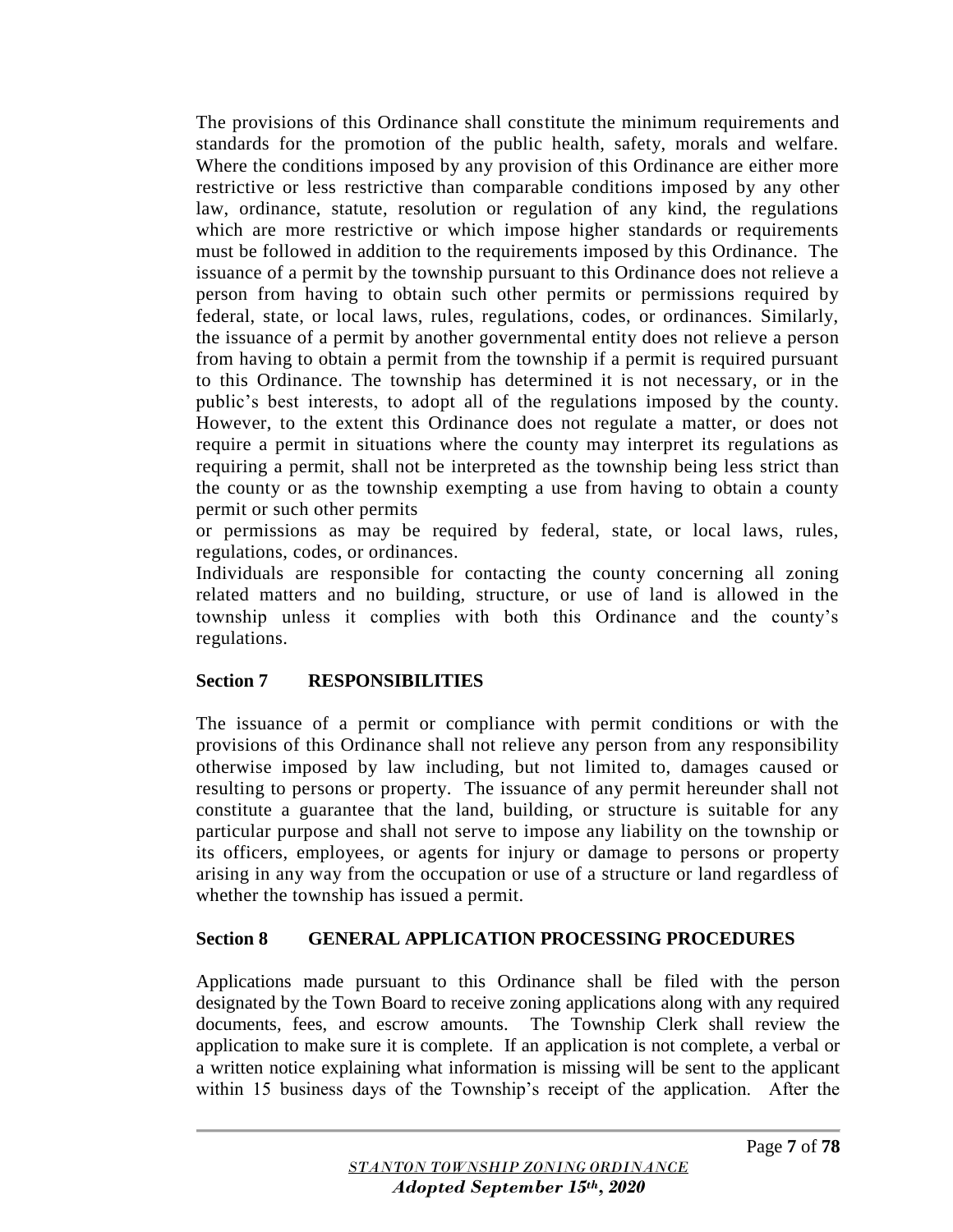The provisions of this Ordinance shall constitute the minimum requirements and standards for the promotion of the public health, safety, morals and welfare. Where the conditions imposed by any provision of this Ordinance are either more restrictive or less restrictive than comparable conditions imposed by any other law, ordinance, statute, resolution or regulation of any kind, the regulations which are more restrictive or which impose higher standards or requirements must be followed in addition to the requirements imposed by this Ordinance. The issuance of a permit by the township pursuant to this Ordinance does not relieve a person from having to obtain such other permits or permissions required by federal, state, or local laws, rules, regulations, codes, or ordinances. Similarly, the issuance of a permit by another governmental entity does not relieve a person from having to obtain a permit from the township if a permit is required pursuant to this Ordinance. The township has determined it is not necessary, or in the public's best interests, to adopt all of the regulations imposed by the county. However, to the extent this Ordinance does not regulate a matter, or does not require a permit in situations where the county may interpret its regulations as requiring a permit, shall not be interpreted as the township being less strict than the county or as the township exempting a use from having to obtain a county permit or such other permits or permissions as may be required by federal, state, or local laws, rules, regulations, codes, or ordinances.

Individuals are responsible for contacting the county concerning all zoning related matters and no building, structure, or use of land is allowed in the township unless it complies with both this Ordinance and the county's regulations.

## Section 7 RESPONSIBILITIES

The issuance of a permit or compliance with permit conditions or with the provisions of this Ordinance shall not relieve any person from any responsibility otherwise imposed by law including, but not limited to, damages caused or resulting to persons or property. The issuance of any permit hereunder shall not constitute a guarantee that the land, building, or structure is suitable for any particular purpose and shall not serve to impose any liability on the township or its officers, employees, or agents for injury or damage to persons or property arising in any way from the occupation or use of a structure or land regardless of whether the township has issued a permit.

## Section 8 GENERAL APPLICATION PROCESSING PROCEDURES

Applications made pursuant to this Ordinance shall be filed with the person designated by the Town Board to receive zoning applications along with any required documents, fees, and escrow amounts. The Township Clerk shall review the application to make sure it is complete. If an application is not complete, a verbal or a written notice explaining what information is missing will be sent to the applicant within 15 business days of the Township's receipt of the application. After the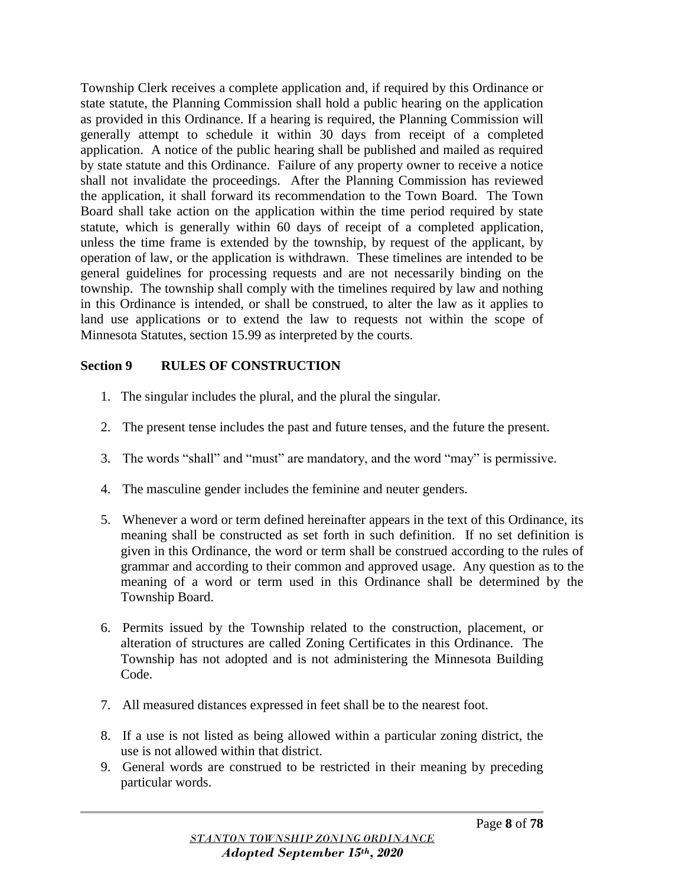Township Clerk receives a complete application and, if required by this Ordinance or state statute, the Planning Commission shall hold a public hearing on the application as provided in this Ordinance. If a hearing is required, the Planning Commission will generally attempt to schedule it within 30 days from receipt of a completed application. A notice of the public hearing shall be published and mailed as required by state statute and this Ordinance. Failure of any property owner to receive a notice shall not invalidate the proceedings. After the Planning Commission has reviewed the application, it shall forward its recommendation to the Town Board. The Town Board shall take action on the application within the time period required by state statute, which is generally within 60 days of receipt of a completed application, unless the time frame is extended by the township, by request of the applicant, by operation of law, or the application is withdrawn. These timelines are intended to be general guidelines for processing requests and are not necessarily binding on the township. The township shall comply with the timelines required by law and nothing in this Ordinance is intended, or shall be construed, to alter the law as it applies to land use applications or to extend the law to requests not within the scope of Minnesota Statutes, section 15.99 as interpreted by the courts.

## Section 9 RULES OF CONSTRUCTION

1. The singular includes the plural, and the plural the singular.
2. The present tense includes the past and future tenses, and the future the present.
3. The words "shall" and "must" are mandatory, and the word "may" is permissive.
4. The masculine gender includes the feminine and neuter genders.
5. Whenever a word or term defined hereinafter appears in the text of this Ordinance, its meaning shall be constructed as set forth in such definition. If no set definition is given in this Ordinance, the word or term shall be construed according to the rules of grammar and according to their common and approved usage. Any question as to the meaning of a word or term used in this Ordinance shall be determined by the Township Board.
6. Permits issued by the Township related to the construction, placement, or alteration of structures are called Zoning Certificates in this Ordinance. The Township has not adopted and is not administering the Minnesota Building Code.
7. All measured distances expressed in feet shall be to the nearest foot.
8. If a use is not listed as being allowed within a particular zoning district, the use is not allowed within that district.
9. General words are construed to be restricted in their meaning by preceding particular words.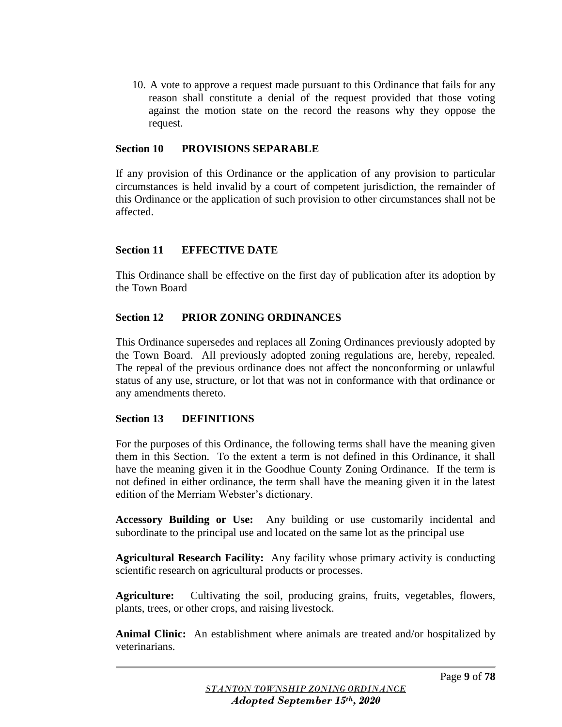10. A vote to approve a request made pursuant to this Ordinance that fails for any reason shall constitute a denial of the request provided that those voting against the motion state on the record the reasons why they oppose the request.

## Section 10 PROVISIONS SEPARABLE

If any provision of this Ordinance or the application of any provision to particular circumstances is held invalid by a court of competent jurisdiction, the remainder of this Ordinance or the application of such provision to other circumstances shall not be affected.

## Section 11 EFFECTIVE DATE

This Ordinance shall be effective on the first day of publication after its adoption by the Town Board

## Section 12 PRIOR ZONING ORDINANCES

This Ordinance supersedes and replaces all Zoning Ordinances previously adopted by the Town Board. All previously adopted zoning regulations are, hereby, repealed. The repeal of the previous ordinance does not affect the nonconforming or unlawful status of any use, structure, or lot that was not in conformance with that ordinance or any amendments thereto.

## Section 13 DEFINITIONS

For the purposes of this Ordinance, the following terms shall have the meaning given them in this Section. To the extent a term is not defined in this Ordinance, it shall have the meaning given it in the Goodhue County Zoning Ordinance. If the term is not defined in either ordinance, the term shall have the meaning given it in the latest edition of the Merriam Webster's dictionary.

**Accessory Building or Use:** Any building or use customarily incidental and subordinate to the principal use and located on the same lot as the principal use

**Agricultural Research Facility:** Any facility whose primary activity is conducting scientific research on agricultural products or processes.

**Agriculture:** Cultivating the soil, producing grains, fruits, vegetables, flowers, plants, trees, or other crops, and raising livestock.

**Animal Clinic:** An establishment where animals are treated and/or hospitalized by veterinarians.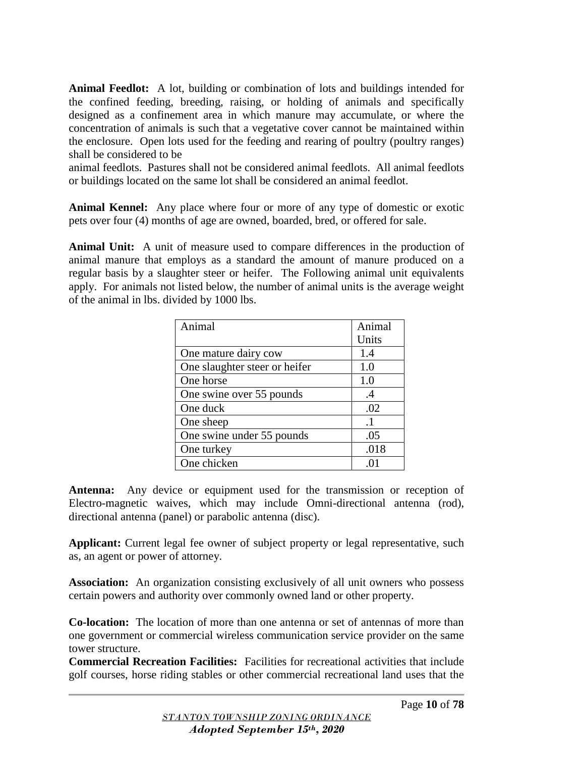**Animal Feedlot:** A lot, building or combination of lots and buildings intended for the confined feeding, breeding, raising, or holding of animals and specifically designed as a confinement area in which manure may accumulate, or where the concentration of animals is such that a vegetative cover cannot be maintained within the enclosure. Open lots used for the feeding and rearing of poultry (poultry ranges) shall be considered to be

animal feedlots. Pastures shall not be considered animal feedlots. All animal feedlots or buildings located on the same lot shall be considered an animal feedlot.

**Animal Kennel:** Any place where four or more of any type of domestic or exotic pets over four (4) months of age are owned, boarded, bred, or offered for sale.

**Animal Unit:** A unit of measure used to compare differences in the production of animal manure that employs as a standard the amount of manure produced on a regular basis by a slaughter steer or heifer. The Following animal unit equivalents apply. For animals not listed below, the number of animal units is the average weight of the animal in lbs. divided by 1000 lbs.

| Animal | Animal Units |
|---|---|
| One mature dairy cow | 1.4 |
| One slaughter steer or heifer | 1.0 |
| One horse | 1.0 |
| One swine over 55 pounds | .4 |
| One duck | .02 |
| One sheep | .1 |
| One swine under 55 pounds | .05 |
| One turkey | .018 |
| One chicken | .01 |

**Antenna:** Any device or equipment used for the transmission or reception of Electro-magnetic waives, which may include Omni-directional antenna (rod), directional antenna (panel) or parabolic antenna (disc).

**Applicant:** Current legal fee owner of subject property or legal representative, such as, an agent or power of attorney.

**Association:** An organization consisting exclusively of all unit owners who possess certain powers and authority over commonly owned land or other property.

**Co-location:** The location of more than one antenna or set of antennas of more than one government or commercial wireless communication service provider on the same tower structure.

**Commercial Recreation Facilities:** Facilities for recreational activities that include golf courses, horse riding stables or other commercial recreational land uses that the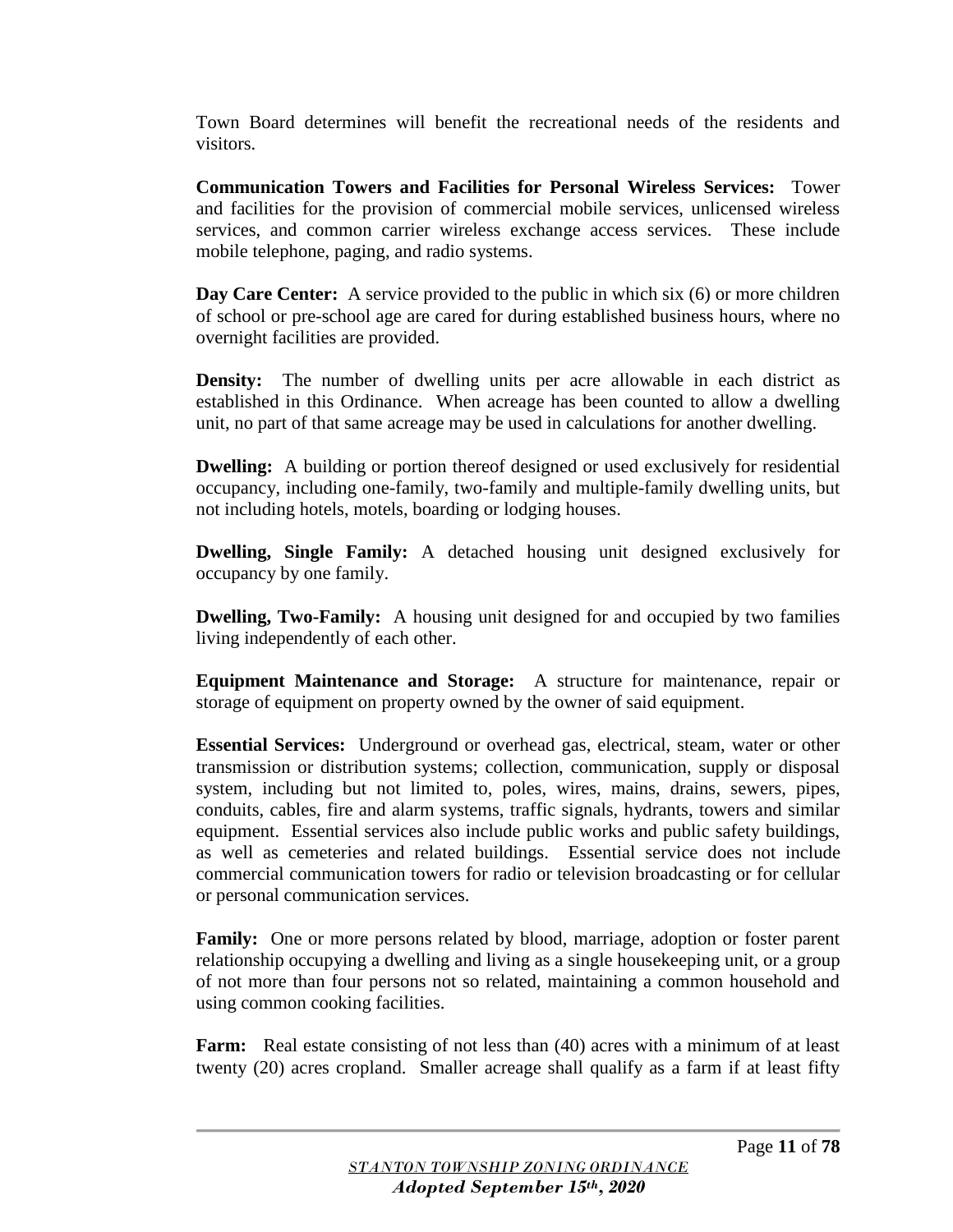Town Board determines will benefit the recreational needs of the residents and visitors.

**Communication Towers and Facilities for Personal Wireless Services:** Tower and facilities for the provision of commercial mobile services, unlicensed wireless services, and common carrier wireless exchange access services. These include mobile telephone, paging, and radio systems.

**Day Care Center:** A service provided to the public in which six (6) or more children of school or pre-school age are cared for during established business hours, where no overnight facilities are provided.

**Density:** The number of dwelling units per acre allowable in each district as established in this Ordinance. When acreage has been counted to allow a dwelling unit, no part of that same acreage may be used in calculations for another dwelling.

**Dwelling:** A building or portion thereof designed or used exclusively for residential occupancy, including one-family, two-family and multiple-family dwelling units, but not including hotels, motels, boarding or lodging houses.

**Dwelling, Single Family:** A detached housing unit designed exclusively for occupancy by one family.

**Dwelling, Two-Family:** A housing unit designed for and occupied by two families living independently of each other.

**Equipment Maintenance and Storage:** A structure for maintenance, repair or storage of equipment on property owned by the owner of said equipment.

**Essential Services:** Underground or overhead gas, electrical, steam, water or other transmission or distribution systems; collection, communication, supply or disposal system, including but not limited to, poles, wires, mains, drains, sewers, pipes, conduits, cables, fire and alarm systems, traffic signals, hydrants, towers and similar equipment. Essential services also include public works and public safety buildings, as well as cemeteries and related buildings. Essential service does not include commercial communication towers for radio or television broadcasting or for cellular or personal communication services.

**Family:** One or more persons related by blood, marriage, adoption or foster parent relationship occupying a dwelling and living as a single housekeeping unit, or a group of not more than four persons not so related, maintaining a common household and using common cooking facilities.

**Farm:** Real estate consisting of not less than (40) acres with a minimum of at least twenty (20) acres cropland. Smaller acreage shall qualify as a farm if at least fifty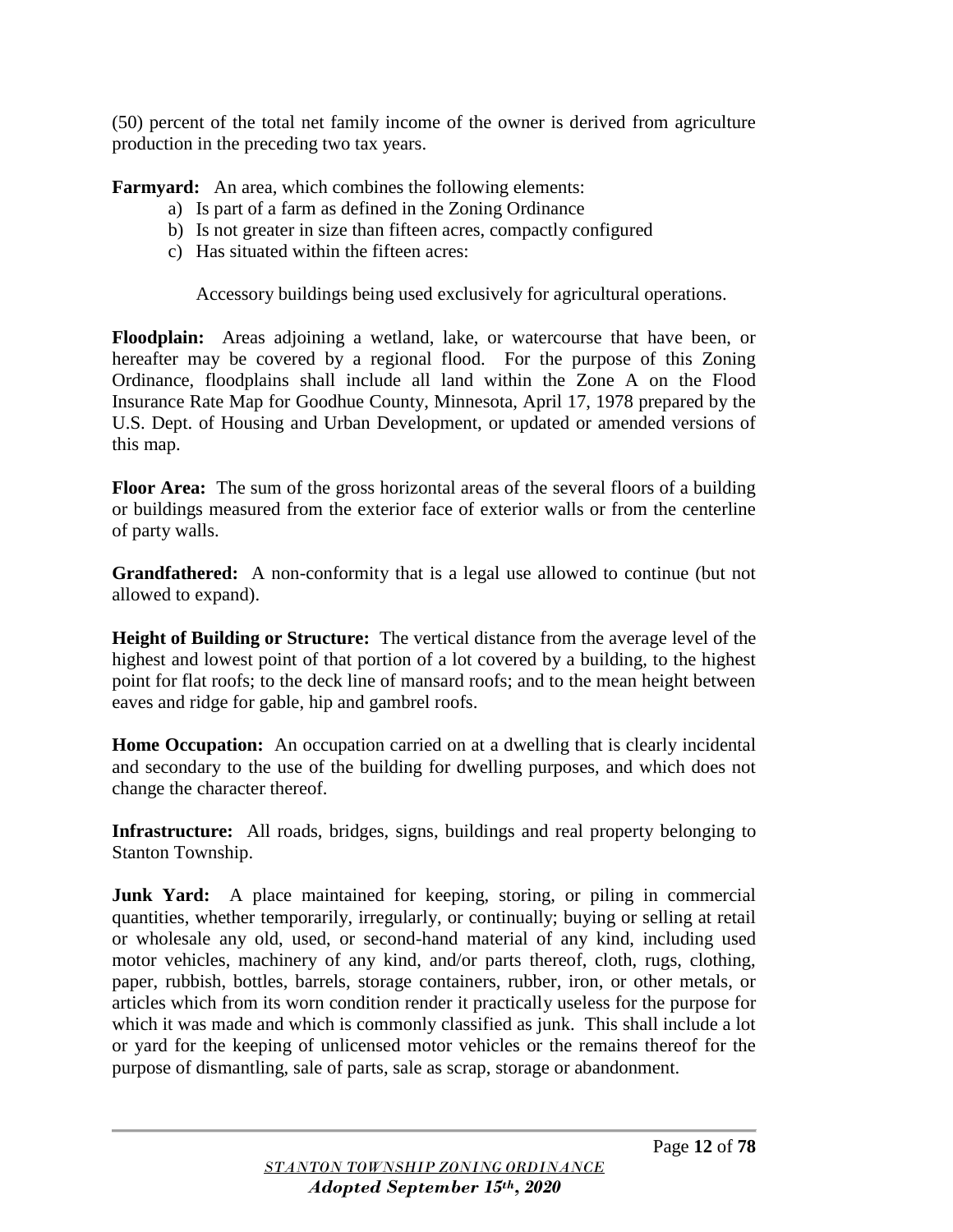(50) percent of the total net family income of the owner is derived from agriculture production in the preceding two tax years.

**Farmyard:** An area, which combines the following elements:

a) Is part of a farm as defined in the Zoning Ordinance
b) Is not greater in size than fifteen acres, compactly configured
c) Has situated within the fifteen acres:

   Accessory buildings being used exclusively for agricultural operations.

**Floodplain:** Areas adjoining a wetland, lake, or watercourse that have been, or hereafter may be covered by a regional flood. For the purpose of this Zoning Ordinance, floodplains shall include all land within the Zone A on the Flood Insurance Rate Map for Goodhue County, Minnesota, April 17, 1978 prepared by the U.S. Dept. of Housing and Urban Development, or updated or amended versions of this map.

**Floor Area:** The sum of the gross horizontal areas of the several floors of a building or buildings measured from the exterior face of exterior walls or from the centerline of party walls.

**Grandfathered:** A non-conformity that is a legal use allowed to continue (but not allowed to expand).

**Height of Building or Structure:** The vertical distance from the average level of the highest and lowest point of that portion of a lot covered by a building, to the highest point for flat roofs; to the deck line of mansard roofs; and to the mean height between eaves and ridge for gable, hip and gambrel roofs.

**Home Occupation:** An occupation carried on at a dwelling that is clearly incidental and secondary to the use of the building for dwelling purposes, and which does not change the character thereof.

**Infrastructure:** All roads, bridges, signs, buildings and real property belonging to Stanton Township.

**Junk Yard:** A place maintained for keeping, storing, or piling in commercial quantities, whether temporarily, irregularly, or continually; buying or selling at retail or wholesale any old, used, or second-hand material of any kind, including used motor vehicles, machinery of any kind, and/or parts thereof, cloth, rugs, clothing, paper, rubbish, bottles, barrels, storage containers, rubber, iron, or other metals, or articles which from its worn condition render it practically useless for the purpose for which it was made and which is commonly classified as junk. This shall include a lot or yard for the keeping of unlicensed motor vehicles or the remains thereof for the purpose of dismantling, sale of parts, sale as scrap, storage or abandonment.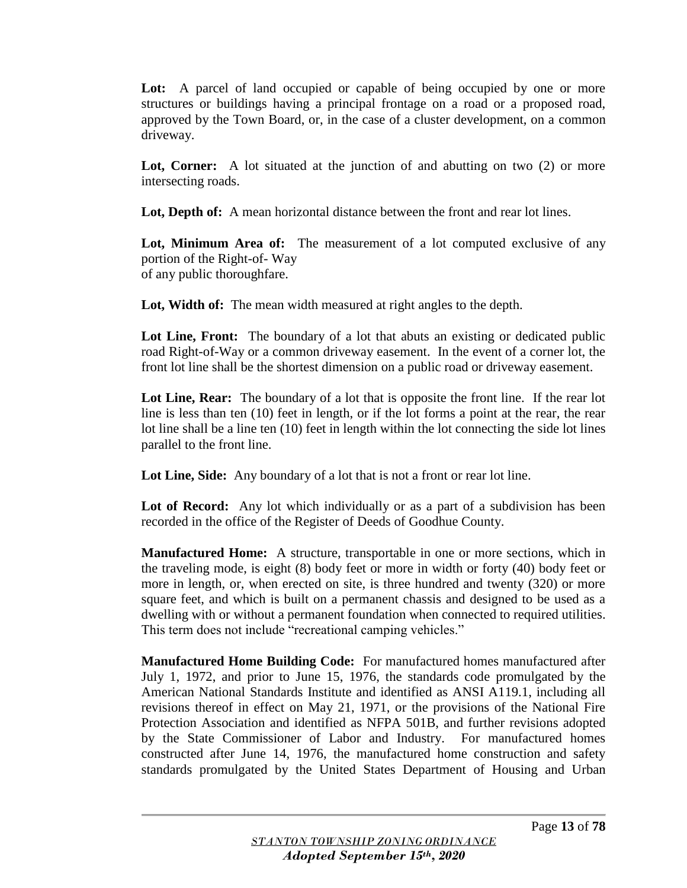**Lot:** A parcel of land occupied or capable of being occupied by one or more structures or buildings having a principal frontage on a road or a proposed road, approved by the Town Board, or, in the case of a cluster development, on a common driveway.

**Lot, Corner:** A lot situated at the junction of and abutting on two (2) or more intersecting roads.

**Lot, Depth of:** A mean horizontal distance between the front and rear lot lines.

**Lot, Minimum Area of:** The measurement of a lot computed exclusive of any portion of the Right-of- Way
of any public thoroughfare.

**Lot, Width of:** The mean width measured at right angles to the depth.

**Lot Line, Front:** The boundary of a lot that abuts an existing or dedicated public road Right-of-Way or a common driveway easement. In the event of a corner lot, the front lot line shall be the shortest dimension on a public road or driveway easement.

**Lot Line, Rear:** The boundary of a lot that is opposite the front line. If the rear lot line is less than ten (10) feet in length, or if the lot forms a point at the rear, the rear lot line shall be a line ten (10) feet in length within the lot connecting the side lot lines parallel to the front line.

**Lot Line, Side:** Any boundary of a lot that is not a front or rear lot line.

**Lot of Record:** Any lot which individually or as a part of a subdivision has been recorded in the office of the Register of Deeds of Goodhue County.

**Manufactured Home:** A structure, transportable in one or more sections, which in the traveling mode, is eight (8) body feet or more in width or forty (40) body feet or more in length, or, when erected on site, is three hundred and twenty (320) or more square feet, and which is built on a permanent chassis and designed to be used as a dwelling with or without a permanent foundation when connected to required utilities. This term does not include "recreational camping vehicles."

**Manufactured Home Building Code:** For manufactured homes manufactured after July 1, 1972, and prior to June 15, 1976, the standards code promulgated by the American National Standards Institute and identified as ANSI A119.1, including all revisions thereof in effect on May 21, 1971, or the provisions of the National Fire Protection Association and identified as NFPA 501B, and further revisions adopted by the State Commissioner of Labor and Industry. For manufactured homes constructed after June 14, 1976, the manufactured home construction and safety standards promulgated by the United States Department of Housing and Urban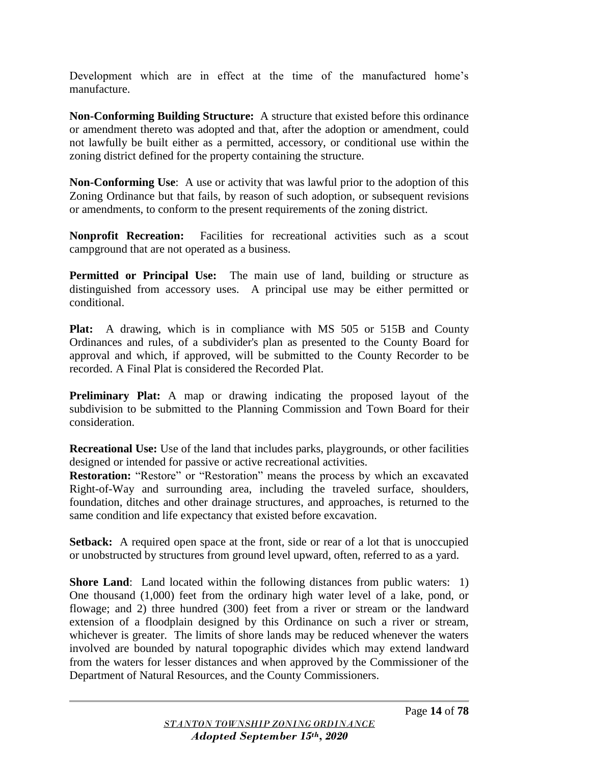Development which are in effect at the time of the manufactured home's manufacture.

**Non-Conforming Building Structure:** A structure that existed before this ordinance or amendment thereto was adopted and that, after the adoption or amendment, could not lawfully be built either as a permitted, accessory, or conditional use within the zoning district defined for the property containing the structure.

**Non-Conforming Use**: A use or activity that was lawful prior to the adoption of this Zoning Ordinance but that fails, by reason of such adoption, or subsequent revisions or amendments, to conform to the present requirements of the zoning district.

**Nonprofit Recreation:** Facilities for recreational activities such as a scout campground that are not operated as a business.

**Permitted or Principal Use:** The main use of land, building or structure as distinguished from accessory uses. A principal use may be either permitted or conditional.

**Plat:** A drawing, which is in compliance with MS 505 or 515B and County Ordinances and rules, of a subdivider's plan as presented to the County Board for approval and which, if approved, will be submitted to the County Recorder to be recorded. A Final Plat is considered the Recorded Plat.

**Preliminary Plat:** A map or drawing indicating the proposed layout of the subdivision to be submitted to the Planning Commission and Town Board for their consideration.

**Recreational Use:** Use of the land that includes parks, playgrounds, or other facilities designed or intended for passive or active recreational activities.

**Restoration:** "Restore" or "Restoration" means the process by which an excavated Right-of-Way and surrounding area, including the traveled surface, shoulders, foundation, ditches and other drainage structures, and approaches, is returned to the same condition and life expectancy that existed before excavation.

**Setback:** A required open space at the front, side or rear of a lot that is unoccupied or unobstructed by structures from ground level upward, often, referred to as a yard.

**Shore Land**: Land located within the following distances from public waters: 1) One thousand (1,000) feet from the ordinary high water level of a lake, pond, or flowage; and 2) three hundred (300) feet from a river or stream or the landward extension of a floodplain designed by this Ordinance on such a river or stream, whichever is greater. The limits of shore lands may be reduced whenever the waters involved are bounded by natural topographic divides which may extend landward from the waters for lesser distances and when approved by the Commissioner of the Department of Natural Resources, and the County Commissioners.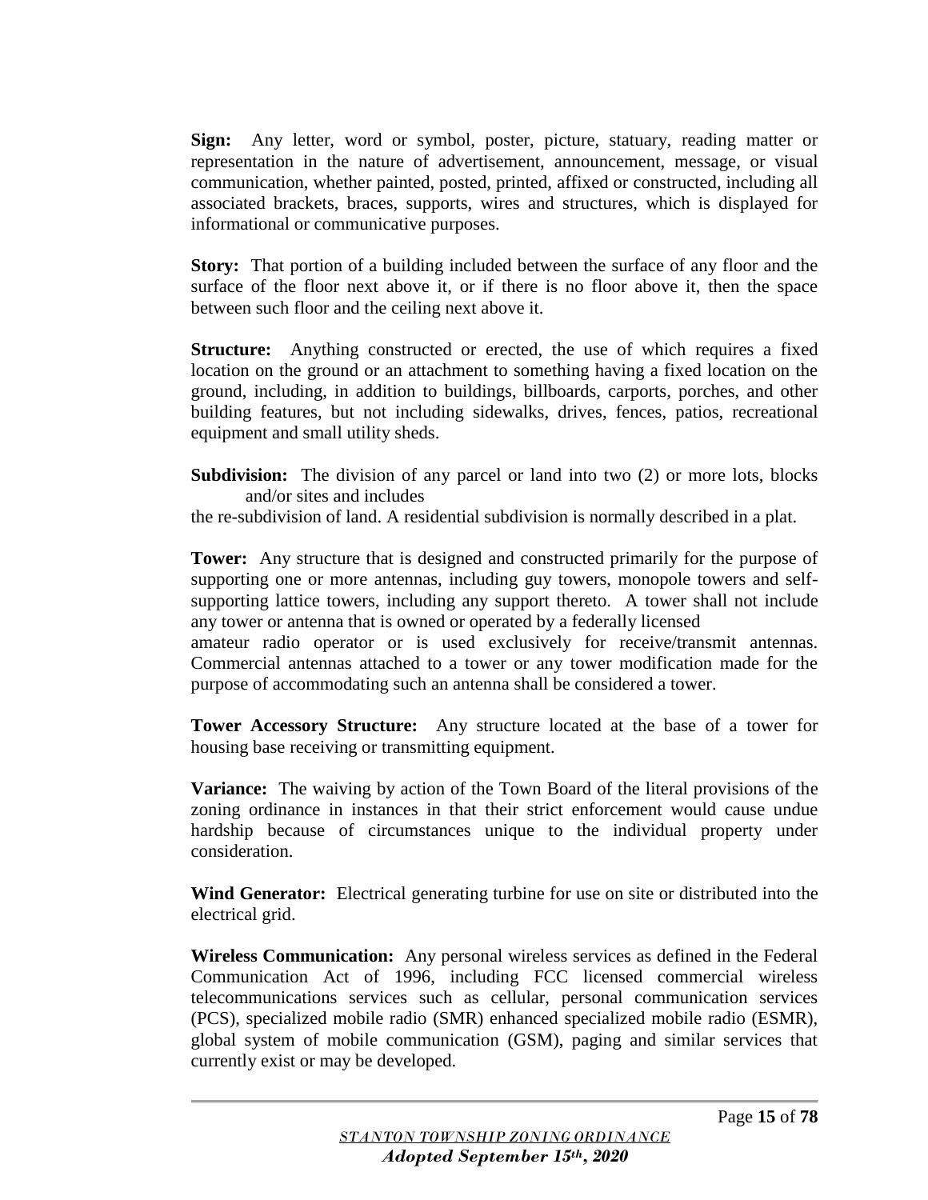**Sign:** Any letter, word or symbol, poster, picture, statuary, reading matter or representation in the nature of advertisement, announcement, message, or visual communication, whether painted, posted, printed, affixed or constructed, including all associated brackets, braces, supports, wires and structures, which is displayed for informational or communicative purposes.

**Story:** That portion of a building included between the surface of any floor and the surface of the floor next above it, or if there is no floor above it, then the space between such floor and the ceiling next above it.

**Structure:** Anything constructed or erected, the use of which requires a fixed location on the ground or an attachment to something having a fixed location on the ground, including, in addition to buildings, billboards, carports, porches, and other building features, but not including sidewalks, drives, fences, patios, recreational equipment and small utility sheds.

**Subdivision:** The division of any parcel or land into two (2) or more lots, blocks and/or sites and includes the re-subdivision of land. A residential subdivision is normally described in a plat.

**Tower:** Any structure that is designed and constructed primarily for the purpose of supporting one or more antennas, including guy towers, monopole towers and self-supporting lattice towers, including any support thereto. A tower shall not include any tower or antenna that is owned or operated by a federally licensed amateur radio operator or is used exclusively for receive/transmit antennas. Commercial antennas attached to a tower or any tower modification made for the purpose of accommodating such an antenna shall be considered a tower.

**Tower Accessory Structure:** Any structure located at the base of a tower for housing base receiving or transmitting equipment.

**Variance:** The waiving by action of the Town Board of the literal provisions of the zoning ordinance in instances in that their strict enforcement would cause undue hardship because of circumstances unique to the individual property under consideration.

**Wind Generator:** Electrical generating turbine for use on site or distributed into the electrical grid.

**Wireless Communication:** Any personal wireless services as defined in the Federal Communication Act of 1996, including FCC licensed commercial wireless telecommunications services such as cellular, personal communication services (PCS), specialized mobile radio (SMR) enhanced specialized mobile radio (ESMR), global system of mobile communication (GSM), paging and similar services that currently exist or may be developed.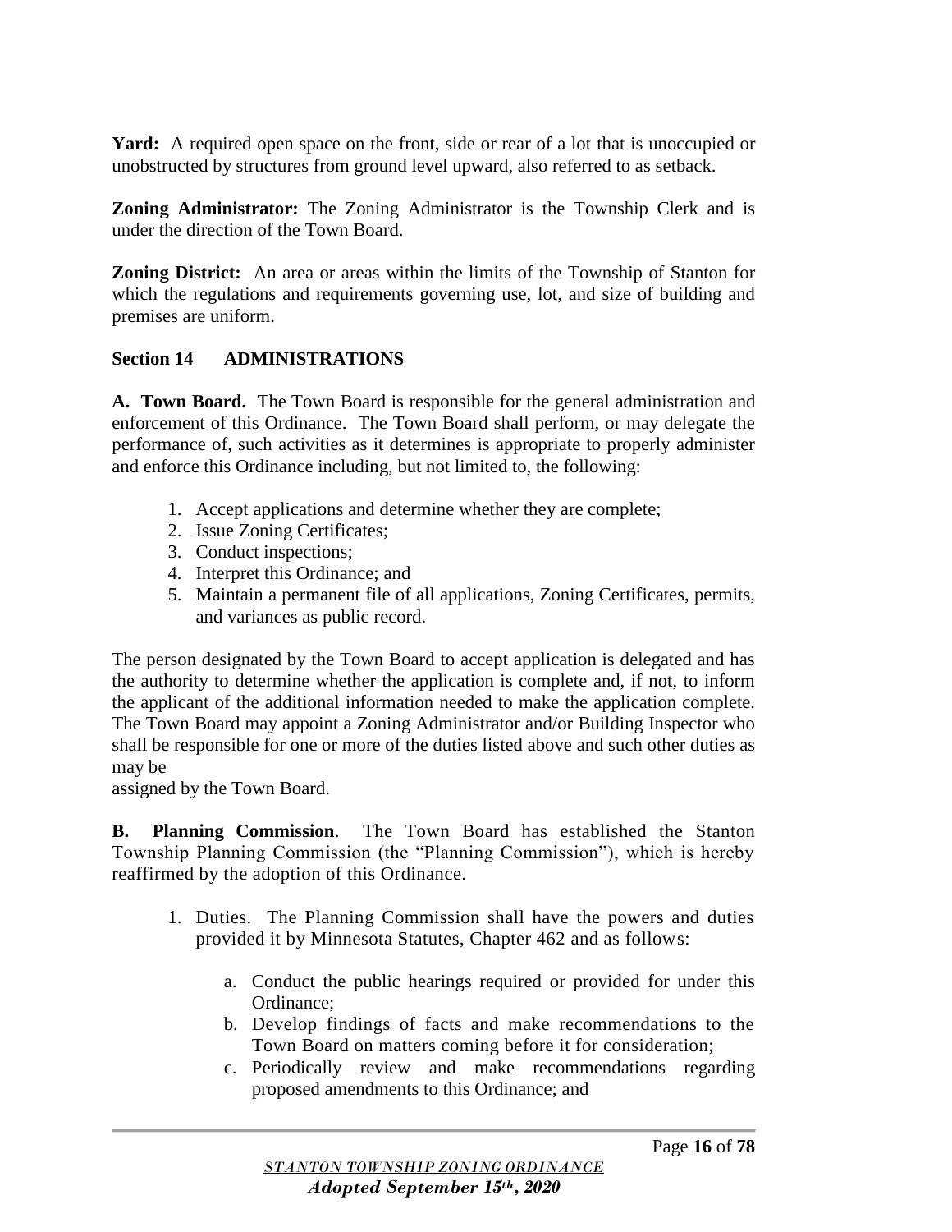**Yard:** A required open space on the front, side or rear of a lot that is unoccupied or unobstructed by structures from ground level upward, also referred to as setback.

**Zoning Administrator:** The Zoning Administrator is the Township Clerk and is under the direction of the Town Board.

**Zoning District:** An area or areas within the limits of the Township of Stanton for which the regulations and requirements governing use, lot, and size of building and premises are uniform.

## Section 14 ADMINISTRATIONS

**A. Town Board.** The Town Board is responsible for the general administration and enforcement of this Ordinance. The Town Board shall perform, or may delegate the performance of, such activities as it determines is appropriate to properly administer and enforce this Ordinance including, but not limited to, the following:

1. Accept applications and determine whether they are complete;
2. Issue Zoning Certificates;
3. Conduct inspections;
4. Interpret this Ordinance; and
5. Maintain a permanent file of all applications, Zoning Certificates, permits, and variances as public record.

The person designated by the Town Board to accept application is delegated and has the authority to determine whether the application is complete and, if not, to inform the applicant of the additional information needed to make the application complete. The Town Board may appoint a Zoning Administrator and/or Building Inspector who shall be responsible for one or more of the duties listed above and such other duties as may be
assigned by the Town Board.

**B. Planning Commission**. The Town Board has established the Stanton Township Planning Commission (the "Planning Commission"), which is hereby reaffirmed by the adoption of this Ordinance.

1. Duties. The Planning Commission shall have the powers and duties provided it by Minnesota Statutes, Chapter 462 and as follows:

    a. Conduct the public hearings required or provided for under this Ordinance;
    b. Develop findings of facts and make recommendations to the Town Board on matters coming before it for consideration;
    c. Periodically review and make recommendations regarding proposed amendments to this Ordinance; and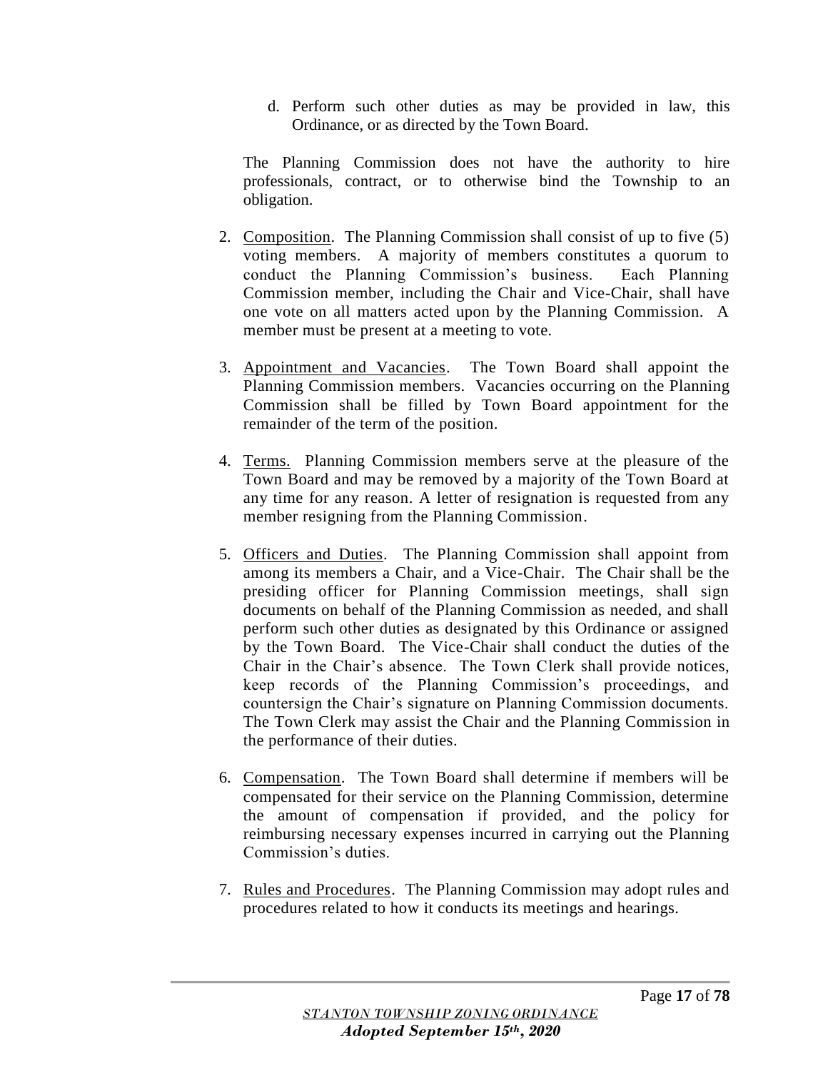d. Perform such other duties as may be provided in law, this Ordinance, or as directed by the Town Board.

The Planning Commission does not have the authority to hire professionals, contract, or to otherwise bind the Township to an obligation.

2. Composition. The Planning Commission shall consist of up to five (5) voting members. A majority of members constitutes a quorum to conduct the Planning Commission's business. Each Planning Commission member, including the Chair and Vice-Chair, shall have one vote on all matters acted upon by the Planning Commission. A member must be present at a meeting to vote.

3. Appointment and Vacancies. The Town Board shall appoint the Planning Commission members. Vacancies occurring on the Planning Commission shall be filled by Town Board appointment for the remainder of the term of the position.

4. Terms. Planning Commission members serve at the pleasure of the Town Board and may be removed by a majority of the Town Board at any time for any reason. A letter of resignation is requested from any member resigning from the Planning Commission.

5. Officers and Duties. The Planning Commission shall appoint from among its members a Chair, and a Vice-Chair. The Chair shall be the presiding officer for Planning Commission meetings, shall sign documents on behalf of the Planning Commission as needed, and shall perform such other duties as designated by this Ordinance or assigned by the Town Board. The Vice-Chair shall conduct the duties of the Chair in the Chair's absence. The Town Clerk shall provide notices, keep records of the Planning Commission's proceedings, and countersign the Chair's signature on Planning Commission documents. The Town Clerk may assist the Chair and the Planning Commission in the performance of their duties.

6. Compensation. The Town Board shall determine if members will be compensated for their service on the Planning Commission, determine the amount of compensation if provided, and the policy for reimbursing necessary expenses incurred in carrying out the Planning Commission's duties.

7. Rules and Procedures. The Planning Commission may adopt rules and procedures related to how it conducts its meetings and hearings.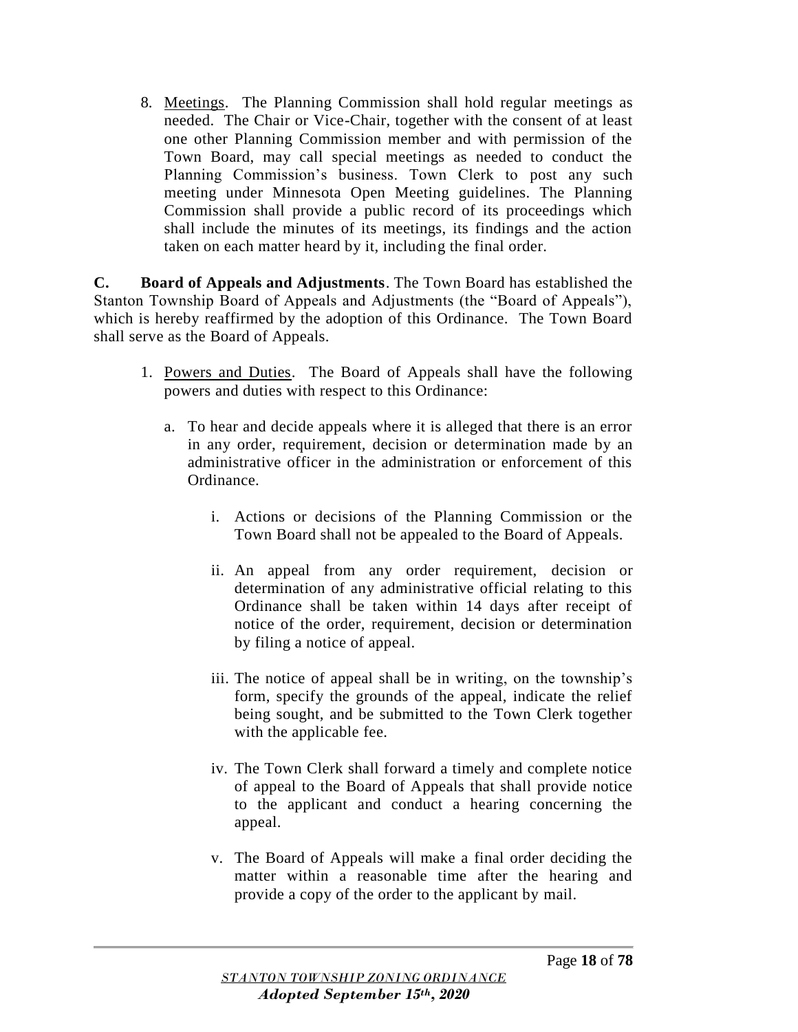8. <u>Meetings</u>. The Planning Commission shall hold regular meetings as needed. The Chair or Vice-Chair, together with the consent of at least one other Planning Commission member and with permission of the Town Board, may call special meetings as needed to conduct the Planning Commission's business. Town Clerk to post any such meeting under Minnesota Open Meeting guidelines. The Planning Commission shall provide a public record of its proceedings which shall include the minutes of its meetings, its findings and the action taken on each matter heard by it, including the final order.

**C. Board of Appeals and Adjustments**. The Town Board has established the Stanton Township Board of Appeals and Adjustments (the "Board of Appeals"), which is hereby reaffirmed by the adoption of this Ordinance. The Town Board shall serve as the Board of Appeals.

1. <u>Powers and Duties</u>. The Board of Appeals shall have the following powers and duties with respect to this Ordinance:

   a. To hear and decide appeals where it is alleged that there is an error in any order, requirement, decision or determination made by an administrative officer in the administration or enforcement of this Ordinance.

      i. Actions or decisions of the Planning Commission or the Town Board shall not be appealed to the Board of Appeals.

      ii. An appeal from any order requirement, decision or determination of any administrative official relating to this Ordinance shall be taken within 14 days after receipt of notice of the order, requirement, decision or determination by filing a notice of appeal.

      iii. The notice of appeal shall be in writing, on the township's form, specify the grounds of the appeal, indicate the relief being sought, and be submitted to the Town Clerk together with the applicable fee.

      iv. The Town Clerk shall forward a timely and complete notice of appeal to the Board of Appeals that shall provide notice to the applicant and conduct a hearing concerning the appeal.

      v. The Board of Appeals will make a final order deciding the matter within a reasonable time after the hearing and provide a copy of the order to the applicant by mail.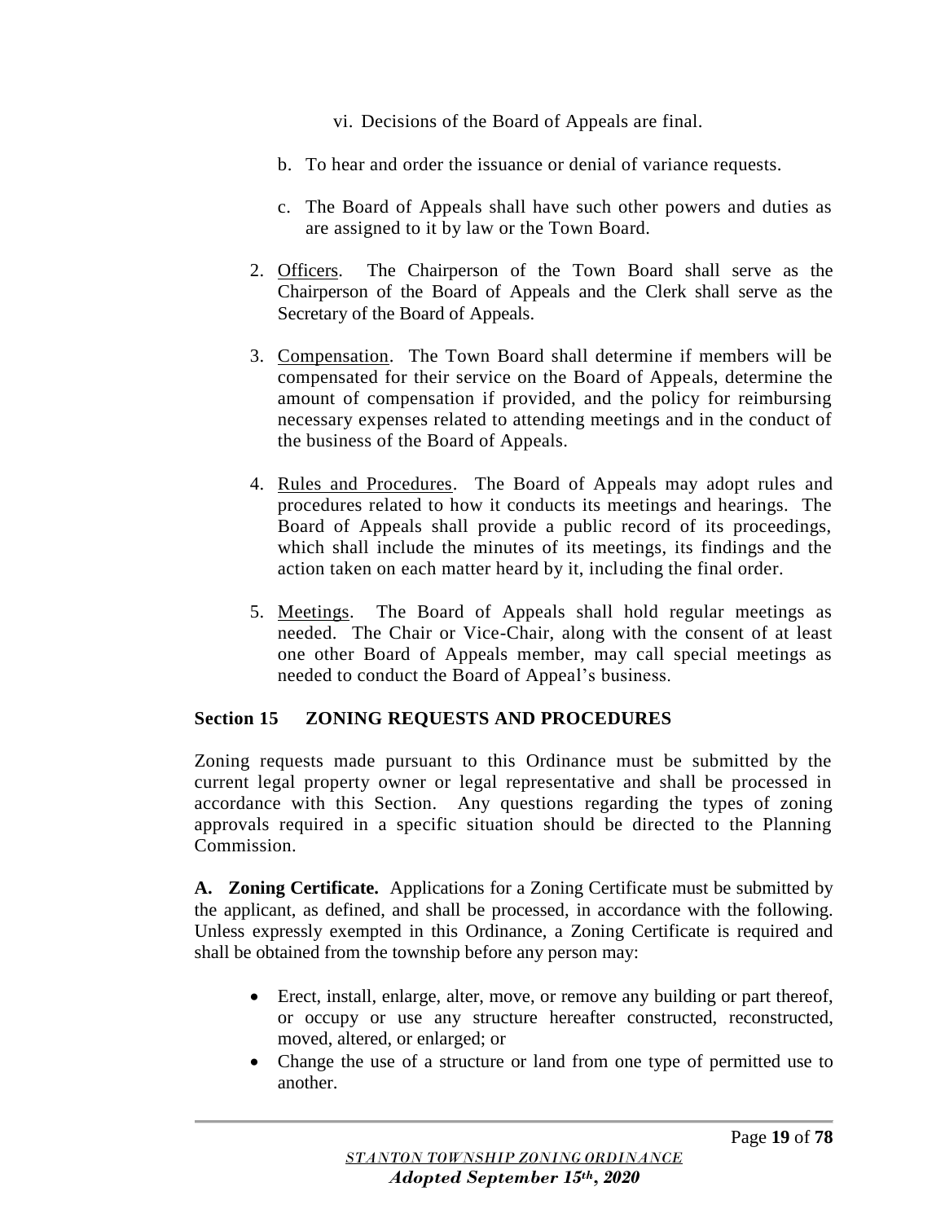vi. Decisions of the Board of Appeals are final.

b. To hear and order the issuance or denial of variance requests.

c. The Board of Appeals shall have such other powers and duties as are assigned to it by law or the Town Board.

2. Officers. The Chairperson of the Town Board shall serve as the Chairperson of the Board of Appeals and the Clerk shall serve as the Secretary of the Board of Appeals.

3. Compensation. The Town Board shall determine if members will be compensated for their service on the Board of Appeals, determine the amount of compensation if provided, and the policy for reimbursing necessary expenses related to attending meetings and in the conduct of the business of the Board of Appeals.

4. Rules and Procedures. The Board of Appeals may adopt rules and procedures related to how it conducts its meetings and hearings. The Board of Appeals shall provide a public record of its proceedings, which shall include the minutes of its meetings, its findings and the action taken on each matter heard by it, including the final order.

5. Meetings. The Board of Appeals shall hold regular meetings as needed. The Chair or Vice-Chair, along with the consent of at least one other Board of Appeals member, may call special meetings as needed to conduct the Board of Appeal's business.

## Section 15 ZONING REQUESTS AND PROCEDURES

Zoning requests made pursuant to this Ordinance must be submitted by the current legal property owner or legal representative and shall be processed in accordance with this Section. Any questions regarding the types of zoning approvals required in a specific situation should be directed to the Planning Commission.

**A. Zoning Certificate.** Applications for a Zoning Certificate must be submitted by the applicant, as defined, and shall be processed, in accordance with the following. Unless expressly exempted in this Ordinance, a Zoning Certificate is required and shall be obtained from the township before any person may:

- Erect, install, enlarge, alter, move, or remove any building or part thereof, or occupy or use any structure hereafter constructed, reconstructed, moved, altered, or enlarged; or
- Change the use of a structure or land from one type of permitted use to another.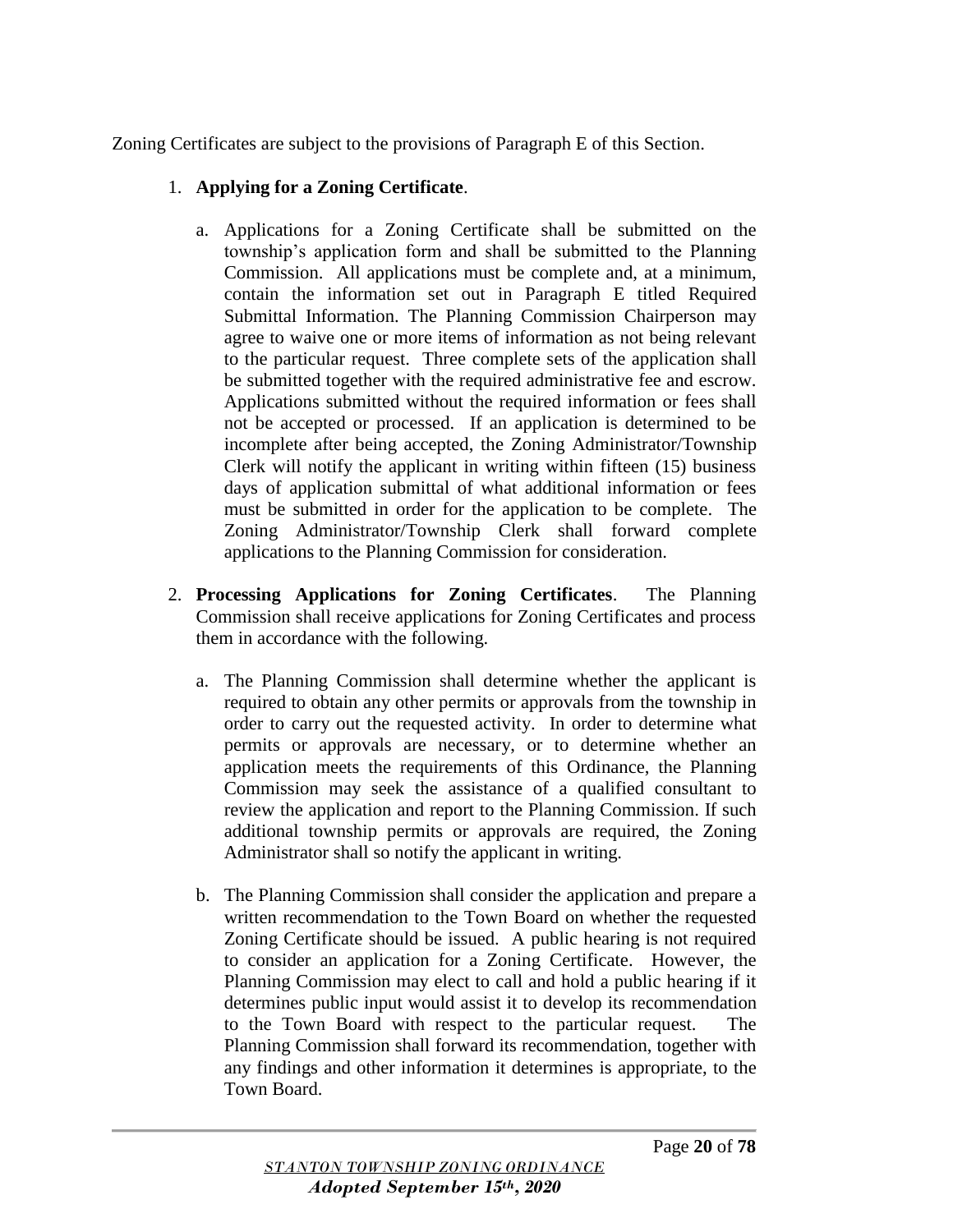Zoning Certificates are subject to the provisions of Paragraph E of this Section.

1. **Applying for a Zoning Certificate**.

    a. Applications for a Zoning Certificate shall be submitted on the township's application form and shall be submitted to the Planning Commission. All applications must be complete and, at a minimum, contain the information set out in Paragraph E titled Required Submittal Information. The Planning Commission Chairperson may agree to waive one or more items of information as not being relevant to the particular request. Three complete sets of the application shall be submitted together with the required administrative fee and escrow. Applications submitted without the required information or fees shall not be accepted or processed. If an application is determined to be incomplete after being accepted, the Zoning Administrator/Township Clerk will notify the applicant in writing within fifteen (15) business days of application submittal of what additional information or fees must be submitted in order for the application to be complete. The Zoning Administrator/Township Clerk shall forward complete applications to the Planning Commission for consideration.

2. **Processing Applications for Zoning Certificates**. The Planning Commission shall receive applications for Zoning Certificates and process them in accordance with the following.

    a. The Planning Commission shall determine whether the applicant is required to obtain any other permits or approvals from the township in order to carry out the requested activity. In order to determine what permits or approvals are necessary, or to determine whether an application meets the requirements of this Ordinance, the Planning Commission may seek the assistance of a qualified consultant to review the application and report to the Planning Commission. If such additional township permits or approvals are required, the Zoning Administrator shall so notify the applicant in writing.

    b. The Planning Commission shall consider the application and prepare a written recommendation to the Town Board on whether the requested Zoning Certificate should be issued. A public hearing is not required to consider an application for a Zoning Certificate. However, the Planning Commission may elect to call and hold a public hearing if it determines public input would assist it to develop its recommendation to the Town Board with respect to the particular request. The Planning Commission shall forward its recommendation, together with any findings and other information it determines is appropriate, to the Town Board.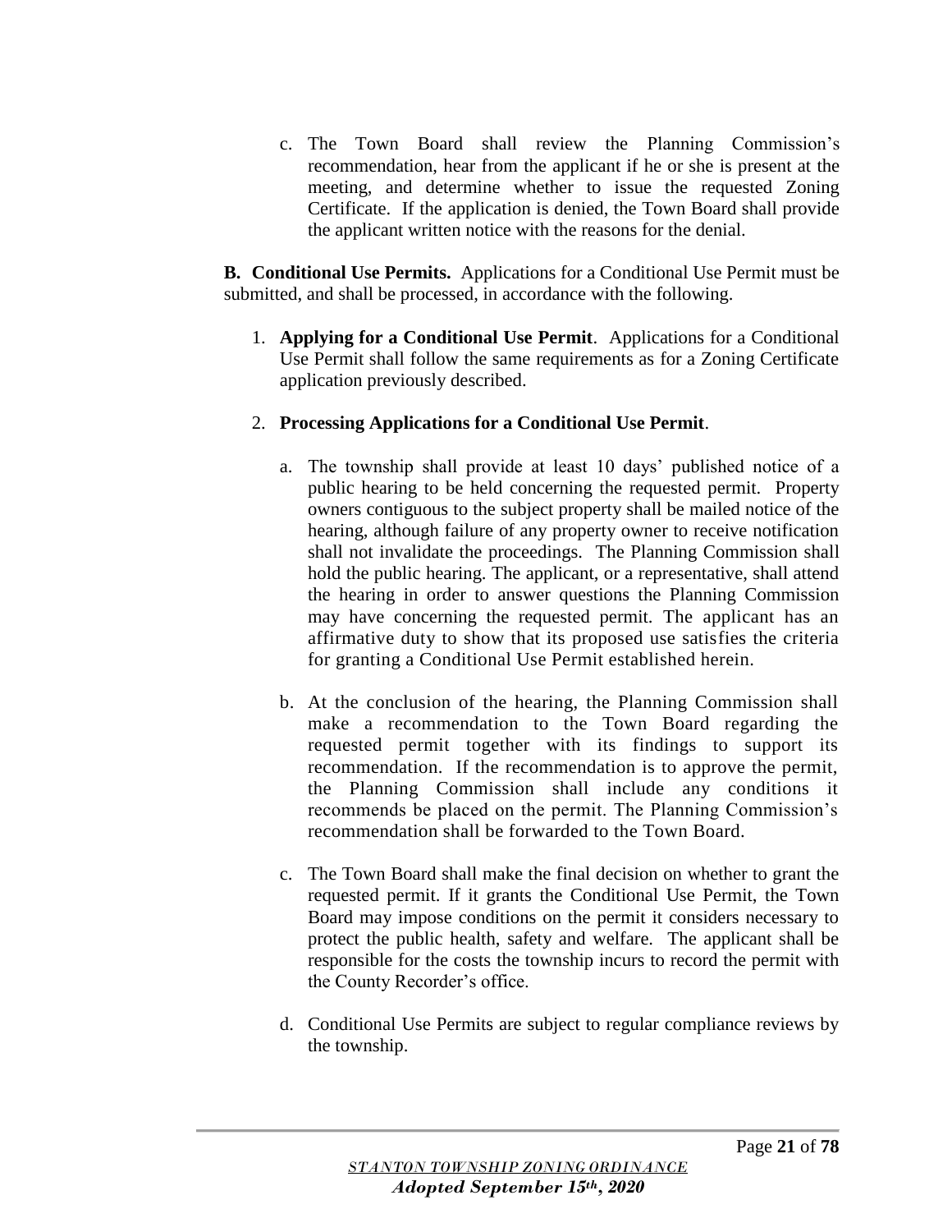c. The Town Board shall review the Planning Commission's recommendation, hear from the applicant if he or she is present at the meeting, and determine whether to issue the requested Zoning Certificate. If the application is denied, the Town Board shall provide the applicant written notice with the reasons for the denial.

**B. Conditional Use Permits.** Applications for a Conditional Use Permit must be submitted, and shall be processed, in accordance with the following.

1. **Applying for a Conditional Use Permit**. Applications for a Conditional Use Permit shall follow the same requirements as for a Zoning Certificate application previously described.

2. **Processing Applications for a Conditional Use Permit**.

   a. The township shall provide at least 10 days' published notice of a public hearing to be held concerning the requested permit. Property owners contiguous to the subject property shall be mailed notice of the hearing, although failure of any property owner to receive notification shall not invalidate the proceedings. The Planning Commission shall hold the public hearing. The applicant, or a representative, shall attend the hearing in order to answer questions the Planning Commission may have concerning the requested permit. The applicant has an affirmative duty to show that its proposed use satisfies the criteria for granting a Conditional Use Permit established herein.

   b. At the conclusion of the hearing, the Planning Commission shall make a recommendation to the Town Board regarding the requested permit together with its findings to support its recommendation. If the recommendation is to approve the permit, the Planning Commission shall include any conditions it recommends be placed on the permit. The Planning Commission's recommendation shall be forwarded to the Town Board.

   c. The Town Board shall make the final decision on whether to grant the requested permit. If it grants the Conditional Use Permit, the Town Board may impose conditions on the permit it considers necessary to protect the public health, safety and welfare. The applicant shall be responsible for the costs the township incurs to record the permit with the County Recorder's office.

   d. Conditional Use Permits are subject to regular compliance reviews by the township.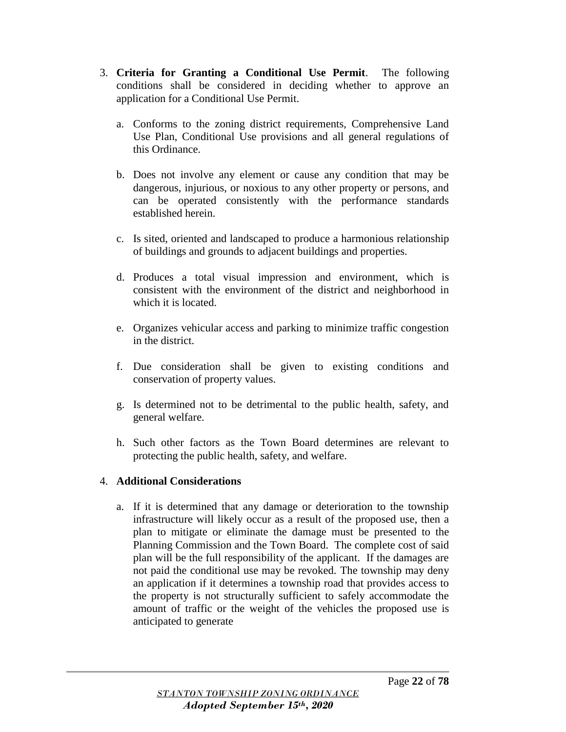3. **Criteria for Granting a Conditional Use Permit**. The following conditions shall be considered in deciding whether to approve an application for a Conditional Use Permit.

   a. Conforms to the zoning district requirements, Comprehensive Land Use Plan, Conditional Use provisions and all general regulations of this Ordinance.

   b. Does not involve any element or cause any condition that may be dangerous, injurious, or noxious to any other property or persons, and can be operated consistently with the performance standards established herein.

   c. Is sited, oriented and landscaped to produce a harmonious relationship of buildings and grounds to adjacent buildings and properties.

   d. Produces a total visual impression and environment, which is consistent with the environment of the district and neighborhood in which it is located.

   e. Organizes vehicular access and parking to minimize traffic congestion in the district.

   f. Due consideration shall be given to existing conditions and conservation of property values.

   g. Is determined not to be detrimental to the public health, safety, and general welfare.

   h. Such other factors as the Town Board determines are relevant to protecting the public health, safety, and welfare.

4. **Additional Considerations**

   a. If it is determined that any damage or deterioration to the township infrastructure will likely occur as a result of the proposed use, then a plan to mitigate or eliminate the damage must be presented to the Planning Commission and the Town Board. The complete cost of said plan will be the full responsibility of the applicant. If the damages are not paid the conditional use may be revoked. The township may deny an application if it determines a township road that provides access to the property is not structurally sufficient to safely accommodate the amount of traffic or the weight of the vehicles the proposed use is anticipated to generate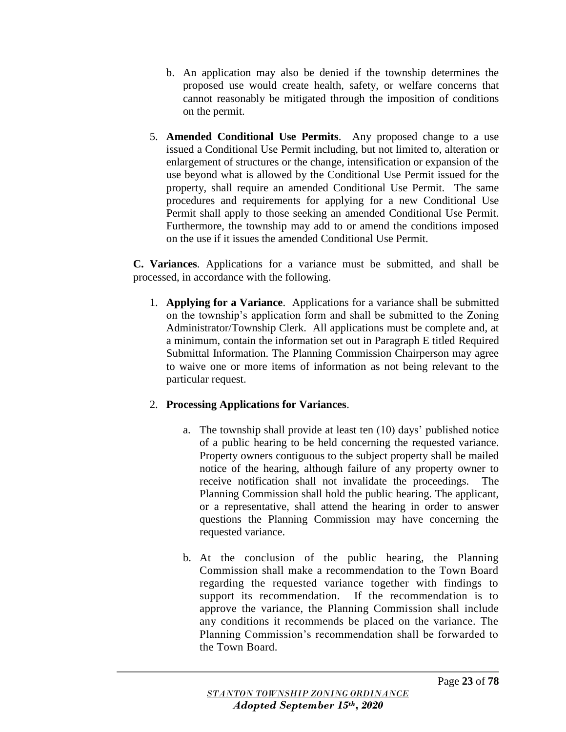b. An application may also be denied if the township determines the proposed use would create health, safety, or welfare concerns that cannot reasonably be mitigated through the imposition of conditions on the permit.

5. **Amended Conditional Use Permits**. Any proposed change to a use issued a Conditional Use Permit including, but not limited to, alteration or enlargement of structures or the change, intensification or expansion of the use beyond what is allowed by the Conditional Use Permit issued for the property, shall require an amended Conditional Use Permit. The same procedures and requirements for applying for a new Conditional Use Permit shall apply to those seeking an amended Conditional Use Permit. Furthermore, the township may add to or amend the conditions imposed on the use if it issues the amended Conditional Use Permit.

**C. Variances**. Applications for a variance must be submitted, and shall be processed, in accordance with the following.

1. **Applying for a Variance**. Applications for a variance shall be submitted on the township's application form and shall be submitted to the Zoning Administrator/Township Clerk. All applications must be complete and, at a minimum, contain the information set out in Paragraph E titled Required Submittal Information. The Planning Commission Chairperson may agree to waive one or more items of information as not being relevant to the particular request.

2. **Processing Applications for Variances**.

    a. The township shall provide at least ten (10) days' published notice of a public hearing to be held concerning the requested variance. Property owners contiguous to the subject property shall be mailed notice of the hearing, although failure of any property owner to receive notification shall not invalidate the proceedings. The Planning Commission shall hold the public hearing. The applicant, or a representative, shall attend the hearing in order to answer questions the Planning Commission may have concerning the requested variance.

    b. At the conclusion of the public hearing, the Planning Commission shall make a recommendation to the Town Board regarding the requested variance together with findings to support its recommendation. If the recommendation is to approve the variance, the Planning Commission shall include any conditions it recommends be placed on the variance. The Planning Commission's recommendation shall be forwarded to the Town Board.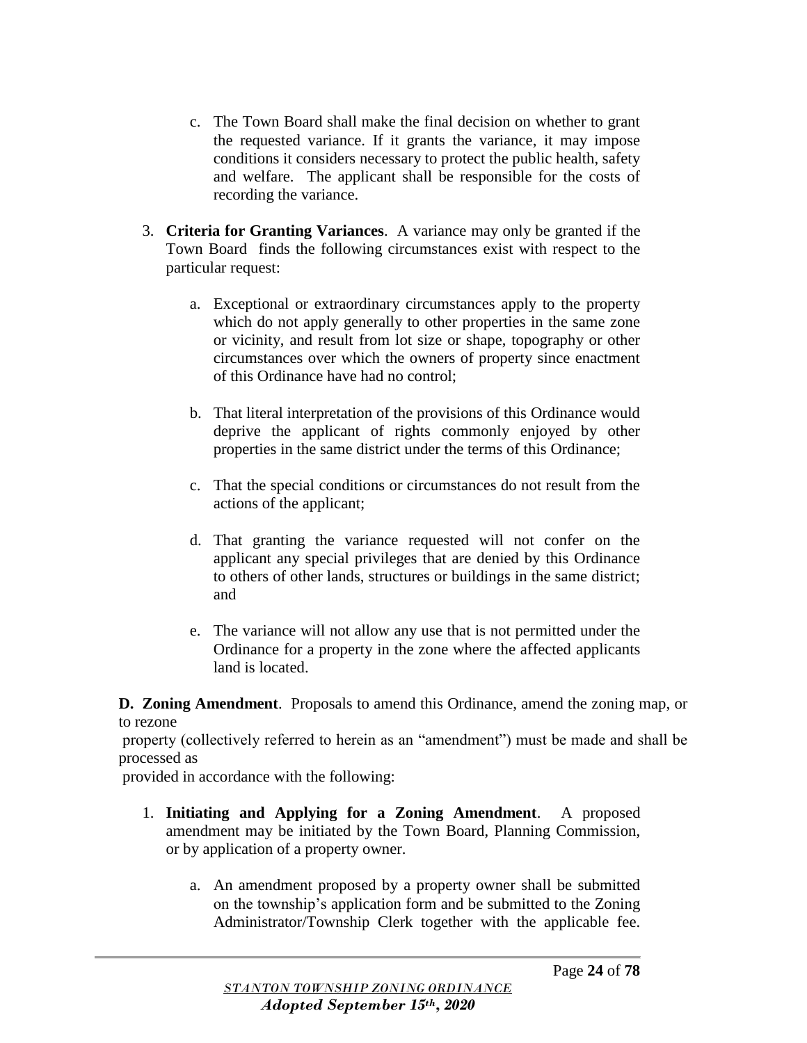c. The Town Board shall make the final decision on whether to grant the requested variance. If it grants the variance, it may impose conditions it considers necessary to protect the public health, safety and welfare. The applicant shall be responsible for the costs of recording the variance.

3. **Criteria for Granting Variances**. A variance may only be granted if the Town Board finds the following circumstances exist with respect to the particular request:

   a. Exceptional or extraordinary circumstances apply to the property which do not apply generally to other properties in the same zone or vicinity, and result from lot size or shape, topography or other circumstances over which the owners of property since enactment of this Ordinance have had no control;

   b. That literal interpretation of the provisions of this Ordinance would deprive the applicant of rights commonly enjoyed by other properties in the same district under the terms of this Ordinance;

   c. That the special conditions or circumstances do not result from the actions of the applicant;

   d. That granting the variance requested will not confer on the applicant any special privileges that are denied by this Ordinance to others of other lands, structures or buildings in the same district; and

   e. The variance will not allow any use that is not permitted under the Ordinance for a property in the zone where the affected applicants land is located.

**D. Zoning Amendment**. Proposals to amend this Ordinance, amend the zoning map, or to rezone property (collectively referred to herein as an "amendment") must be made and shall be processed as provided in accordance with the following:

1. **Initiating and Applying for a Zoning Amendment**. A proposed amendment may be initiated by the Town Board, Planning Commission, or by application of a property owner.

   a. An amendment proposed by a property owner shall be submitted on the township's application form and be submitted to the Zoning Administrator/Township Clerk together with the applicable fee.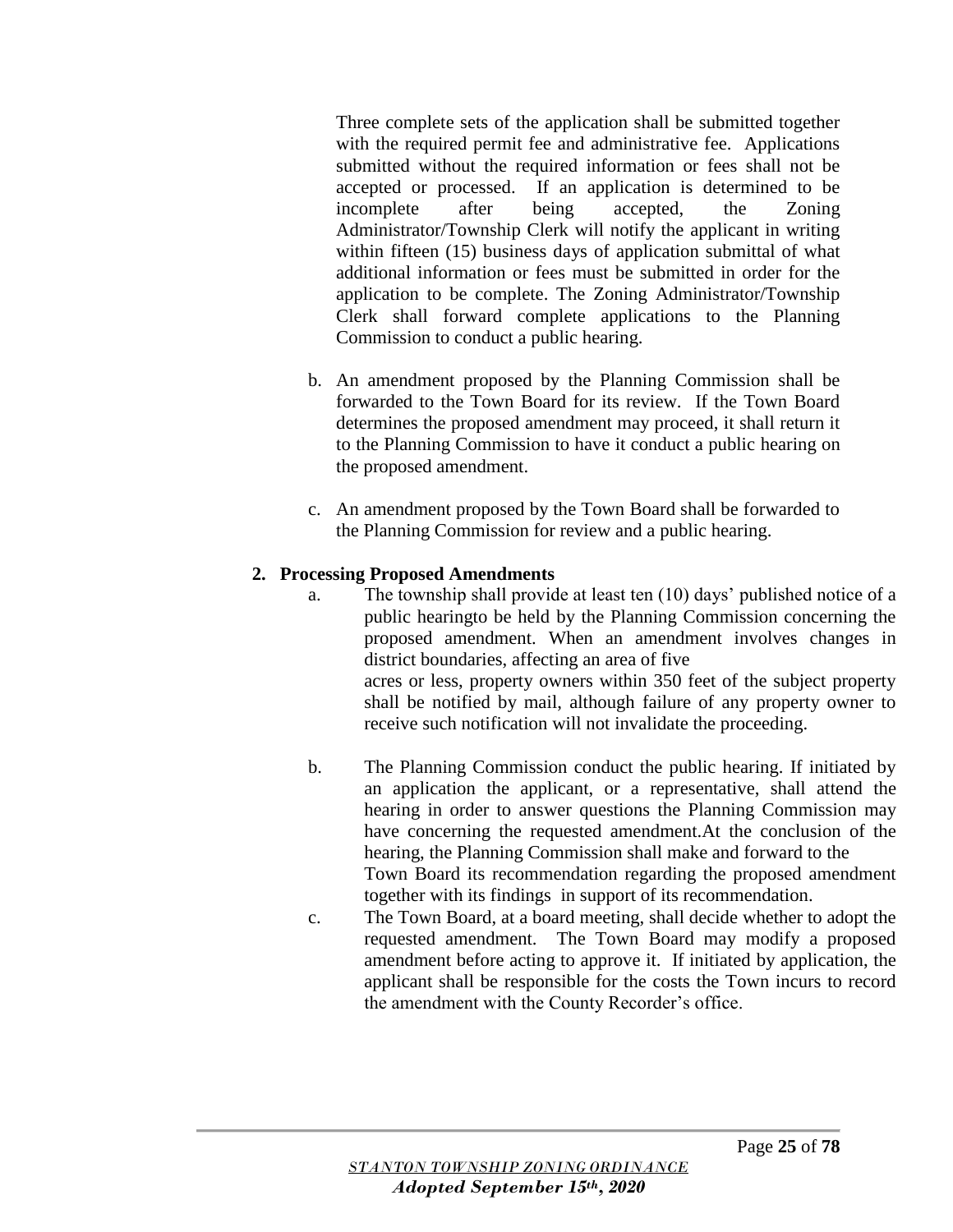Three complete sets of the application shall be submitted together with the required permit fee and administrative fee. Applications submitted without the required information or fees shall not be accepted or processed. If an application is determined to be incomplete after being accepted, the Zoning Administrator/Township Clerk will notify the applicant in writing within fifteen (15) business days of application submittal of what additional information or fees must be submitted in order for the application to be complete. The Zoning Administrator/Township Clerk shall forward complete applications to the Planning Commission to conduct a public hearing.

b. An amendment proposed by the Planning Commission shall be forwarded to the Town Board for its review. If the Town Board determines the proposed amendment may proceed, it shall return it to the Planning Commission to have it conduct a public hearing on the proposed amendment.

c. An amendment proposed by the Town Board shall be forwarded to the Planning Commission for review and a public hearing.

**2. Processing Proposed Amendments**

a. The township shall provide at least ten (10) days' published notice of a public hearingto be held by the Planning Commission concerning the proposed amendment. When an amendment involves changes in district boundaries, affecting an area of five acres or less, property owners within 350 feet of the subject property shall be notified by mail, although failure of any property owner to receive such notification will not invalidate the proceeding.

b. The Planning Commission conduct the public hearing. If initiated by an application the applicant, or a representative, shall attend the hearing in order to answer questions the Planning Commission may have concerning the requested amendment.At the conclusion of the hearing, the Planning Commission shall make and forward to the Town Board its recommendation regarding the proposed amendment together with its findings in support of its recommendation.

c. The Town Board, at a board meeting, shall decide whether to adopt the requested amendment. The Town Board may modify a proposed amendment before acting to approve it. If initiated by application, the applicant shall be responsible for the costs the Town incurs to record the amendment with the County Recorder's office.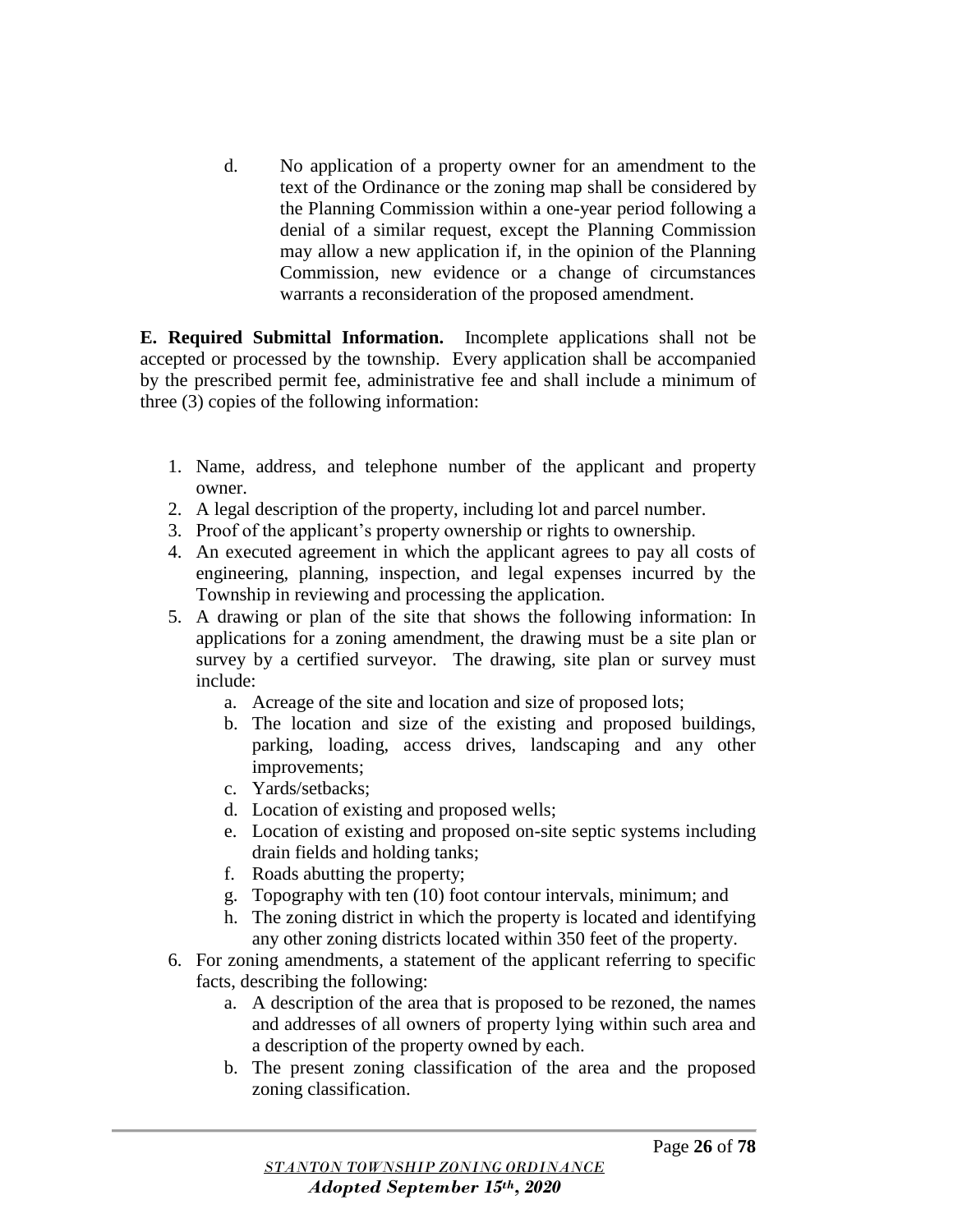d. No application of a property owner for an amendment to the text of the Ordinance or the zoning map shall be considered by the Planning Commission within a one-year period following a denial of a similar request, except the Planning Commission may allow a new application if, in the opinion of the Planning Commission, new evidence or a change of circumstances warrants a reconsideration of the proposed amendment.

**E. Required Submittal Information.** Incomplete applications shall not be accepted or processed by the township. Every application shall be accompanied by the prescribed permit fee, administrative fee and shall include a minimum of three (3) copies of the following information:

1. Name, address, and telephone number of the applicant and property owner.
2. A legal description of the property, including lot and parcel number.
3. Proof of the applicant's property ownership or rights to ownership.
4. An executed agreement in which the applicant agrees to pay all costs of engineering, planning, inspection, and legal expenses incurred by the Township in reviewing and processing the application.
5. A drawing or plan of the site that shows the following information: In applications for a zoning amendment, the drawing must be a site plan or survey by a certified surveyor. The drawing, site plan or survey must include:
    a. Acreage of the site and location and size of proposed lots;
    b. The location and size of the existing and proposed buildings, parking, loading, access drives, landscaping and any other improvements;
    c. Yards/setbacks;
    d. Location of existing and proposed wells;
    e. Location of existing and proposed on-site septic systems including drain fields and holding tanks;
    f. Roads abutting the property;
    g. Topography with ten (10) foot contour intervals, minimum; and
    h. The zoning district in which the property is located and identifying any other zoning districts located within 350 feet of the property.
6. For zoning amendments, a statement of the applicant referring to specific facts, describing the following:
    a. A description of the area that is proposed to be rezoned, the names and addresses of all owners of property lying within such area and a description of the property owned by each.
    b. The present zoning classification of the area and the proposed zoning classification.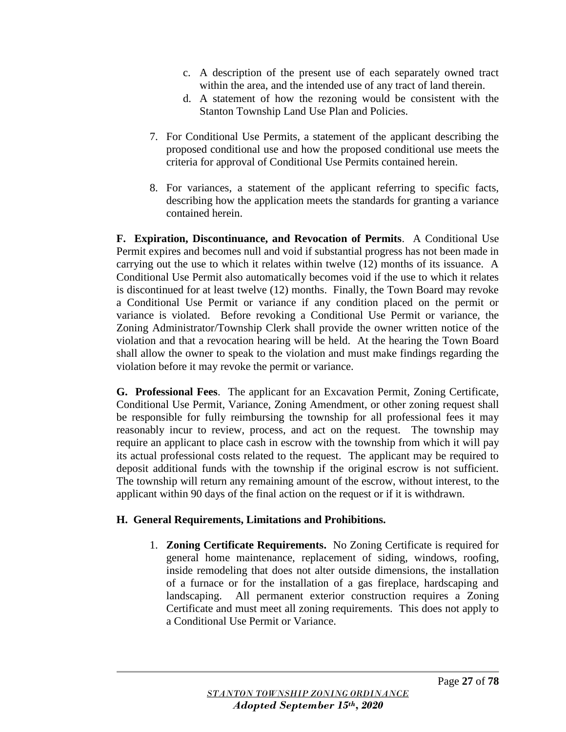c. A description of the present use of each separately owned tract within the area, and the intended use of any tract of land therein.
d. A statement of how the rezoning would be consistent with the Stanton Township Land Use Plan and Policies.

7. For Conditional Use Permits, a statement of the applicant describing the proposed conditional use and how the proposed conditional use meets the criteria for approval of Conditional Use Permits contained herein.

8. For variances, a statement of the applicant referring to specific facts, describing how the application meets the standards for granting a variance contained herein.

**F. Expiration, Discontinuance, and Revocation of Permits**. A Conditional Use Permit expires and becomes null and void if substantial progress has not been made in carrying out the use to which it relates within twelve (12) months of its issuance. A Conditional Use Permit also automatically becomes void if the use to which it relates is discontinued for at least twelve (12) months. Finally, the Town Board may revoke a Conditional Use Permit or variance if any condition placed on the permit or variance is violated. Before revoking a Conditional Use Permit or variance, the Zoning Administrator/Township Clerk shall provide the owner written notice of the violation and that a revocation hearing will be held. At the hearing the Town Board shall allow the owner to speak to the violation and must make findings regarding the violation before it may revoke the permit or variance.

**G. Professional Fees**. The applicant for an Excavation Permit, Zoning Certificate, Conditional Use Permit, Variance, Zoning Amendment, or other zoning request shall be responsible for fully reimbursing the township for all professional fees it may reasonably incur to review, process, and act on the request. The township may require an applicant to place cash in escrow with the township from which it will pay its actual professional costs related to the request. The applicant may be required to deposit additional funds with the township if the original escrow is not sufficient. The township will return any remaining amount of the escrow, without interest, to the applicant within 90 days of the final action on the request or if it is withdrawn.

**H. General Requirements, Limitations and Prohibitions.**

1. **Zoning Certificate Requirements.** No Zoning Certificate is required for general home maintenance, replacement of siding, windows, roofing, inside remodeling that does not alter outside dimensions, the installation of a furnace or for the installation of a gas fireplace, hardscaping and landscaping. All permanent exterior construction requires a Zoning Certificate and must meet all zoning requirements. This does not apply to a Conditional Use Permit or Variance.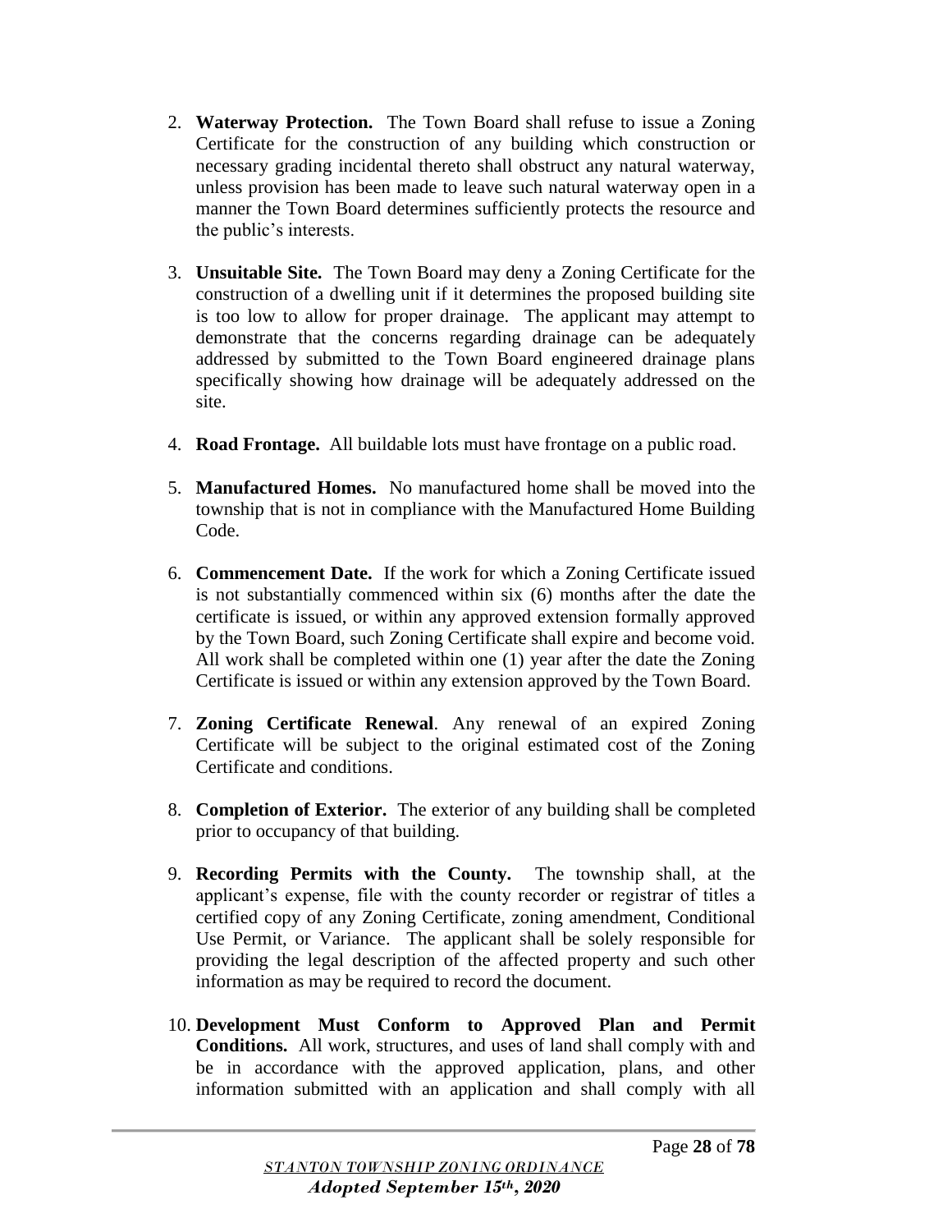2. **Waterway Protection.** The Town Board shall refuse to issue a Zoning Certificate for the construction of any building which construction or necessary grading incidental thereto shall obstruct any natural waterway, unless provision has been made to leave such natural waterway open in a manner the Town Board determines sufficiently protects the resource and the public's interests.

3. **Unsuitable Site.** The Town Board may deny a Zoning Certificate for the construction of a dwelling unit if it determines the proposed building site is too low to allow for proper drainage. The applicant may attempt to demonstrate that the concerns regarding drainage can be adequately addressed by submitted to the Town Board engineered drainage plans specifically showing how drainage will be adequately addressed on the site.

4. **Road Frontage.** All buildable lots must have frontage on a public road.

5. **Manufactured Homes.** No manufactured home shall be moved into the township that is not in compliance with the Manufactured Home Building Code.

6. **Commencement Date.** If the work for which a Zoning Certificate issued is not substantially commenced within six (6) months after the date the certificate is issued, or within any approved extension formally approved by the Town Board, such Zoning Certificate shall expire and become void. All work shall be completed within one (1) year after the date the Zoning Certificate is issued or within any extension approved by the Town Board.

7. **Zoning Certificate Renewal**. Any renewal of an expired Zoning Certificate will be subject to the original estimated cost of the Zoning Certificate and conditions.

8. **Completion of Exterior.** The exterior of any building shall be completed prior to occupancy of that building.

9. **Recording Permits with the County.** The township shall, at the applicant's expense, file with the county recorder or registrar of titles a certified copy of any Zoning Certificate, zoning amendment, Conditional Use Permit, or Variance. The applicant shall be solely responsible for providing the legal description of the affected property and such other information as may be required to record the document.

10. **Development Must Conform to Approved Plan and Permit Conditions.** All work, structures, and uses of land shall comply with and be in accordance with the approved application, plans, and other information submitted with an application and shall comply with all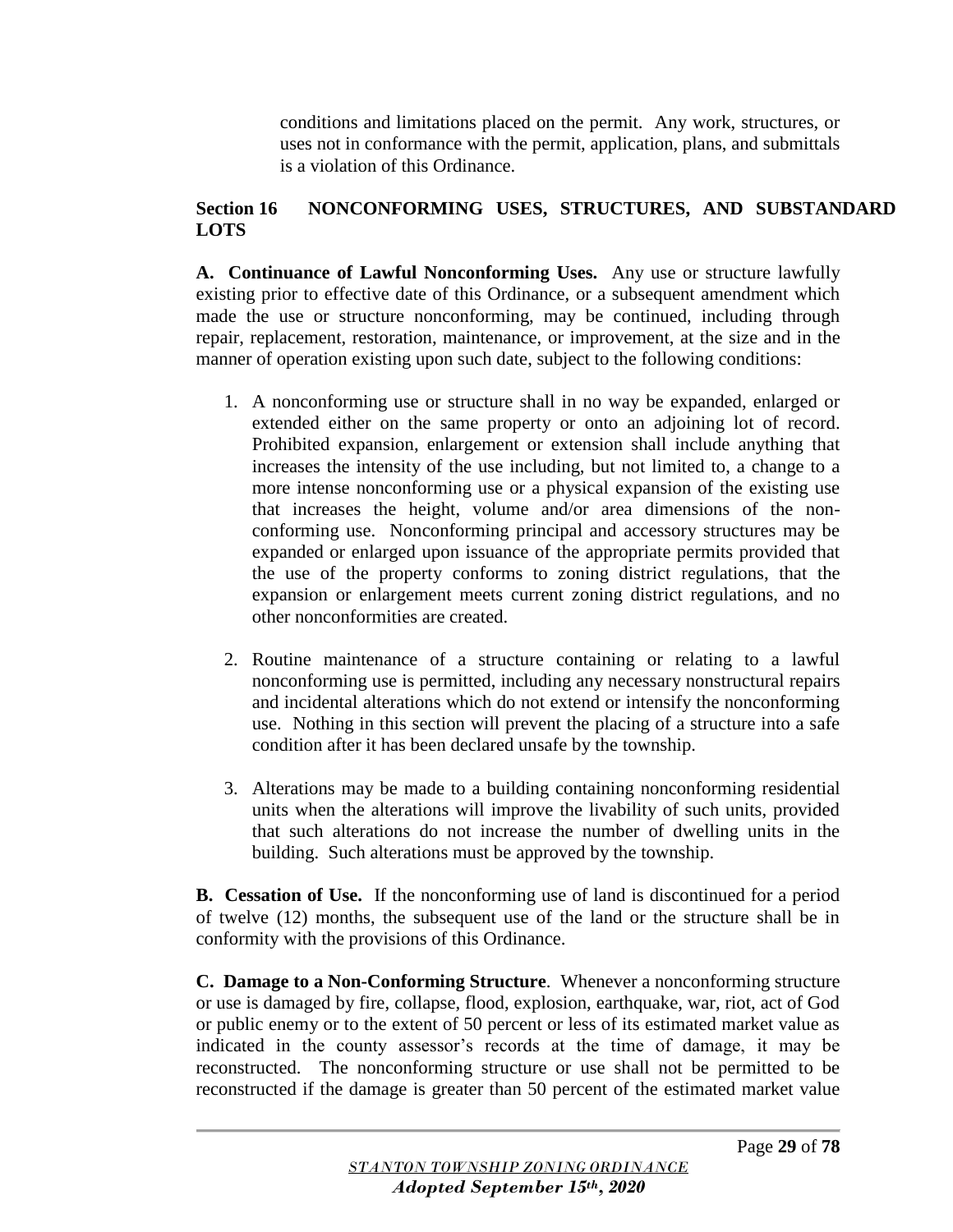conditions and limitations placed on the permit. Any work, structures, or uses not in conformance with the permit, application, plans, and submittals is a violation of this Ordinance.

## Section 16 NONCONFORMING USES, STRUCTURES, AND SUBSTANDARD LOTS

**A. Continuance of Lawful Nonconforming Uses.** Any use or structure lawfully existing prior to effective date of this Ordinance, or a subsequent amendment which made the use or structure nonconforming, may be continued, including through repair, replacement, restoration, maintenance, or improvement, at the size and in the manner of operation existing upon such date, subject to the following conditions:

1. A nonconforming use or structure shall in no way be expanded, enlarged or extended either on the same property or onto an adjoining lot of record. Prohibited expansion, enlargement or extension shall include anything that increases the intensity of the use including, but not limited to, a change to a more intense nonconforming use or a physical expansion of the existing use that increases the height, volume and/or area dimensions of the non-conforming use. Nonconforming principal and accessory structures may be expanded or enlarged upon issuance of the appropriate permits provided that the use of the property conforms to zoning district regulations, that the expansion or enlargement meets current zoning district regulations, and no other nonconformities are created.

2. Routine maintenance of a structure containing or relating to a lawful nonconforming use is permitted, including any necessary nonstructural repairs and incidental alterations which do not extend or intensify the nonconforming use. Nothing in this section will prevent the placing of a structure into a safe condition after it has been declared unsafe by the township.

3. Alterations may be made to a building containing nonconforming residential units when the alterations will improve the livability of such units, provided that such alterations do not increase the number of dwelling units in the building. Such alterations must be approved by the township.

**B. Cessation of Use.** If the nonconforming use of land is discontinued for a period of twelve (12) months, the subsequent use of the land or the structure shall be in conformity with the provisions of this Ordinance.

**C. Damage to a Non-Conforming Structure**. Whenever a nonconforming structure or use is damaged by fire, collapse, flood, explosion, earthquake, war, riot, act of God or public enemy or to the extent of 50 percent or less of its estimated market value as indicated in the county assessor's records at the time of damage, it may be reconstructed. The nonconforming structure or use shall not be permitted to be reconstructed if the damage is greater than 50 percent of the estimated market value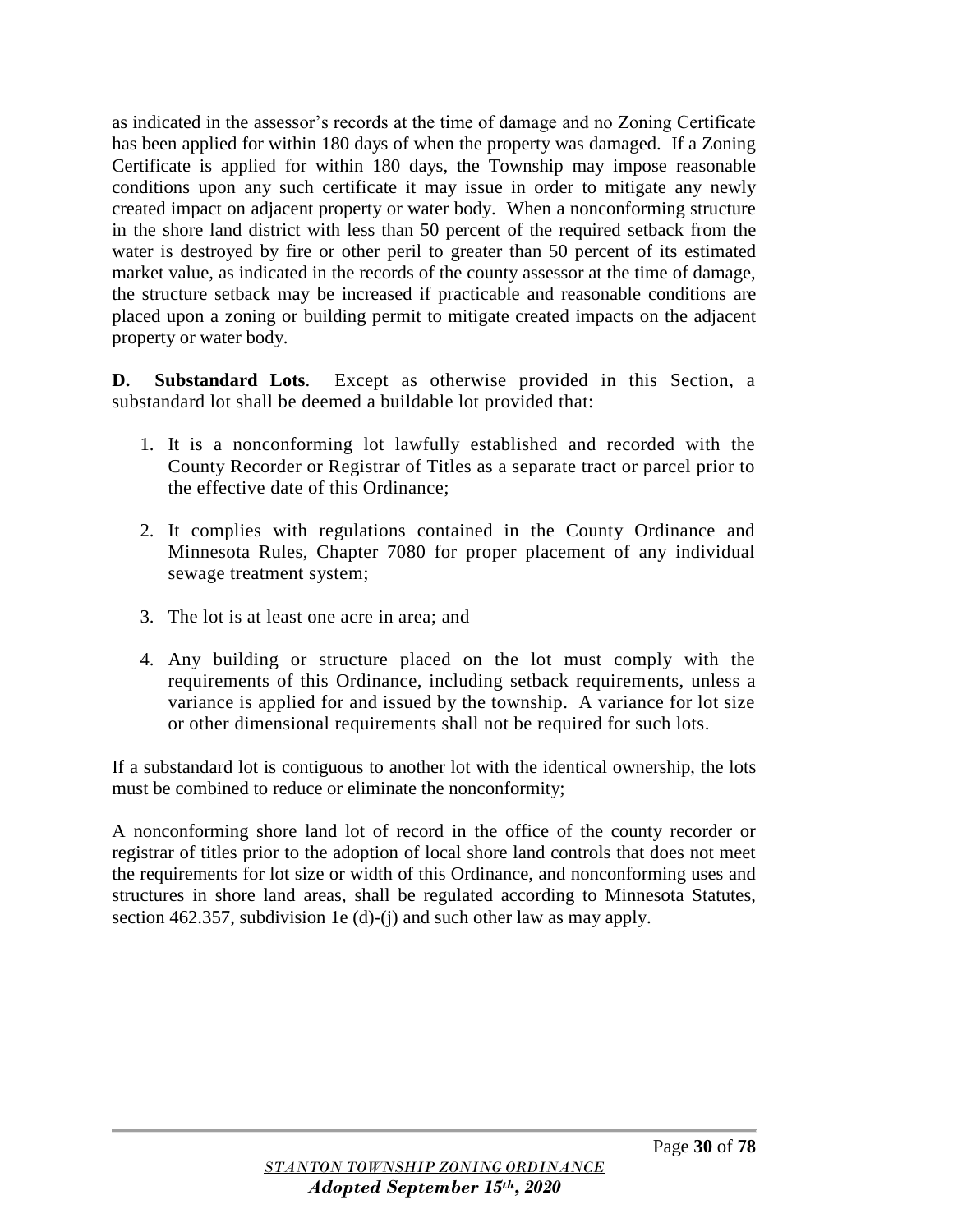as indicated in the assessor's records at the time of damage and no Zoning Certificate has been applied for within 180 days of when the property was damaged. If a Zoning Certificate is applied for within 180 days, the Township may impose reasonable conditions upon any such certificate it may issue in order to mitigate any newly created impact on adjacent property or water body. When a nonconforming structure in the shore land district with less than 50 percent of the required setback from the water is destroyed by fire or other peril to greater than 50 percent of its estimated market value, as indicated in the records of the county assessor at the time of damage, the structure setback may be increased if practicable and reasonable conditions are placed upon a zoning or building permit to mitigate created impacts on the adjacent property or water body.

**D. Substandard Lots**. Except as otherwise provided in this Section, a substandard lot shall be deemed a buildable lot provided that:

1. It is a nonconforming lot lawfully established and recorded with the County Recorder or Registrar of Titles as a separate tract or parcel prior to the effective date of this Ordinance;

2. It complies with regulations contained in the County Ordinance and Minnesota Rules, Chapter 7080 for proper placement of any individual sewage treatment system;

3. The lot is at least one acre in area; and

4. Any building or structure placed on the lot must comply with the requirements of this Ordinance, including setback requirements, unless a variance is applied for and issued by the township. A variance for lot size or other dimensional requirements shall not be required for such lots.

If a substandard lot is contiguous to another lot with the identical ownership, the lots must be combined to reduce or eliminate the nonconformity;

A nonconforming shore land lot of record in the office of the county recorder or registrar of titles prior to the adoption of local shore land controls that does not meet the requirements for lot size or width of this Ordinance, and nonconforming uses and structures in shore land areas, shall be regulated according to Minnesota Statutes, section 462.357, subdivision 1e (d)-(j) and such other law as may apply.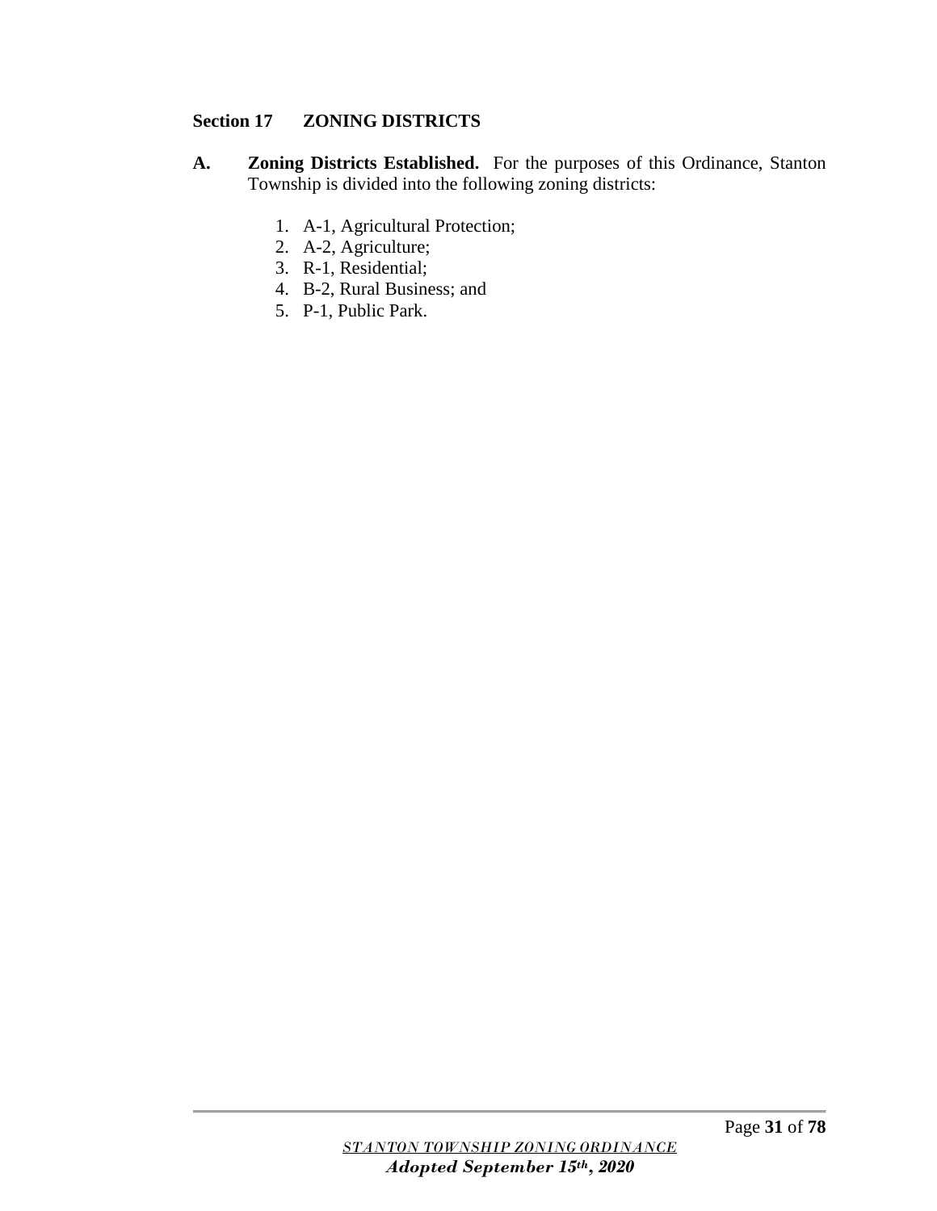## Section 17 ZONING DISTRICTS

**A. Zoning Districts Established.** For the purposes of this Ordinance, Stanton Township is divided into the following zoning districts:

1. A-1, Agricultural Protection;
2. A-2, Agriculture;
3. R-1, Residential;
4. B-2, Rural Business; and
5. P-1, Public Park.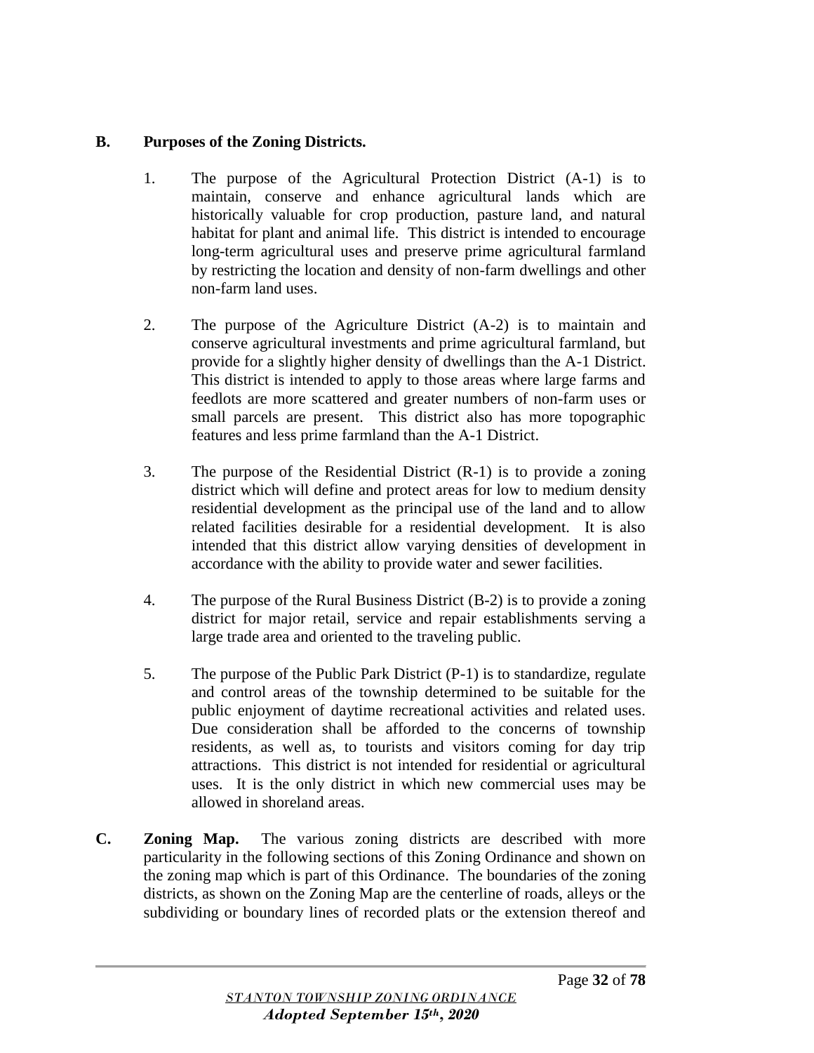**B. Purposes of the Zoning Districts.**

1. The purpose of the Agricultural Protection District (A-1) is to maintain, conserve and enhance agricultural lands which are historically valuable for crop production, pasture land, and natural habitat for plant and animal life. This district is intended to encourage long-term agricultural uses and preserve prime agricultural farmland by restricting the location and density of non-farm dwellings and other non-farm land uses.

2. The purpose of the Agriculture District (A-2) is to maintain and conserve agricultural investments and prime agricultural farmland, but provide for a slightly higher density of dwellings than the A-1 District. This district is intended to apply to those areas where large farms and feedlots are more scattered and greater numbers of non-farm uses or small parcels are present. This district also has more topographic features and less prime farmland than the A-1 District.

3. The purpose of the Residential District (R-1) is to provide a zoning district which will define and protect areas for low to medium density residential development as the principal use of the land and to allow related facilities desirable for a residential development. It is also intended that this district allow varying densities of development in accordance with the ability to provide water and sewer facilities.

4. The purpose of the Rural Business District (B-2) is to provide a zoning district for major retail, service and repair establishments serving a large trade area and oriented to the traveling public.

5. The purpose of the Public Park District (P-1) is to standardize, regulate and control areas of the township determined to be suitable for the public enjoyment of daytime recreational activities and related uses. Due consideration shall be afforded to the concerns of township residents, as well as, to tourists and visitors coming for day trip attractions. This district is not intended for residential or agricultural uses. It is the only district in which new commercial uses may be allowed in shoreland areas.

**C. Zoning Map.** The various zoning districts are described with more particularity in the following sections of this Zoning Ordinance and shown on the zoning map which is part of this Ordinance. The boundaries of the zoning districts, as shown on the Zoning Map are the centerline of roads, alleys or the subdividing or boundary lines of recorded plats or the extension thereof and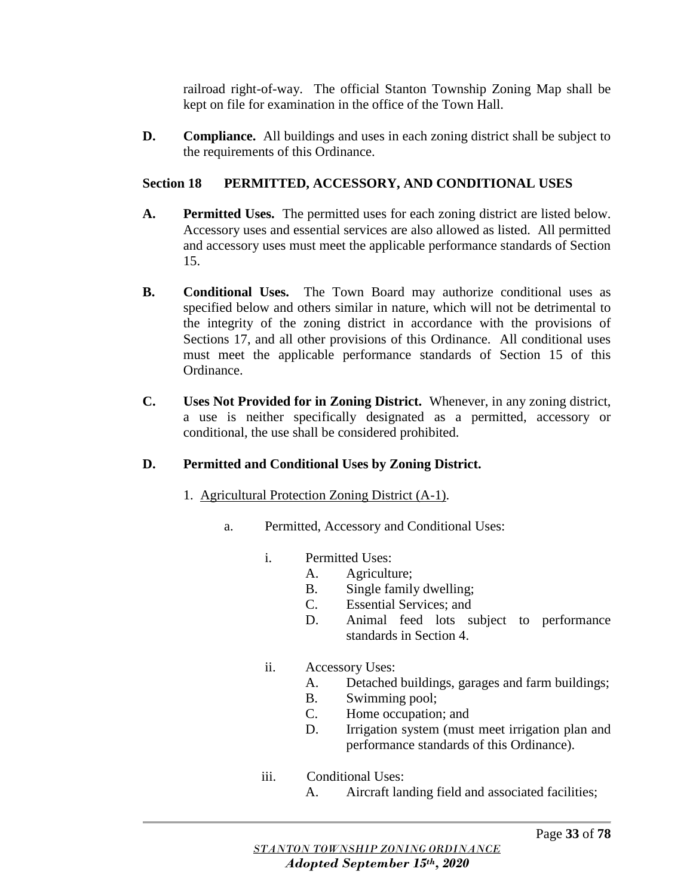railroad right-of-way. The official Stanton Township Zoning Map shall be kept on file for examination in the office of the Town Hall.

**D. Compliance.** All buildings and uses in each zoning district shall be subject to the requirements of this Ordinance.

## Section 18 PERMITTED, ACCESSORY, AND CONDITIONAL USES

**A. Permitted Uses.** The permitted uses for each zoning district are listed below. Accessory uses and essential services are also allowed as listed. All permitted and accessory uses must meet the applicable performance standards of Section 15.

**B. Conditional Uses.** The Town Board may authorize conditional uses as specified below and others similar in nature, which will not be detrimental to the integrity of the zoning district in accordance with the provisions of Sections 17, and all other provisions of this Ordinance. All conditional uses must meet the applicable performance standards of Section 15 of this Ordinance.

**C. Uses Not Provided for in Zoning District.** Whenever, in any zoning district, a use is neither specifically designated as a permitted, accessory or conditional, the use shall be considered prohibited.

**D. Permitted and Conditional Uses by Zoning District.**

1. Agricultural Protection Zoning District (A-1).

   a. Permitted, Accessory and Conditional Uses:

      i. Permitted Uses:
         - A. Agriculture;
         - B. Single family dwelling;
         - C. Essential Services; and
         - D. Animal feed lots subject to performance standards in Section 4.

      ii. Accessory Uses:
         - A. Detached buildings, garages and farm buildings;
         - B. Swimming pool;
         - C. Home occupation; and
         - D. Irrigation system (must meet irrigation plan and performance standards of this Ordinance).

      iii. Conditional Uses:
         - A. Aircraft landing field and associated facilities;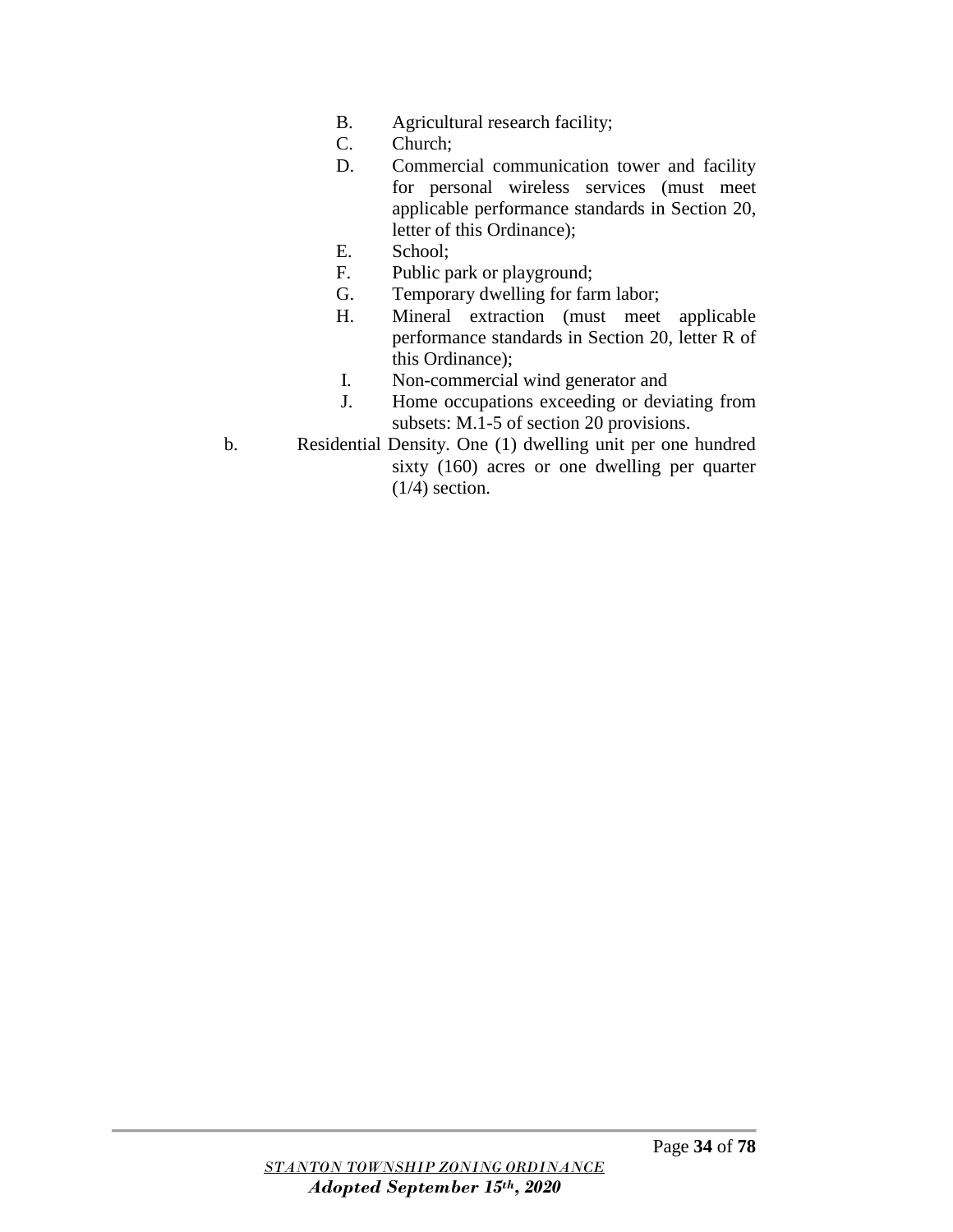B. Agricultural research facility;

C. Church;

D. Commercial communication tower and facility for personal wireless services (must meet applicable performance standards in Section 20, letter of this Ordinance);

E. School;

F. Public park or playground;

G. Temporary dwelling for farm labor;

H. Mineral extraction (must meet applicable performance standards in Section 20, letter R of this Ordinance);

I. Non-commercial wind generator and

J. Home occupations exceeding or deviating from subsets: M.1-5 of section 20 provisions.

b. Residential Density. One (1) dwelling unit per one hundred sixty (160) acres or one dwelling per quarter (1/4) section.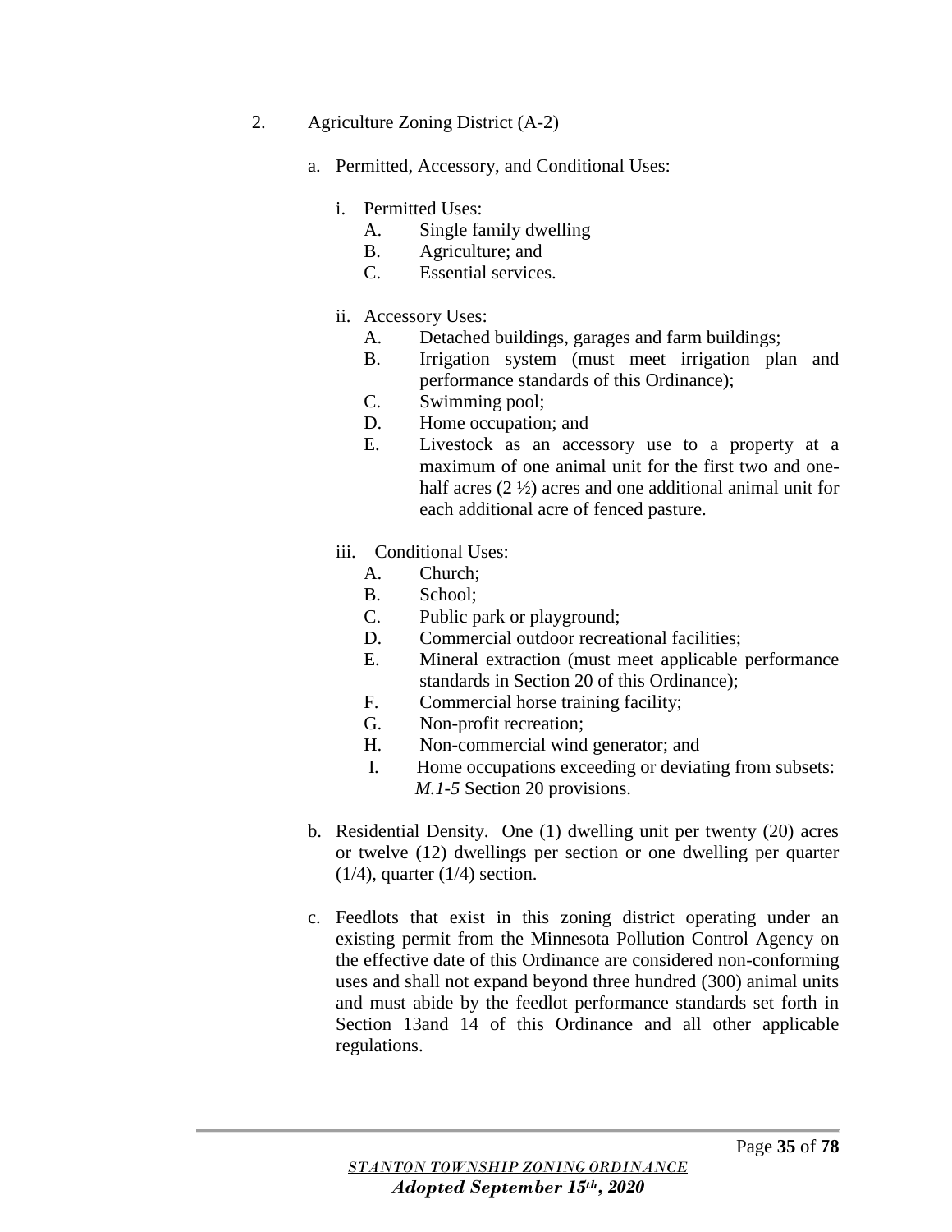2. <u>Agriculture Zoning District (A-2)</u>

   a. Permitted, Accessory, and Conditional Uses:

      i. Permitted Uses:
         - A. Single family dwelling
         - B. Agriculture; and
         - C. Essential services.

      ii. Accessory Uses:
         - A. Detached buildings, garages and farm buildings;
         - B. Irrigation system (must meet irrigation plan and performance standards of this Ordinance);
         - C. Swimming pool;
         - D. Home occupation; and
         - E. Livestock as an accessory use to a property at a maximum of one animal unit for the first two and one-half acres (2 ½) acres and one additional animal unit for each additional acre of fenced pasture.

      iii. Conditional Uses:
         - A. Church;
         - B. School;
         - C. Public park or playground;
         - D. Commercial outdoor recreational facilities;
         - E. Mineral extraction (must meet applicable performance standards in Section 20 of this Ordinance);
         - F. Commercial horse training facility;
         - G. Non-profit recreation;
         - H. Non-commercial wind generator; and
         - I. Home occupations exceeding or deviating from subsets: *M.1-5* Section 20 provisions.

   b. Residential Density. One (1) dwelling unit per twenty (20) acres or twelve (12) dwellings per section or one dwelling per quarter (1/4), quarter (1/4) section.

   c. Feedlots that exist in this zoning district operating under an existing permit from the Minnesota Pollution Control Agency on the effective date of this Ordinance are considered non-conforming uses and shall not expand beyond three hundred (300) animal units and must abide by the feedlot performance standards set forth in Section 13and 14 of this Ordinance and all other applicable regulations.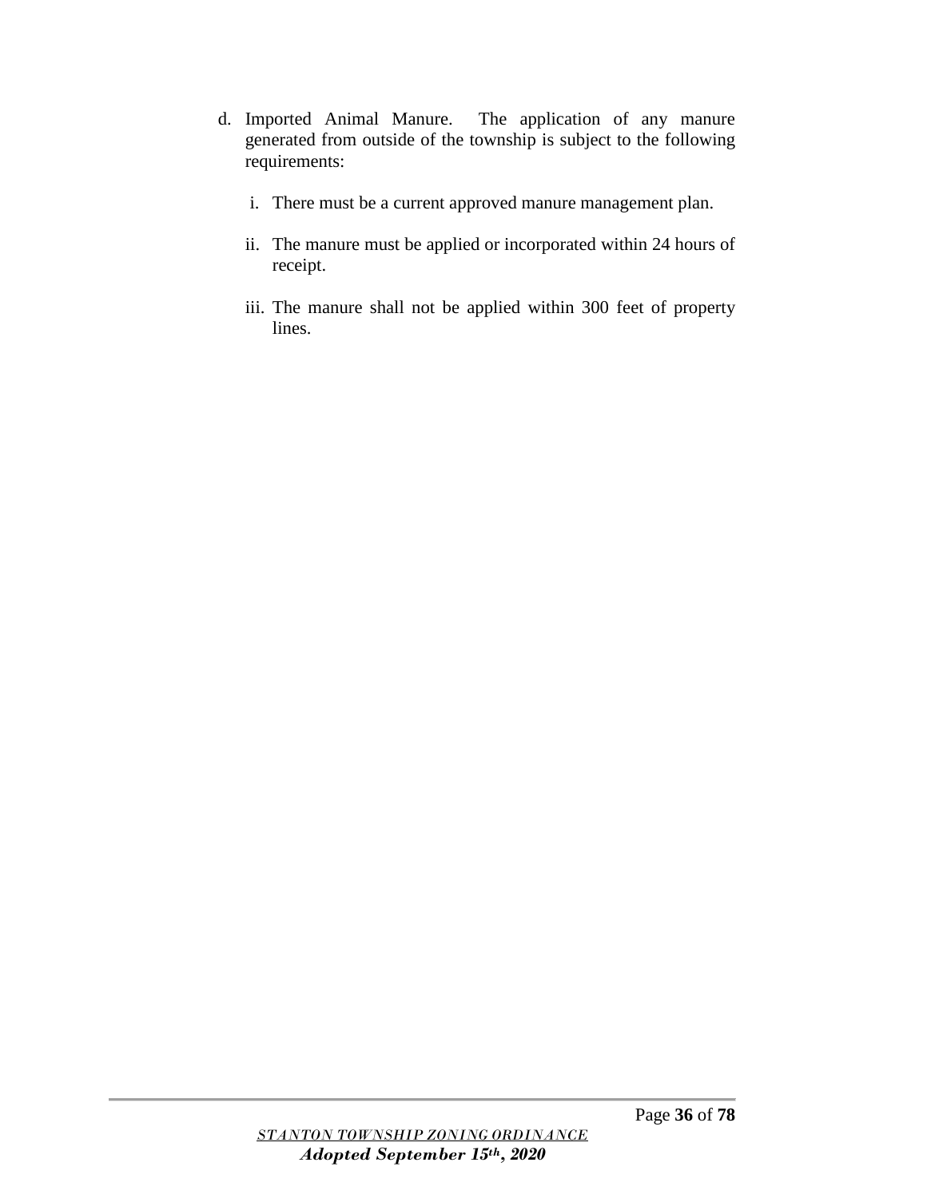d. Imported Animal Manure. The application of any manure generated from outside of the township is subject to the following requirements:

   i. There must be a current approved manure management plan.

   ii. The manure must be applied or incorporated within 24 hours of receipt.

   iii. The manure shall not be applied within 300 feet of property lines.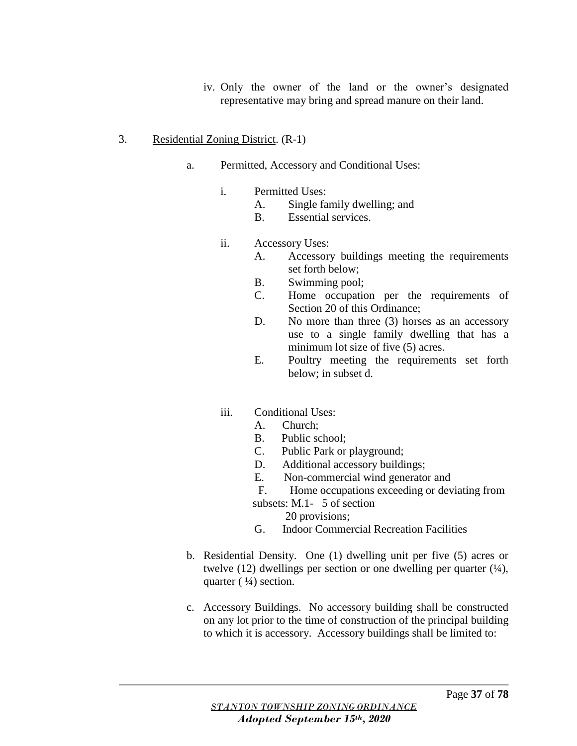iv. Only the owner of the land or the owner's designated representative may bring and spread manure on their land.

3. Residential Zoning District. (R-1)

a. Permitted, Accessory and Conditional Uses:

i. Permitted Uses:

A. Single family dwelling; and

B. Essential services.

ii. Accessory Uses:

A. Accessory buildings meeting the requirements set forth below;

B. Swimming pool;

C. Home occupation per the requirements of Section 20 of this Ordinance;

D. No more than three (3) horses as an accessory use to a single family dwelling that has a minimum lot size of five (5) acres.

E. Poultry meeting the requirements set forth below; in subset d.

iii. Conditional Uses:

A. Church;

B. Public school;

C. Public Park or playground;

D. Additional accessory buildings;

E. Non-commercial wind generator and

F. Home occupations exceeding or deviating from subsets: M.1- 5 of section 20 provisions;

G. Indoor Commercial Recreation Facilities

b. Residential Density. One (1) dwelling unit per five (5) acres or twelve (12) dwellings per section or one dwelling per quarter (¼), quarter ( ¼) section.

c. Accessory Buildings. No accessory building shall be constructed on any lot prior to the time of construction of the principal building to which it is accessory. Accessory buildings shall be limited to: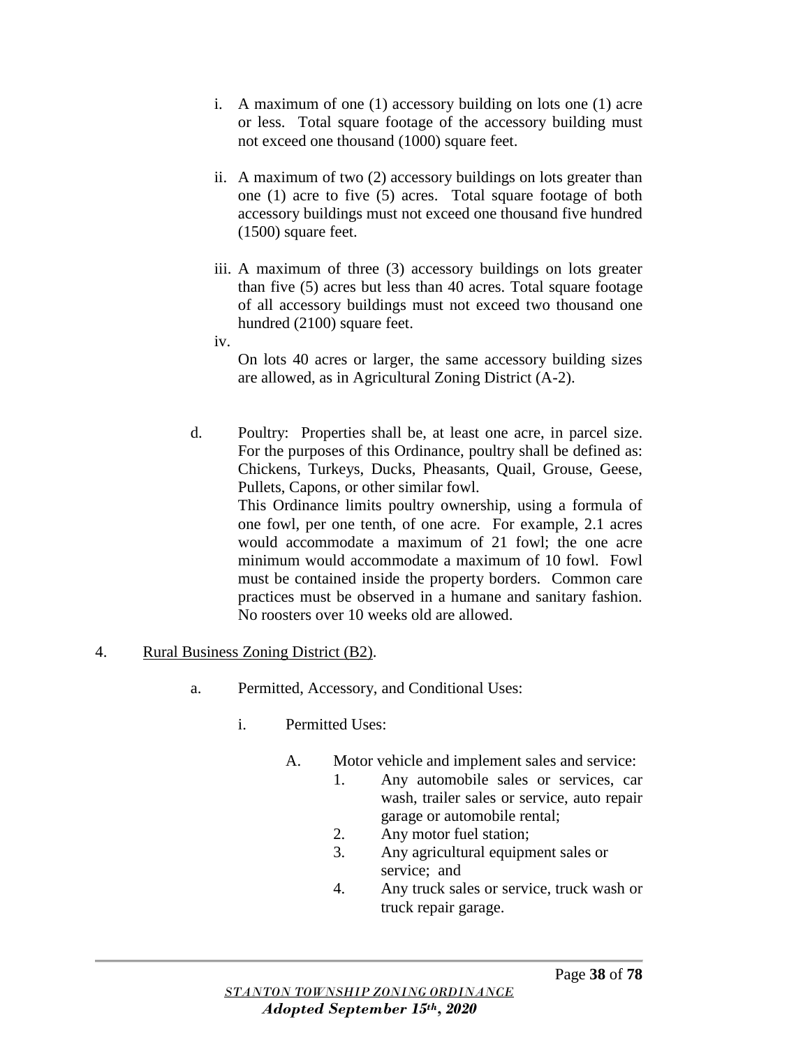i. A maximum of one (1) accessory building on lots one (1) acre or less. Total square footage of the accessory building must not exceed one thousand (1000) square feet.

ii. A maximum of two (2) accessory buildings on lots greater than one (1) acre to five (5) acres. Total square footage of both accessory buildings must not exceed one thousand five hundred (1500) square feet.

iii. A maximum of three (3) accessory buildings on lots greater than five (5) acres but less than 40 acres. Total square footage of all accessory buildings must not exceed two thousand one hundred (2100) square feet.

iv. On lots 40 acres or larger, the same accessory building sizes are allowed, as in Agricultural Zoning District (A-2).

d. Poultry: Properties shall be, at least one acre, in parcel size. For the purposes of this Ordinance, poultry shall be defined as: Chickens, Turkeys, Ducks, Pheasants, Quail, Grouse, Geese, Pullets, Capons, or other similar fowl.
This Ordinance limits poultry ownership, using a formula of one fowl, per one tenth, of one acre. For example, 2.1 acres would accommodate a maximum of 21 fowl; the one acre minimum would accommodate a maximum of 10 fowl. Fowl must be contained inside the property borders. Common care practices must be observed in a humane and sanitary fashion. No roosters over 10 weeks old are allowed.

4. <u>Rural Business Zoning District (B2)</u>.

a. Permitted, Accessory, and Conditional Uses:

i. Permitted Uses:

A. Motor vehicle and implement sales and service:
1. Any automobile sales or services, car wash, trailer sales or service, auto repair garage or automobile rental;
2. Any motor fuel station;
3. Any agricultural equipment sales or service; and
4. Any truck sales or service, truck wash or truck repair garage.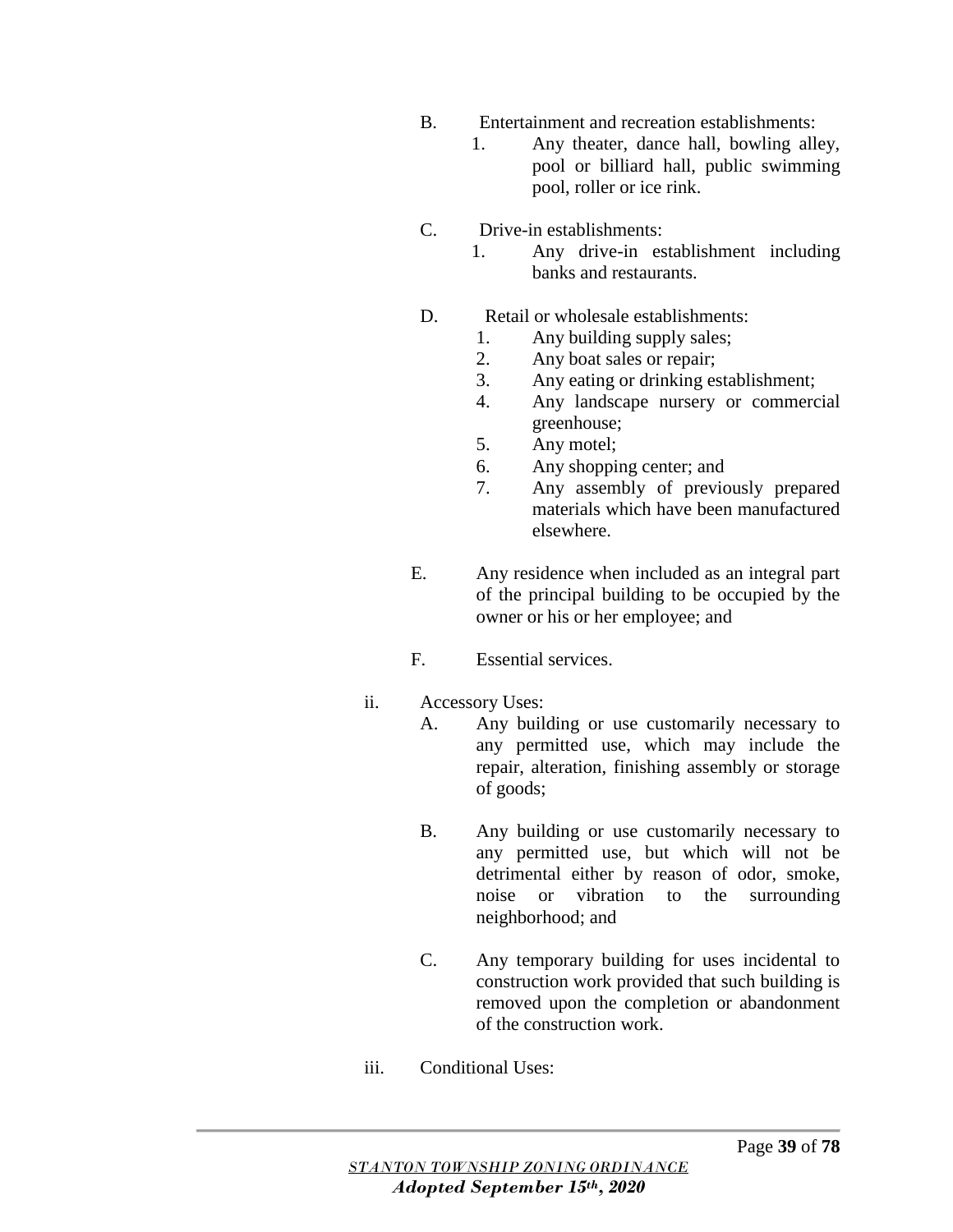B. Entertainment and recreation establishments:
   1. Any theater, dance hall, bowling alley, pool or billiard hall, public swimming pool, roller or ice rink.

C. Drive-in establishments:
   1. Any drive-in establishment including banks and restaurants.

D. Retail or wholesale establishments:
   1. Any building supply sales;
   2. Any boat sales or repair;
   3. Any eating or drinking establishment;
   4. Any landscape nursery or commercial greenhouse;
   5. Any motel;
   6. Any shopping center; and
   7. Any assembly of previously prepared materials which have been manufactured elsewhere.

E. Any residence when included as an integral part of the principal building to be occupied by the owner or his or her employee; and

F. Essential services.

ii. Accessory Uses:

A. Any building or use customarily necessary to any permitted use, which may include the repair, alteration, finishing assembly or storage of goods;

B. Any building or use customarily necessary to any permitted use, but which will not be detrimental either by reason of odor, smoke, noise or vibration to the surrounding neighborhood; and

C. Any temporary building for uses incidental to construction work provided that such building is removed upon the completion or abandonment of the construction work.

iii. Conditional Uses: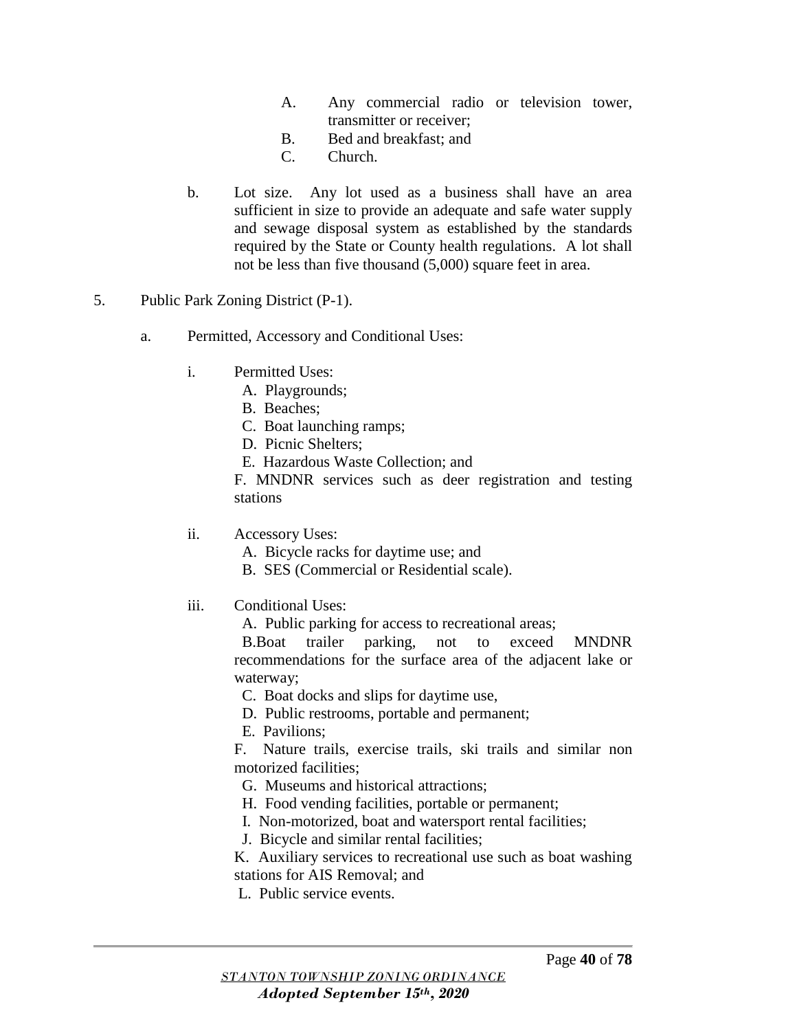A. Any commercial radio or television tower, transmitter or receiver;
B. Bed and breakfast; and
C. Church.

b. Lot size. Any lot used as a business shall have an area sufficient in size to provide an adequate and safe water supply and sewage disposal system as established by the standards required by the State or County health regulations. A lot shall not be less than five thousand (5,000) square feet in area.

5. Public Park Zoning District (P-1).

a. Permitted, Accessory and Conditional Uses:

i. Permitted Uses:
A. Playgrounds;
B. Beaches;
C. Boat launching ramps;
D. Picnic Shelters;
E. Hazardous Waste Collection; and
F. MNDNR services such as deer registration and testing stations

ii. Accessory Uses:
A. Bicycle racks for daytime use; and
B. SES (Commercial or Residential scale).

iii. Conditional Uses:
A. Public parking for access to recreational areas;
B.Boat trailer parking, not to exceed MNDNR recommendations for the surface area of the adjacent lake or waterway;
C. Boat docks and slips for daytime use,
D. Public restrooms, portable and permanent;
E. Pavilions;
F. Nature trails, exercise trails, ski trails and similar non motorized facilities;
G. Museums and historical attractions;
H. Food vending facilities, portable or permanent;
I. Non-motorized, boat and watersport rental facilities;
J. Bicycle and similar rental facilities;
K. Auxiliary services to recreational use such as boat washing stations for AIS Removal; and
L. Public service events.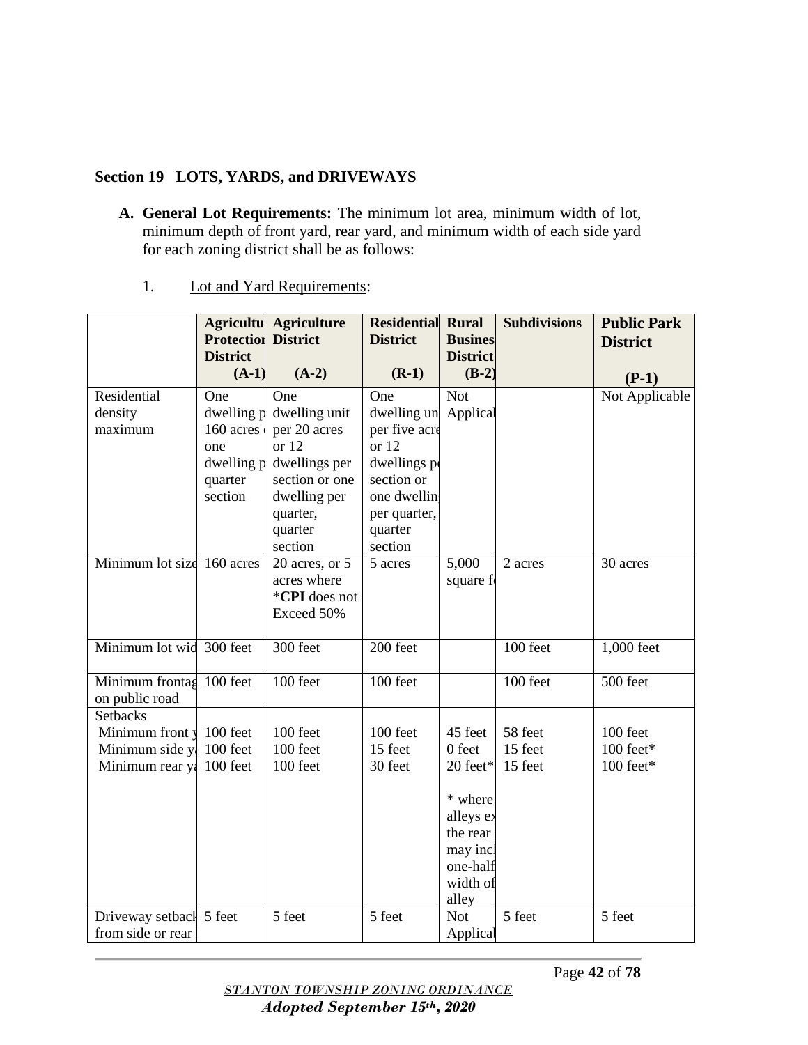## Section 19 LOTS, YARDS, and DRIVEWAYS

**A. General Lot Requirements:** The minimum lot area, minimum width of lot, minimum depth of front yard, rear yard, and minimum width of each side yard for each zoning district shall be as follows:

1. Lot and Yard Requirements:

| | **Agricultu Protection District (A-1)** | **Agriculture District (A-2)** | **Residential District (R-1)** | **Rural Busines District (B-2)** | **Subdivisions** | **Public Park District (P-1)** |
|---|---|---|---|---|---|---|
| Residential density maximum | One dwelling p 160 acres one dwelling p quarter section | One dwelling unit per 20 acres or 12 dwellings per section or one dwelling per quarter, quarter section | One dwelling un per five acre or 12 dwellings p section or one dwellin per quarter, quarter section | Not Applical | | Not Applicable |
| Minimum lot size | 160 acres | 20 acres, or 5 acres where ***CPI** does not Exceed 50% | 5 acres | 5,000 square f | 2 acres | 30 acres |
| Minimum lot wid | 300 feet | 300 feet | 200 feet | | 100 feet | 1,000 feet |
| Minimum frontag on public road | 100 feet | 100 feet | 100 feet | | 100 feet | 500 feet |
| Setbacks<br>Minimum front y<br>Minimum side y<br>Minimum rear y | <br>100 feet<br>100 feet<br>100 feet | <br>100 feet<br>100 feet<br>100 feet | <br>100 feet<br>15 feet<br>30 feet | <br>45 feet<br>0 feet<br>20 feet*<br><br>* where alleys ex the rear may incl one-half width of alley | <br>58 feet<br>15 feet<br>15 feet | <br>100 feet<br>100 feet*<br>100 feet* |
| Driveway setback from side or rear | 5 feet | 5 feet | 5 feet | Not Applical | 5 feet | 5 feet |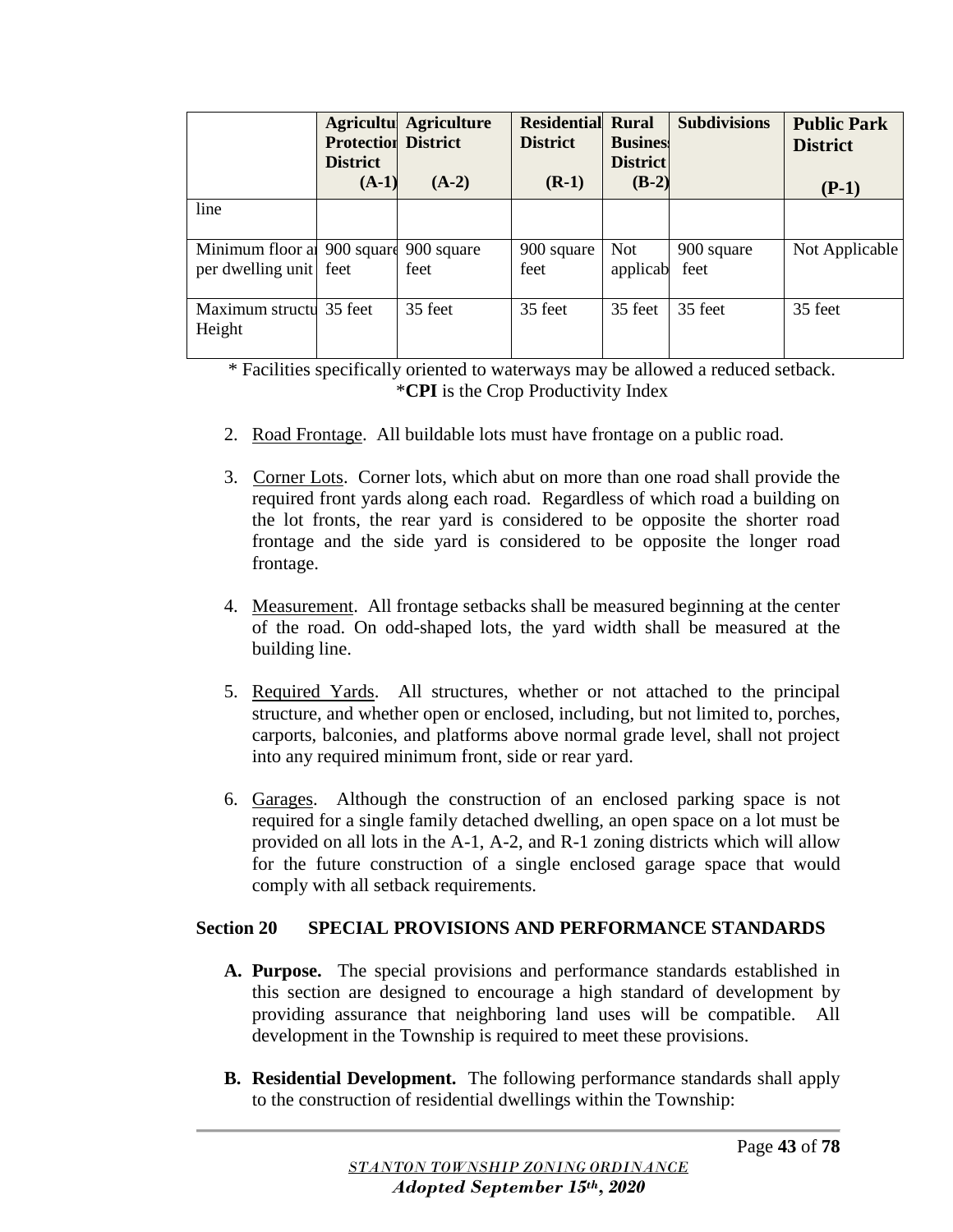| | Agriculture Protection District (A-1) | Agriculture District (A-2) | Residential District (R-1) | Rural Business District (B-2) | Subdivisions | Public Park District (P-1) |
|---|---|---|---|---|---|---|
| line | | | | | | |
| Minimum floor area per dwelling unit | 900 square feet | 900 square feet | 900 square feet | Not applicable | 900 square feet | Not Applicable |
| Maximum structure Height | 35 feet | 35 feet | 35 feet | 35 feet | 35 feet | 35 feet |

\* Facilities specifically oriented to waterways may be allowed a reduced setback.
\***CPI** is the Crop Productivity Index

2. Road Frontage. All buildable lots must have frontage on a public road.

3. Corner Lots. Corner lots, which abut on more than one road shall provide the required front yards along each road. Regardless of which road a building on the lot fronts, the rear yard is considered to be opposite the shorter road frontage and the side yard is considered to be opposite the longer road frontage.

4. Measurement. All frontage setbacks shall be measured beginning at the center of the road. On odd-shaped lots, the yard width shall be measured at the building line.

5. Required Yards. All structures, whether or not attached to the principal structure, and whether open or enclosed, including, but not limited to, porches, carports, balconies, and platforms above normal grade level, shall not project into any required minimum front, side or rear yard.

6. Garages. Although the construction of an enclosed parking space is not required for a single family detached dwelling, an open space on a lot must be provided on all lots in the A-1, A-2, and R-1 zoning districts which will allow for the future construction of a single enclosed garage space that would comply with all setback requirements.

## Section 20 SPECIAL PROVISIONS AND PERFORMANCE STANDARDS

**A. Purpose.** The special provisions and performance standards established in this section are designed to encourage a high standard of development by providing assurance that neighboring land uses will be compatible. All development in the Township is required to meet these provisions.

**B. Residential Development.** The following performance standards shall apply to the construction of residential dwellings within the Township: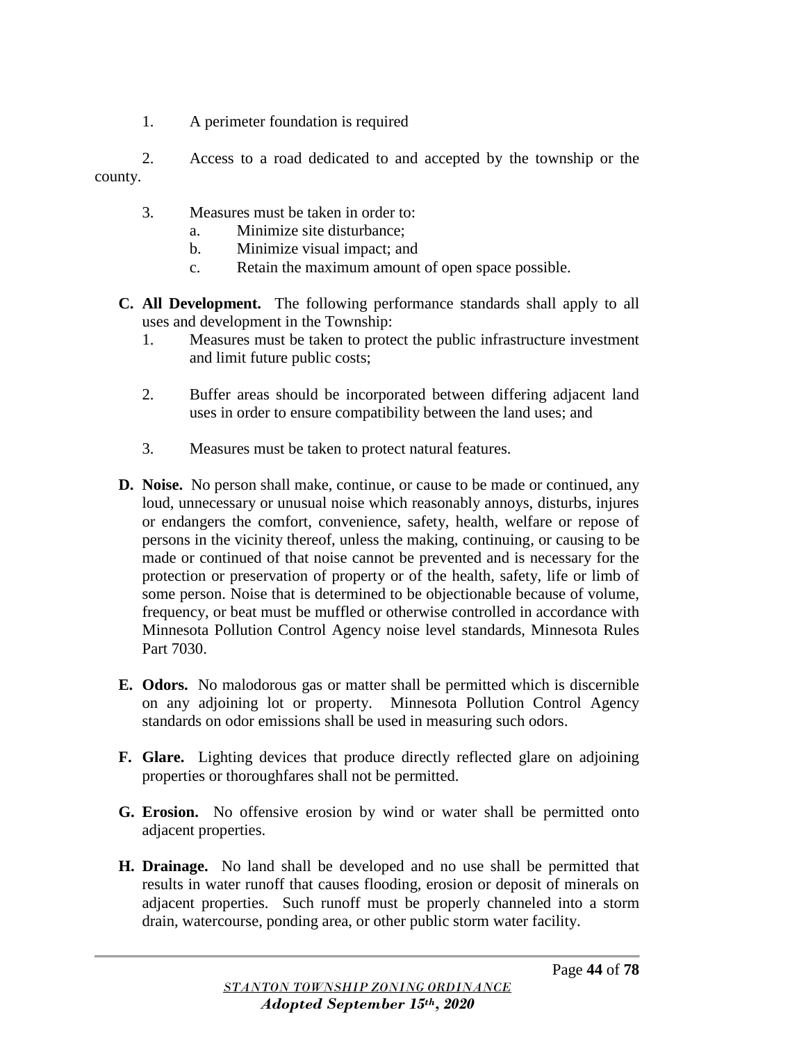1. A perimeter foundation is required

2. Access to a road dedicated to and accepted by the township or the county.

3. Measures must be taken in order to:
    a. Minimize site disturbance;
    b. Minimize visual impact; and
    c. Retain the maximum amount of open space possible.

**C. All Development.** The following performance standards shall apply to all uses and development in the Township:

1. Measures must be taken to protect the public infrastructure investment and limit future public costs;

2. Buffer areas should be incorporated between differing adjacent land uses in order to ensure compatibility between the land uses; and

3. Measures must be taken to protect natural features.

**D. Noise.** No person shall make, continue, or cause to be made or continued, any loud, unnecessary or unusual noise which reasonably annoys, disturbs, injures or endangers the comfort, convenience, safety, health, welfare or repose of persons in the vicinity thereof, unless the making, continuing, or causing to be made or continued of that noise cannot be prevented and is necessary for the protection or preservation of property or of the health, safety, life or limb of some person. Noise that is determined to be objectionable because of volume, frequency, or beat must be muffled or otherwise controlled in accordance with Minnesota Pollution Control Agency noise level standards, Minnesota Rules Part 7030.

**E. Odors.** No malodorous gas or matter shall be permitted which is discernible on any adjoining lot or property. Minnesota Pollution Control Agency standards on odor emissions shall be used in measuring such odors.

**F. Glare.** Lighting devices that produce directly reflected glare on adjoining properties or thoroughfares shall not be permitted.

**G. Erosion.** No offensive erosion by wind or water shall be permitted onto adjacent properties.

**H. Drainage.** No land shall be developed and no use shall be permitted that results in water runoff that causes flooding, erosion or deposit of minerals on adjacent properties. Such runoff must be properly channeled into a storm drain, watercourse, ponding area, or other public storm water facility.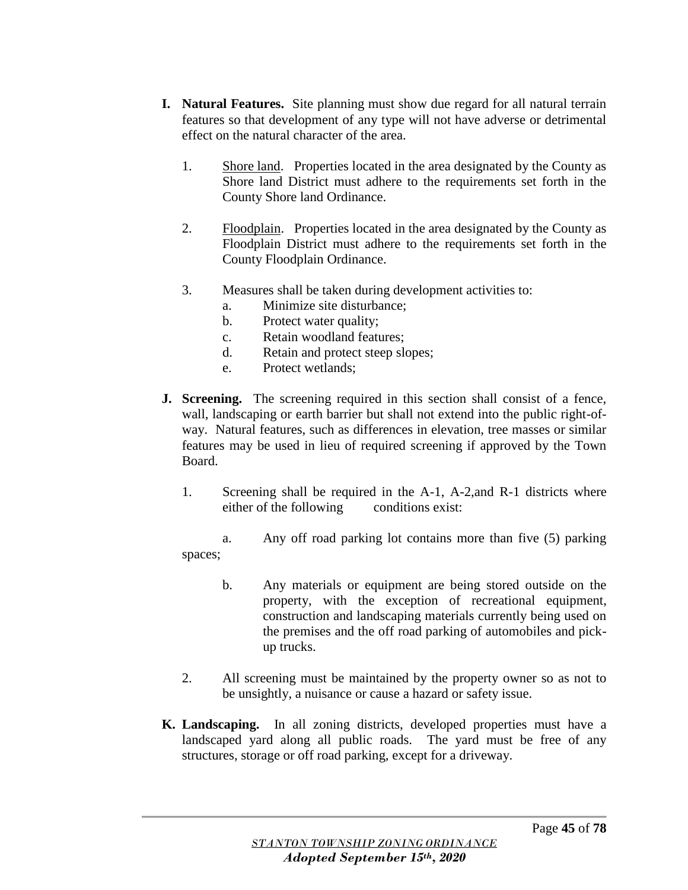**I. Natural Features.** Site planning must show due regard for all natural terrain features so that development of any type will not have adverse or detrimental effect on the natural character of the area.

1. Shore land. Properties located in the area designated by the County as Shore land District must adhere to the requirements set forth in the County Shore land Ordinance.

2. Floodplain. Properties located in the area designated by the County as Floodplain District must adhere to the requirements set forth in the County Floodplain Ordinance.

3. Measures shall be taken during development activities to:
   a. Minimize site disturbance;
   b. Protect water quality;
   c. Retain woodland features;
   d. Retain and protect steep slopes;
   e. Protect wetlands;

**J. Screening.** The screening required in this section shall consist of a fence, wall, landscaping or earth barrier but shall not extend into the public right-of-way. Natural features, such as differences in elevation, tree masses or similar features may be used in lieu of required screening if approved by the Town Board.

1. Screening shall be required in the A-1, A-2,and R-1 districts where either of the following conditions exist:

   a. Any off road parking lot contains more than five (5) parking spaces;

   b. Any materials or equipment are being stored outside on the property, with the exception of recreational equipment, construction and landscaping materials currently being used on the premises and the off road parking of automobiles and pick-up trucks.

2. All screening must be maintained by the property owner so as not to be unsightly, a nuisance or cause a hazard or safety issue.

**K. Landscaping.** In all zoning districts, developed properties must have a landscaped yard along all public roads. The yard must be free of any structures, storage or off road parking, except for a driveway.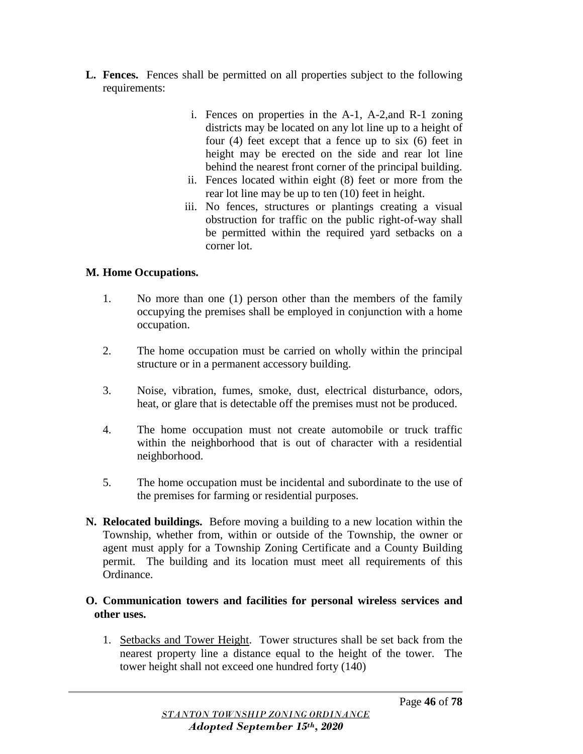**L. Fences.** Fences shall be permitted on all properties subject to the following requirements:

i. Fences on properties in the A-1, A-2,and R-1 zoning districts may be located on any lot line up to a height of four (4) feet except that a fence up to six (6) feet in height may be erected on the side and rear lot line behind the nearest front corner of the principal building.
ii. Fences located within eight (8) feet or more from the rear lot line may be up to ten (10) feet in height.
iii. No fences, structures or plantings creating a visual obstruction for traffic on the public right-of-way shall be permitted within the required yard setbacks on a corner lot.

**M. Home Occupations.**

1. No more than one (1) person other than the members of the family occupying the premises shall be employed in conjunction with a home occupation.

2. The home occupation must be carried on wholly within the principal structure or in a permanent accessory building.

3. Noise, vibration, fumes, smoke, dust, electrical disturbance, odors, heat, or glare that is detectable off the premises must not be produced.

4. The home occupation must not create automobile or truck traffic within the neighborhood that is out of character with a residential neighborhood.

5. The home occupation must be incidental and subordinate to the use of the premises for farming or residential purposes.

**N. Relocated buildings.** Before moving a building to a new location within the Township, whether from, within or outside of the Township, the owner or agent must apply for a Township Zoning Certificate and a County Building permit. The building and its location must meet all requirements of this Ordinance.

**O. Communication towers and facilities for personal wireless services and other uses.**

1. Setbacks and Tower Height. Tower structures shall be set back from the nearest property line a distance equal to the height of the tower. The tower height shall not exceed one hundred forty (140)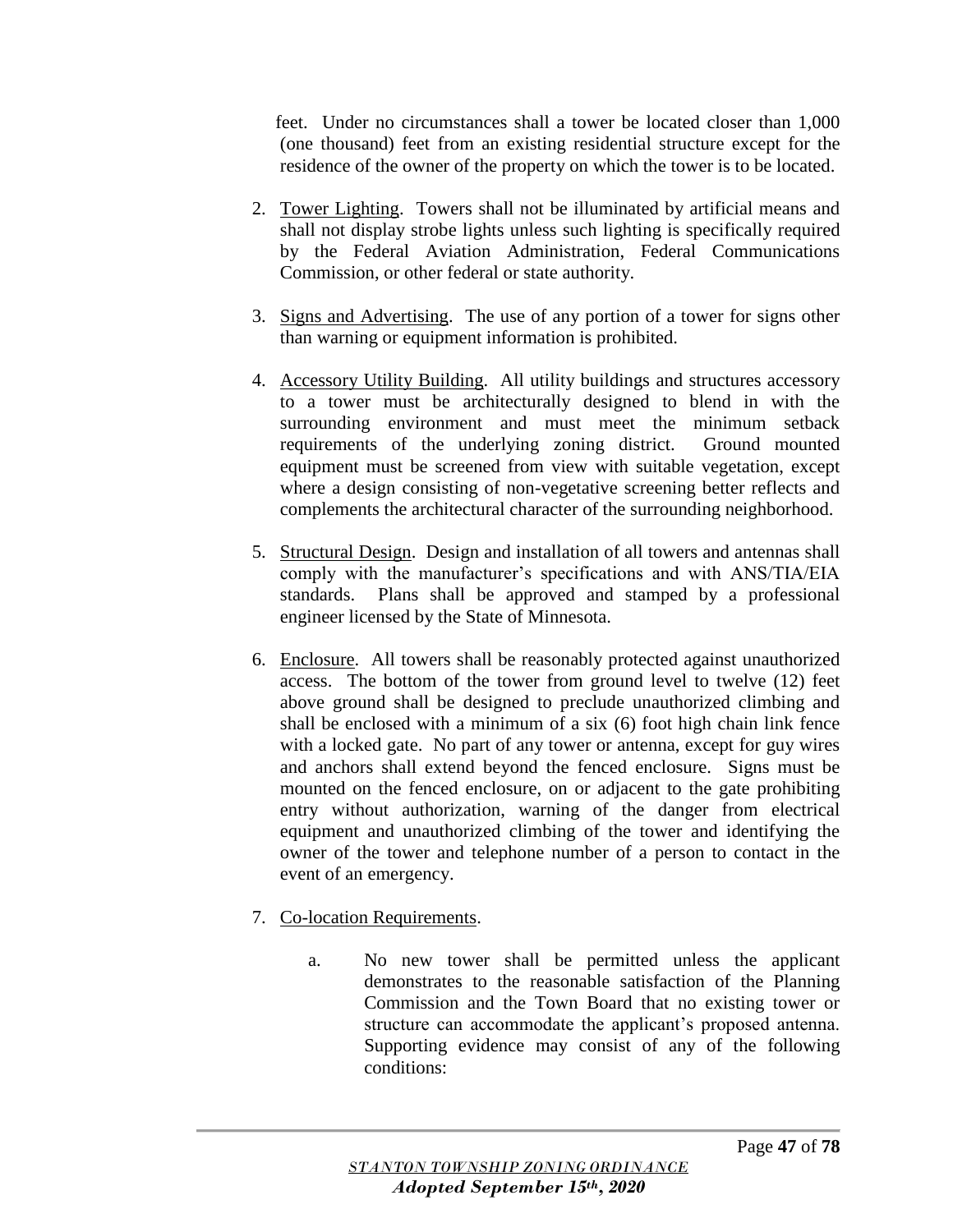feet. Under no circumstances shall a tower be located closer than 1,000 (one thousand) feet from an existing residential structure except for the residence of the owner of the property on which the tower is to be located.

2. Tower Lighting. Towers shall not be illuminated by artificial means and shall not display strobe lights unless such lighting is specifically required by the Federal Aviation Administration, Federal Communications Commission, or other federal or state authority.

3. Signs and Advertising. The use of any portion of a tower for signs other than warning or equipment information is prohibited.

4. Accessory Utility Building. All utility buildings and structures accessory to a tower must be architecturally designed to blend in with the surrounding environment and must meet the minimum setback requirements of the underlying zoning district. Ground mounted equipment must be screened from view with suitable vegetation, except where a design consisting of non-vegetative screening better reflects and complements the architectural character of the surrounding neighborhood.

5. Structural Design. Design and installation of all towers and antennas shall comply with the manufacturer's specifications and with ANS/TIA/EIA standards. Plans shall be approved and stamped by a professional engineer licensed by the State of Minnesota.

6. Enclosure. All towers shall be reasonably protected against unauthorized access. The bottom of the tower from ground level to twelve (12) feet above ground shall be designed to preclude unauthorized climbing and shall be enclosed with a minimum of a six (6) foot high chain link fence with a locked gate. No part of any tower or antenna, except for guy wires and anchors shall extend beyond the fenced enclosure. Signs must be mounted on the fenced enclosure, on or adjacent to the gate prohibiting entry without authorization, warning of the danger from electrical equipment and unauthorized climbing of the tower and identifying the owner of the tower and telephone number of a person to contact in the event of an emergency.

7. Co-location Requirements.

   a. No new tower shall be permitted unless the applicant demonstrates to the reasonable satisfaction of the Planning Commission and the Town Board that no existing tower or structure can accommodate the applicant's proposed antenna. Supporting evidence may consist of any of the following conditions: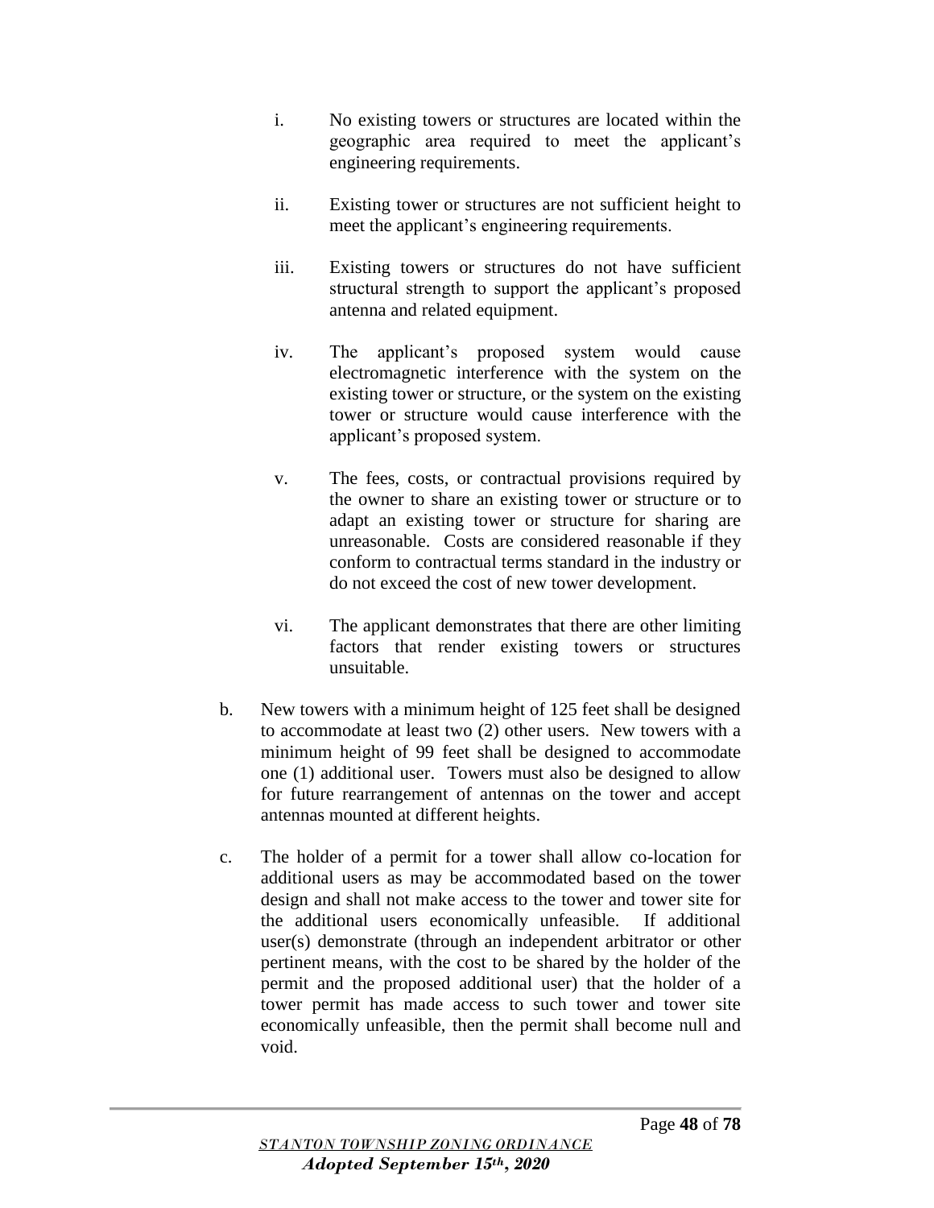i. No existing towers or structures are located within the geographic area required to meet the applicant's engineering requirements.

ii. Existing tower or structures are not sufficient height to meet the applicant's engineering requirements.

iii. Existing towers or structures do not have sufficient structural strength to support the applicant's proposed antenna and related equipment.

iv. The applicant's proposed system would cause electromagnetic interference with the system on the existing tower or structure, or the system on the existing tower or structure would cause interference with the applicant's proposed system.

v. The fees, costs, or contractual provisions required by the owner to share an existing tower or structure or to adapt an existing tower or structure for sharing are unreasonable. Costs are considered reasonable if they conform to contractual terms standard in the industry or do not exceed the cost of new tower development.

vi. The applicant demonstrates that there are other limiting factors that render existing towers or structures unsuitable.

b. New towers with a minimum height of 125 feet shall be designed to accommodate at least two (2) other users. New towers with a minimum height of 99 feet shall be designed to accommodate one (1) additional user. Towers must also be designed to allow for future rearrangement of antennas on the tower and accept antennas mounted at different heights.

c. The holder of a permit for a tower shall allow co-location for additional users as may be accommodated based on the tower design and shall not make access to the tower and tower site for the additional users economically unfeasible. If additional user(s) demonstrate (through an independent arbitrator or other pertinent means, with the cost to be shared by the holder of the permit and the proposed additional user) that the holder of a tower permit has made access to such tower and tower site economically unfeasible, then the permit shall become null and void.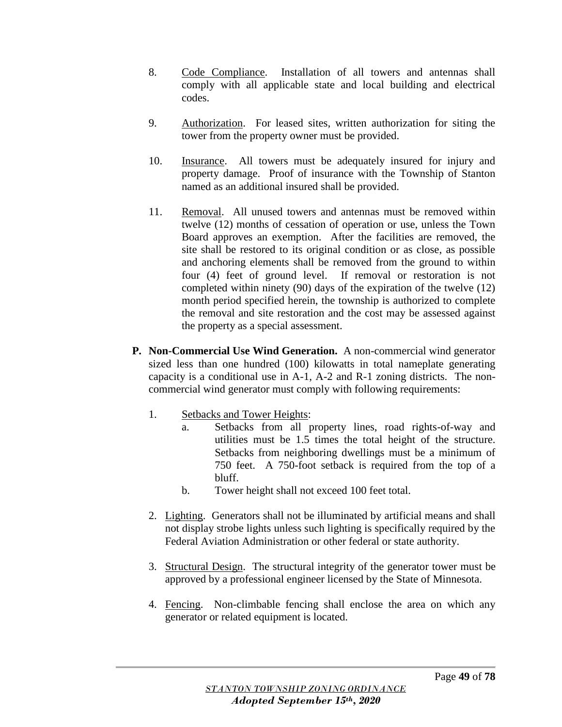8. Code Compliance. Installation of all towers and antennas shall comply with all applicable state and local building and electrical codes.

9. Authorization. For leased sites, written authorization for siting the tower from the property owner must be provided.

10. Insurance. All towers must be adequately insured for injury and property damage. Proof of insurance with the Township of Stanton named as an additional insured shall be provided.

11. Removal. All unused towers and antennas must be removed within twelve (12) months of cessation of operation or use, unless the Town Board approves an exemption. After the facilities are removed, the site shall be restored to its original condition or as close, as possible and anchoring elements shall be removed from the ground to within four (4) feet of ground level. If removal or restoration is not completed within ninety (90) days of the expiration of the twelve (12) month period specified herein, the township is authorized to complete the removal and site restoration and the cost may be assessed against the property as a special assessment.

**P. Non-Commercial Use Wind Generation.** A non-commercial wind generator sized less than one hundred (100) kilowatts in total nameplate generating capacity is a conditional use in A-1, A-2 and R-1 zoning districts. The non-commercial wind generator must comply with following requirements:

1. Setbacks and Tower Heights:
   a. Setbacks from all property lines, road rights-of-way and utilities must be 1.5 times the total height of the structure. Setbacks from neighboring dwellings must be a minimum of 750 feet. A 750-foot setback is required from the top of a bluff.
   b. Tower height shall not exceed 100 feet total.

2. Lighting. Generators shall not be illuminated by artificial means and shall not display strobe lights unless such lighting is specifically required by the Federal Aviation Administration or other federal or state authority.

3. Structural Design. The structural integrity of the generator tower must be approved by a professional engineer licensed by the State of Minnesota.

4. Fencing. Non-climbable fencing shall enclose the area on which any generator or related equipment is located.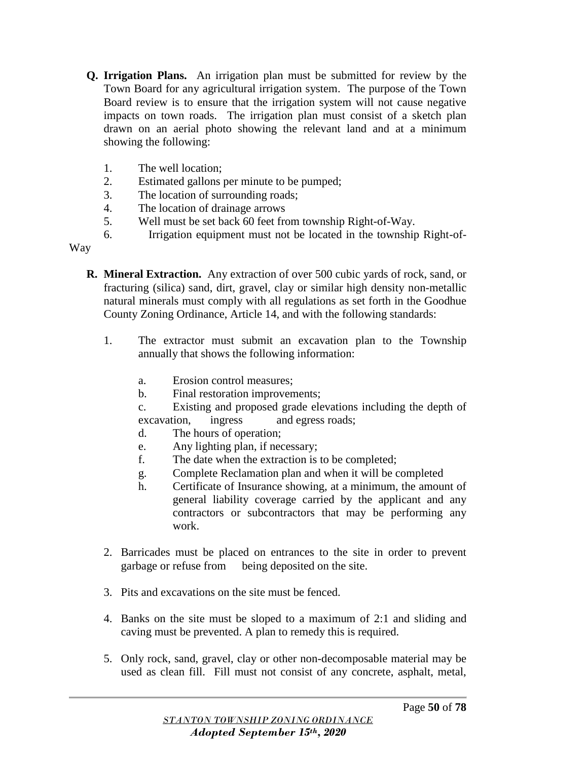**Q. Irrigation Plans.** An irrigation plan must be submitted for review by the Town Board for any agricultural irrigation system. The purpose of the Town Board review is to ensure that the irrigation system will not cause negative impacts on town roads. The irrigation plan must consist of a sketch plan drawn on an aerial photo showing the relevant land and at a minimum showing the following:

1. The well location;
2. Estimated gallons per minute to be pumped;
3. The location of surrounding roads;
4. The location of drainage arrows
5. Well must be set back 60 feet from township Right-of-Way.
6. Irrigation equipment must not be located in the township Right-of-Way

**R. Mineral Extraction.** Any extraction of over 500 cubic yards of rock, sand, or fracturing (silica) sand, dirt, gravel, clay or similar high density non-metallic natural minerals must comply with all regulations as set forth in the Goodhue County Zoning Ordinance, Article 14, and with the following standards:

1. The extractor must submit an excavation plan to the Township annually that shows the following information:

   a. Erosion control measures;
   b. Final restoration improvements;
   c. Existing and proposed grade elevations including the depth of excavation, ingress and egress roads;
   d. The hours of operation;
   e. Any lighting plan, if necessary;
   f. The date when the extraction is to be completed;
   g. Complete Reclamation plan and when it will be completed
   h. Certificate of Insurance showing, at a minimum, the amount of general liability coverage carried by the applicant and any contractors or subcontractors that may be performing any work.

2. Barricades must be placed on entrances to the site in order to prevent garbage or refuse from being deposited on the site.

3. Pits and excavations on the site must be fenced.

4. Banks on the site must be sloped to a maximum of 2:1 and sliding and caving must be prevented. A plan to remedy this is required.

5. Only rock, sand, gravel, clay or other non-decomposable material may be used as clean fill. Fill must not consist of any concrete, asphalt, metal,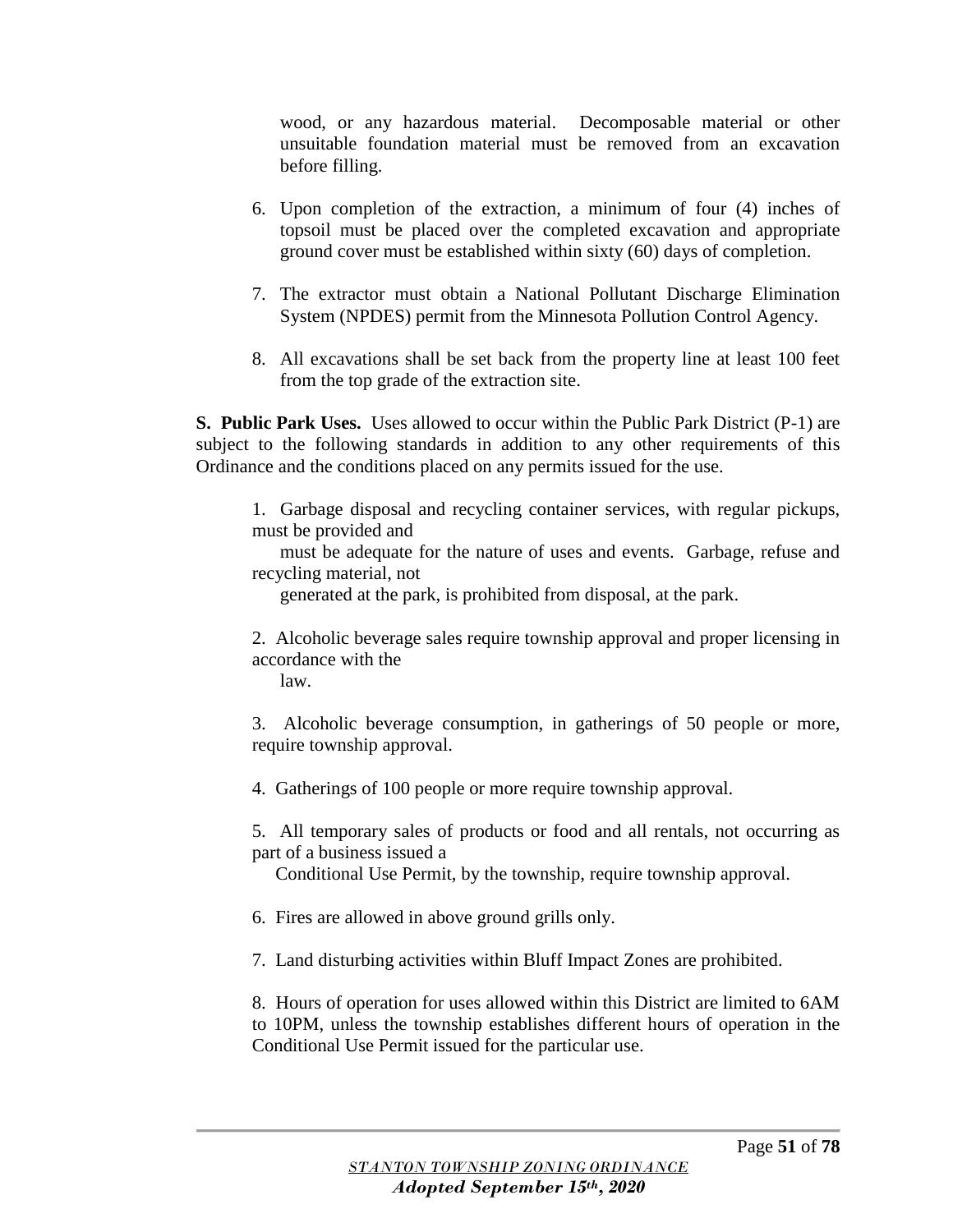wood, or any hazardous material. Decomposable material or other unsuitable foundation material must be removed from an excavation before filling.

6. Upon completion of the extraction, a minimum of four (4) inches of topsoil must be placed over the completed excavation and appropriate ground cover must be established within sixty (60) days of completion.

7. The extractor must obtain a National Pollutant Discharge Elimination System (NPDES) permit from the Minnesota Pollution Control Agency.

8. All excavations shall be set back from the property line at least 100 feet from the top grade of the extraction site.

**S. Public Park Uses.** Uses allowed to occur within the Public Park District (P-1) are subject to the following standards in addition to any other requirements of this Ordinance and the conditions placed on any permits issued for the use.

1. Garbage disposal and recycling container services, with regular pickups, must be provided and must be adequate for the nature of uses and events. Garbage, refuse and recycling material, not generated at the park, is prohibited from disposal, at the park.

2. Alcoholic beverage sales require township approval and proper licensing in accordance with the law.

3. Alcoholic beverage consumption, in gatherings of 50 people or more, require township approval.

4. Gatherings of 100 people or more require township approval.

5. All temporary sales of products or food and all rentals, not occurring as part of a business issued a Conditional Use Permit, by the township, require township approval.

6. Fires are allowed in above ground grills only.

7. Land disturbing activities within Bluff Impact Zones are prohibited.

8. Hours of operation for uses allowed within this District are limited to 6AM to 10PM, unless the township establishes different hours of operation in the Conditional Use Permit issued for the particular use.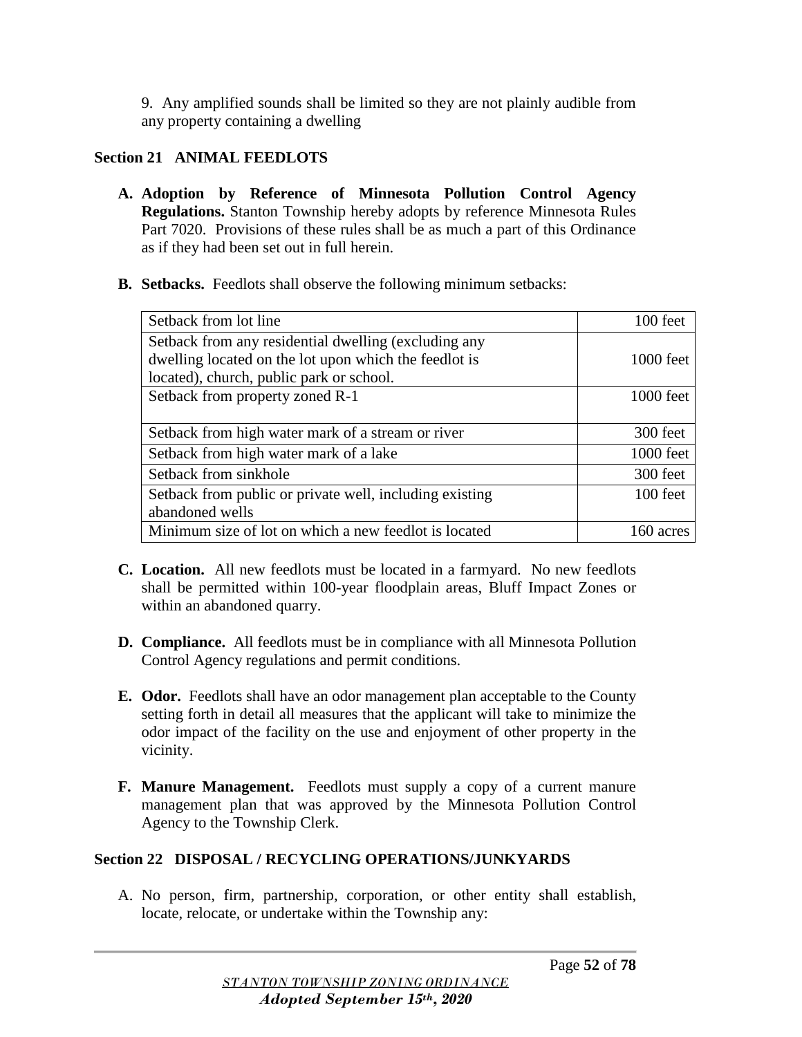9. Any amplified sounds shall be limited so they are not plainly audible from any property containing a dwelling

## Section 21 ANIMAL FEEDLOTS

**A. Adoption by Reference of Minnesota Pollution Control Agency Regulations.** Stanton Township hereby adopts by reference Minnesota Rules Part 7020. Provisions of these rules shall be as much a part of this Ordinance as if they had been set out in full herein.

**B. Setbacks.** Feedlots shall observe the following minimum setbacks:

| Setback | Distance |
|---|---|
| Setback from lot line | 100 feet |
| Setback from any residential dwelling (excluding any dwelling located on the lot upon which the feedlot is located), church, public park or school. | 1000 feet |
| Setback from property zoned R-1 | 1000 feet |
| Setback from high water mark of a stream or river | 300 feet |
| Setback from high water mark of a lake | 1000 feet |
| Setback from sinkhole | 300 feet |
| Setback from public or private well, including existing abandoned wells | 100 feet |
| Minimum size of lot on which a new feedlot is located | 160 acres |

**C. Location.** All new feedlots must be located in a farmyard. No new feedlots shall be permitted within 100-year floodplain areas, Bluff Impact Zones or within an abandoned quarry.

**D. Compliance.** All feedlots must be in compliance with all Minnesota Pollution Control Agency regulations and permit conditions.

**E. Odor.** Feedlots shall have an odor management plan acceptable to the County setting forth in detail all measures that the applicant will take to minimize the odor impact of the facility on the use and enjoyment of other property in the vicinity.

**F. Manure Management.** Feedlots must supply a copy of a current manure management plan that was approved by the Minnesota Pollution Control Agency to the Township Clerk.

## Section 22 DISPOSAL / RECYCLING OPERATIONS/JUNKYARDS

A. No person, firm, partnership, corporation, or other entity shall establish, locate, relocate, or undertake within the Township any: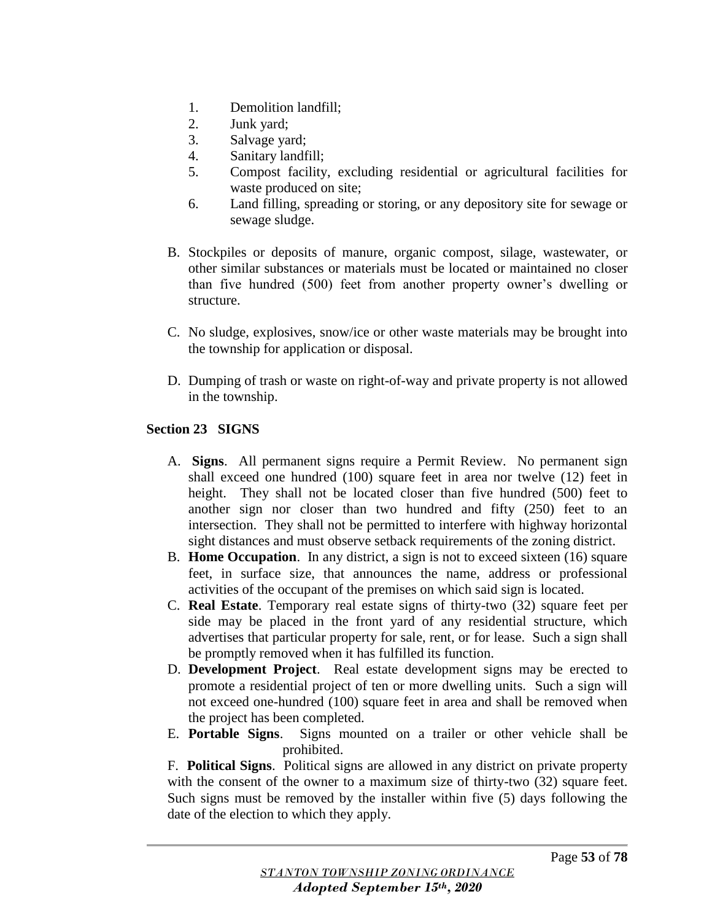1. Demolition landfill;
2. Junk yard;
3. Salvage yard;
4. Sanitary landfill;
5. Compost facility, excluding residential or agricultural facilities for waste produced on site;
6. Land filling, spreading or storing, or any depository site for sewage or sewage sludge.

B. Stockpiles or deposits of manure, organic compost, silage, wastewater, or other similar substances or materials must be located or maintained no closer than five hundred (500) feet from another property owner's dwelling or structure.

C. No sludge, explosives, snow/ice or other waste materials may be brought into the township for application or disposal.

D. Dumping of trash or waste on right-of-way and private property is not allowed in the township.

## Section 23 SIGNS

A. **Signs**. All permanent signs require a Permit Review. No permanent sign shall exceed one hundred (100) square feet in area nor twelve (12) feet in height. They shall not be located closer than five hundred (500) feet to another sign nor closer than two hundred and fifty (250) feet to an intersection. They shall not be permitted to interfere with highway horizontal sight distances and must observe setback requirements of the zoning district.

B. **Home Occupation**. In any district, a sign is not to exceed sixteen (16) square feet, in surface size, that announces the name, address or professional activities of the occupant of the premises on which said sign is located.

C. **Real Estate**. Temporary real estate signs of thirty-two (32) square feet per side may be placed in the front yard of any residential structure, which advertises that particular property for sale, rent, or for lease. Such a sign shall be promptly removed when it has fulfilled its function.

D. **Development Project**. Real estate development signs may be erected to promote a residential project of ten or more dwelling units. Such a sign will not exceed one-hundred (100) square feet in area and shall be removed when the project has been completed.

E. **Portable Signs**. Signs mounted on a trailer or other vehicle shall be prohibited.

F. **Political Signs**. Political signs are allowed in any district on private property with the consent of the owner to a maximum size of thirty-two (32) square feet. Such signs must be removed by the installer within five (5) days following the date of the election to which they apply.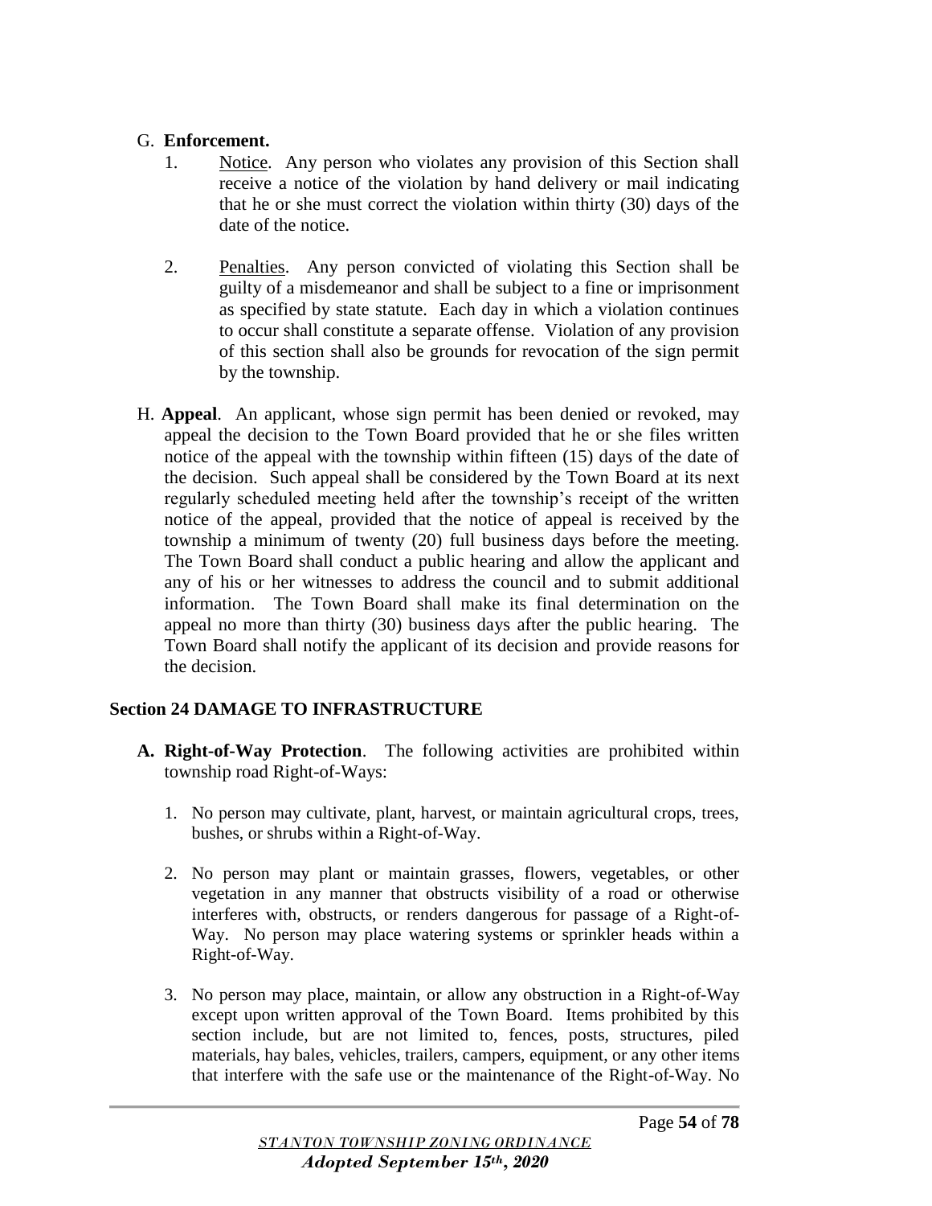G. **Enforcement.**

1. Notice. Any person who violates any provision of this Section shall receive a notice of the violation by hand delivery or mail indicating that he or she must correct the violation within thirty (30) days of the date of the notice.

2. Penalties. Any person convicted of violating this Section shall be guilty of a misdemeanor and shall be subject to a fine or imprisonment as specified by state statute. Each day in which a violation continues to occur shall constitute a separate offense. Violation of any provision of this section shall also be grounds for revocation of the sign permit by the township.

H. **Appeal**. An applicant, whose sign permit has been denied or revoked, may appeal the decision to the Town Board provided that he or she files written notice of the appeal with the township within fifteen (15) days of the date of the decision. Such appeal shall be considered by the Town Board at its next regularly scheduled meeting held after the township's receipt of the written notice of the appeal, provided that the notice of appeal is received by the township a minimum of twenty (20) full business days before the meeting. The Town Board shall conduct a public hearing and allow the applicant and any of his or her witnesses to address the council and to submit additional information. The Town Board shall make its final determination on the appeal no more than thirty (30) business days after the public hearing. The Town Board shall notify the applicant of its decision and provide reasons for the decision.

## Section 24 DAMAGE TO INFRASTRUCTURE

**A. Right-of-Way Protection**. The following activities are prohibited within township road Right-of-Ways:

1. No person may cultivate, plant, harvest, or maintain agricultural crops, trees, bushes, or shrubs within a Right-of-Way.

2. No person may plant or maintain grasses, flowers, vegetables, or other vegetation in any manner that obstructs visibility of a road or otherwise interferes with, obstructs, or renders dangerous for passage of a Right-of-Way. No person may place watering systems or sprinkler heads within a Right-of-Way.

3. No person may place, maintain, or allow any obstruction in a Right-of-Way except upon written approval of the Town Board. Items prohibited by this section include, but are not limited to, fences, posts, structures, piled materials, hay bales, vehicles, trailers, campers, equipment, or any other items that interfere with the safe use or the maintenance of the Right-of-Way. No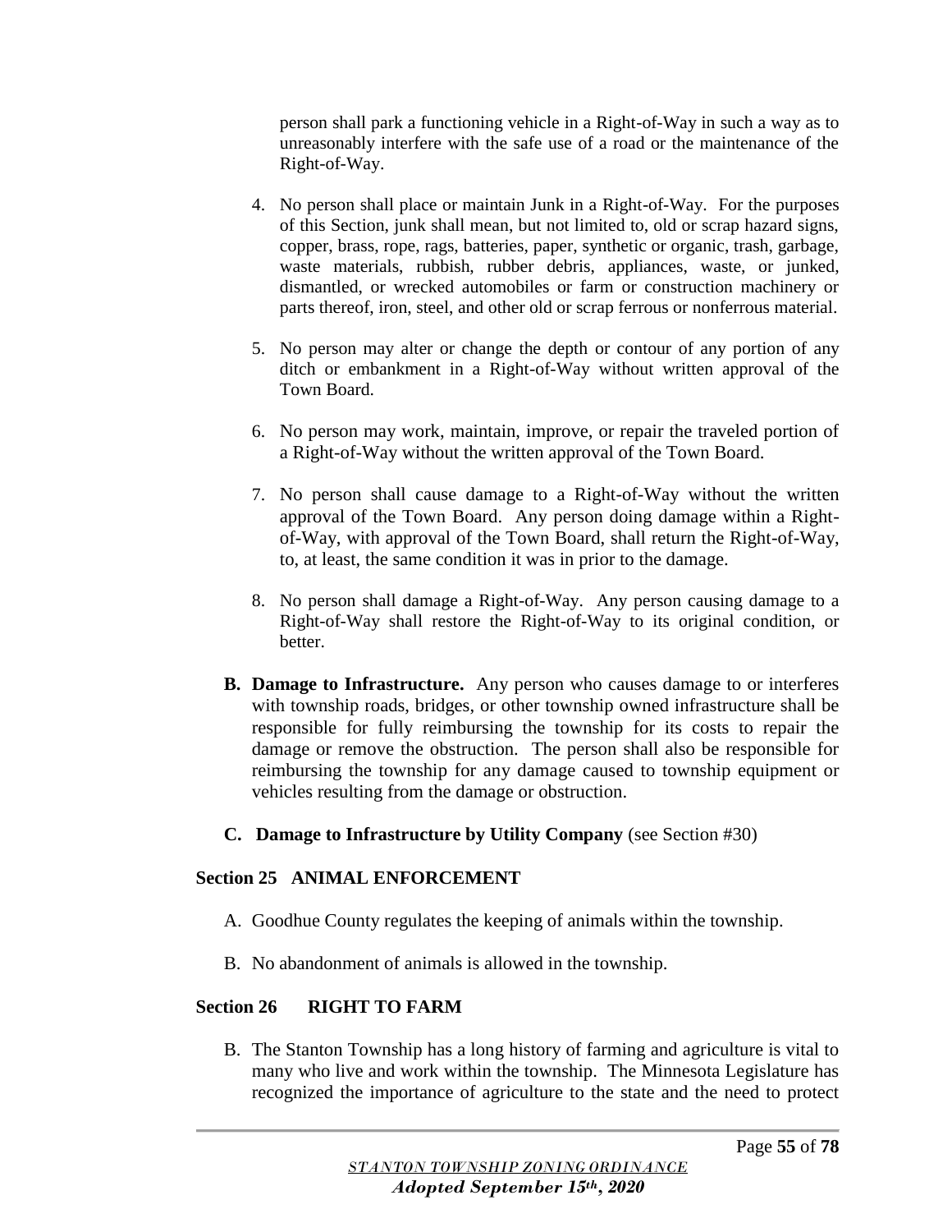person shall park a functioning vehicle in a Right-of-Way in such a way as to unreasonably interfere with the safe use of a road or the maintenance of the Right-of-Way.

4. No person shall place or maintain Junk in a Right-of-Way. For the purposes of this Section, junk shall mean, but not limited to, old or scrap hazard signs, copper, brass, rope, rags, batteries, paper, synthetic or organic, trash, garbage, waste materials, rubbish, rubber debris, appliances, waste, or junked, dismantled, or wrecked automobiles or farm or construction machinery or parts thereof, iron, steel, and other old or scrap ferrous or nonferrous material.

5. No person may alter or change the depth or contour of any portion of any ditch or embankment in a Right-of-Way without written approval of the Town Board.

6. No person may work, maintain, improve, or repair the traveled portion of a Right-of-Way without the written approval of the Town Board.

7. No person shall cause damage to a Right-of-Way without the written approval of the Town Board. Any person doing damage within a Right-of-Way, with approval of the Town Board, shall return the Right-of-Way, to, at least, the same condition it was in prior to the damage.

8. No person shall damage a Right-of-Way. Any person causing damage to a Right-of-Way shall restore the Right-of-Way to its original condition, or better.

**B. Damage to Infrastructure.** Any person who causes damage to or interferes with township roads, bridges, or other township owned infrastructure shall be responsible for fully reimbursing the township for its costs to repair the damage or remove the obstruction. The person shall also be responsible for reimbursing the township for any damage caused to township equipment or vehicles resulting from the damage or obstruction.

**C. Damage to Infrastructure by Utility Company** (see Section #30)

## Section 25 ANIMAL ENFORCEMENT

A. Goodhue County regulates the keeping of animals within the township.

B. No abandonment of animals is allowed in the township.

## Section 26 RIGHT TO FARM

B. The Stanton Township has a long history of farming and agriculture is vital to many who live and work within the township. The Minnesota Legislature has recognized the importance of agriculture to the state and the need to protect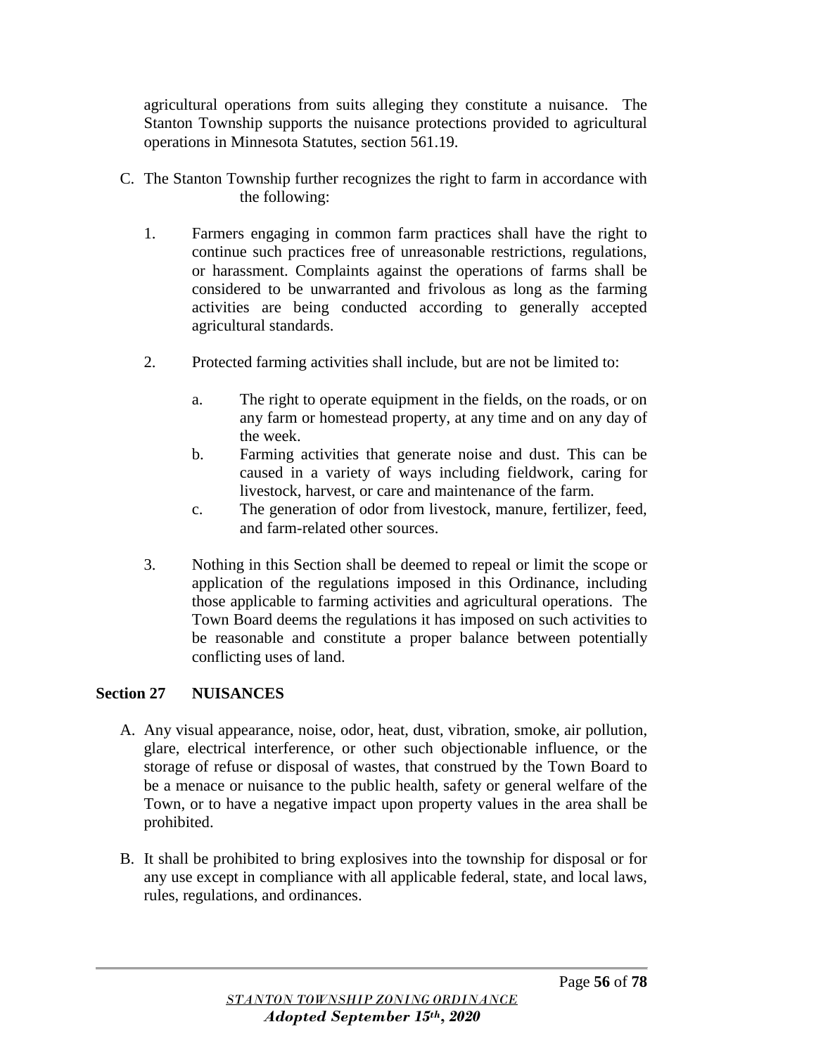agricultural operations from suits alleging they constitute a nuisance. The Stanton Township supports the nuisance protections provided to agricultural operations in Minnesota Statutes, section 561.19.

C. The Stanton Township further recognizes the right to farm in accordance with the following:

   1. Farmers engaging in common farm practices shall have the right to continue such practices free of unreasonable restrictions, regulations, or harassment. Complaints against the operations of farms shall be considered to be unwarranted and frivolous as long as the farming activities are being conducted according to generally accepted agricultural standards.

   2. Protected farming activities shall include, but are not be limited to:

      a. The right to operate equipment in the fields, on the roads, or on any farm or homestead property, at any time and on any day of the week.
      b. Farming activities that generate noise and dust. This can be caused in a variety of ways including fieldwork, caring for livestock, harvest, or care and maintenance of the farm.
      c. The generation of odor from livestock, manure, fertilizer, feed, and farm-related other sources.

   3. Nothing in this Section shall be deemed to repeal or limit the scope or application of the regulations imposed in this Ordinance, including those applicable to farming activities and agricultural operations. The Town Board deems the regulations it has imposed on such activities to be reasonable and constitute a proper balance between potentially conflicting uses of land.

## Section 27 NUISANCES

A. Any visual appearance, noise, odor, heat, dust, vibration, smoke, air pollution, glare, electrical interference, or other such objectionable influence, or the storage of refuse or disposal of wastes, that construed by the Town Board to be a menace or nuisance to the public health, safety or general welfare of the Town, or to have a negative impact upon property values in the area shall be prohibited.

B. It shall be prohibited to bring explosives into the township for disposal or for any use except in compliance with all applicable federal, state, and local laws, rules, regulations, and ordinances.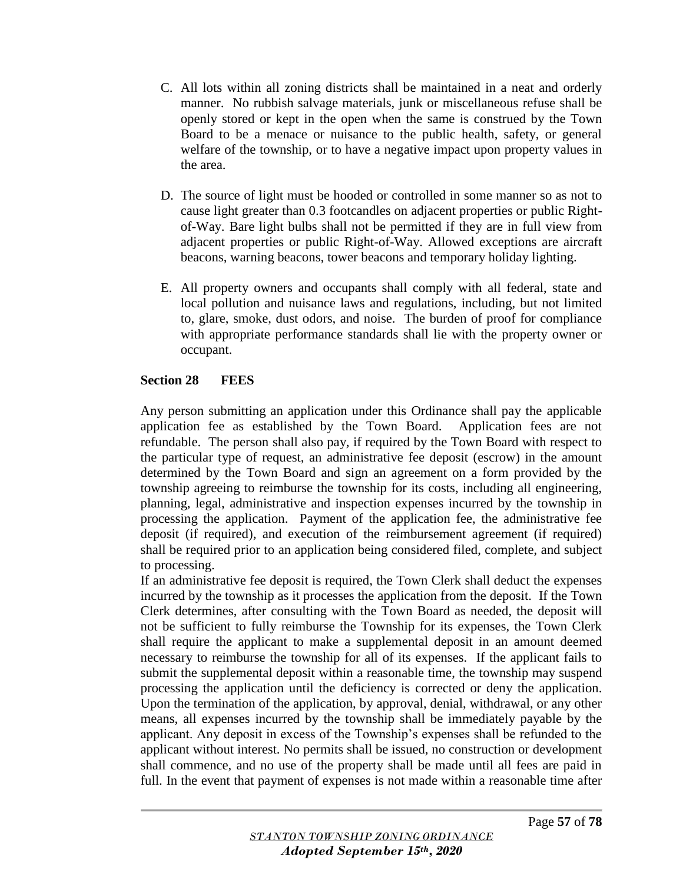C. All lots within all zoning districts shall be maintained in a neat and orderly manner. No rubbish salvage materials, junk or miscellaneous refuse shall be openly stored or kept in the open when the same is construed by the Town Board to be a menace or nuisance to the public health, safety, or general welfare of the township, or to have a negative impact upon property values in the area.

D. The source of light must be hooded or controlled in some manner so as not to cause light greater than 0.3 footcandles on adjacent properties or public Right-of-Way. Bare light bulbs shall not be permitted if they are in full view from adjacent properties or public Right-of-Way. Allowed exceptions are aircraft beacons, warning beacons, tower beacons and temporary holiday lighting.

E. All property owners and occupants shall comply with all federal, state and local pollution and nuisance laws and regulations, including, but not limited to, glare, smoke, dust odors, and noise. The burden of proof for compliance with appropriate performance standards shall lie with the property owner or occupant.

## Section 28 FEES

Any person submitting an application under this Ordinance shall pay the applicable application fee as established by the Town Board. Application fees are not refundable. The person shall also pay, if required by the Town Board with respect to the particular type of request, an administrative fee deposit (escrow) in the amount determined by the Town Board and sign an agreement on a form provided by the township agreeing to reimburse the township for its costs, including all engineering, planning, legal, administrative and inspection expenses incurred by the township in processing the application. Payment of the application fee, the administrative fee deposit (if required), and execution of the reimbursement agreement (if required) shall be required prior to an application being considered filed, complete, and subject to processing.

If an administrative fee deposit is required, the Town Clerk shall deduct the expenses incurred by the township as it processes the application from the deposit. If the Town Clerk determines, after consulting with the Town Board as needed, the deposit will not be sufficient to fully reimburse the Township for its expenses, the Town Clerk shall require the applicant to make a supplemental deposit in an amount deemed necessary to reimburse the township for all of its expenses. If the applicant fails to submit the supplemental deposit within a reasonable time, the township may suspend processing the application until the deficiency is corrected or deny the application. Upon the termination of the application, by approval, denial, withdrawal, or any other means, all expenses incurred by the township shall be immediately payable by the applicant. Any deposit in excess of the Township's expenses shall be refunded to the applicant without interest. No permits shall be issued, no construction or development shall commence, and no use of the property shall be made until all fees are paid in full. In the event that payment of expenses is not made within a reasonable time after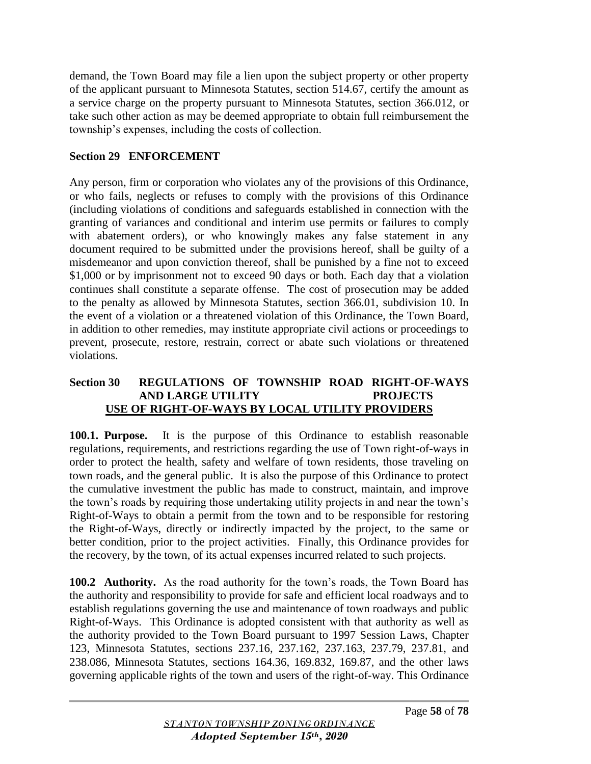demand, the Town Board may file a lien upon the subject property or other property of the applicant pursuant to Minnesota Statutes, section 514.67, certify the amount as a service charge on the property pursuant to Minnesota Statutes, section 366.012, or take such other action as may be deemed appropriate to obtain full reimbursement the township's expenses, including the costs of collection.

## Section 29 ENFORCEMENT

Any person, firm or corporation who violates any of the provisions of this Ordinance, or who fails, neglects or refuses to comply with the provisions of this Ordinance (including violations of conditions and safeguards established in connection with the granting of variances and conditional and interim use permits or failures to comply with abatement orders), or who knowingly makes any false statement in any document required to be submitted under the provisions hereof, shall be guilty of a misdemeanor and upon conviction thereof, shall be punished by a fine not to exceed $1,000 or by imprisonment not to exceed 90 days or both. Each day that a violation continues shall constitute a separate offense. The cost of prosecution may be added to the penalty as allowed by Minnesota Statutes, section 366.01, subdivision 10. In the event of a violation or a threatened violation of this Ordinance, the Town Board, in addition to other remedies, may institute appropriate civil actions or proceedings to prevent, prosecute, restore, restrain, correct or abate such violations or threatened violations.

## Section 30 REGULATIONS OF TOWNSHIP ROAD RIGHT-OF-WAYS AND LARGE UTILITY PROJECTS

**USE OF RIGHT-OF-WAYS BY LOCAL UTILITY PROVIDERS**

**100.1. Purpose.** It is the purpose of this Ordinance to establish reasonable regulations, requirements, and restrictions regarding the use of Town right-of-ways in order to protect the health, safety and welfare of town residents, those traveling on town roads, and the general public. It is also the purpose of this Ordinance to protect the cumulative investment the public has made to construct, maintain, and improve the town's roads by requiring those undertaking utility projects in and near the town's Right-of-Ways to obtain a permit from the town and to be responsible for restoring the Right-of-Ways, directly or indirectly impacted by the project, to the same or better condition, prior to the project activities. Finally, this Ordinance provides for the recovery, by the town, of its actual expenses incurred related to such projects.

**100.2 Authority.** As the road authority for the town's roads, the Town Board has the authority and responsibility to provide for safe and efficient local roadways and to establish regulations governing the use and maintenance of town roadways and public Right-of-Ways. This Ordinance is adopted consistent with that authority as well as the authority provided to the Town Board pursuant to 1997 Session Laws, Chapter 123, Minnesota Statutes, sections 237.16, 237.162, 237.163, 237.79, 237.81, and 238.086, Minnesota Statutes, sections 164.36, 169.832, 169.87, and the other laws governing applicable rights of the town and users of the right-of-way. This Ordinance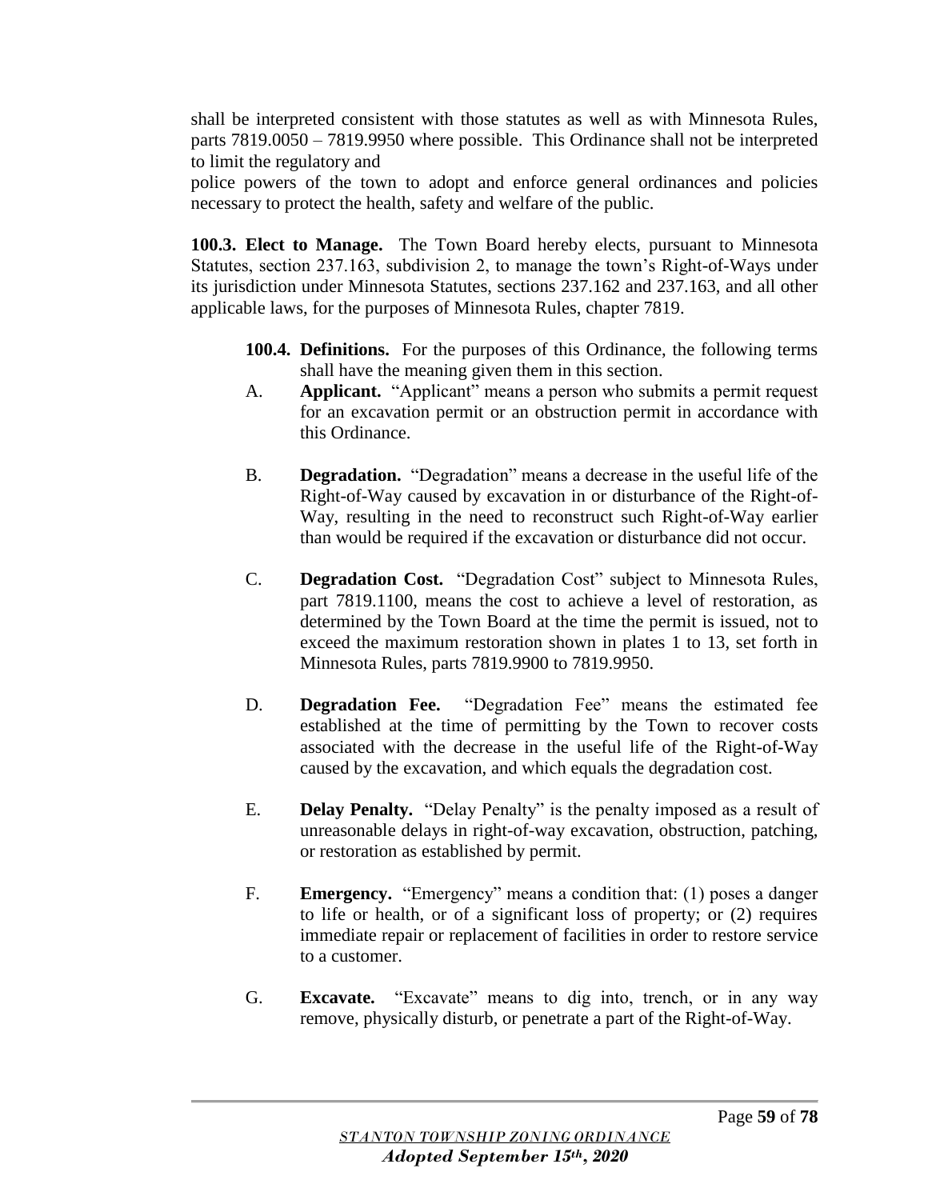shall be interpreted consistent with those statutes as well as with Minnesota Rules, parts 7819.0050 – 7819.9950 where possible. This Ordinance shall not be interpreted to limit the regulatory and police powers of the town to adopt and enforce general ordinances and policies necessary to protect the health, safety and welfare of the public.

**100.3. Elect to Manage.** The Town Board hereby elects, pursuant to Minnesota Statutes, section 237.163, subdivision 2, to manage the town's Right-of-Ways under its jurisdiction under Minnesota Statutes, sections 237.162 and 237.163, and all other applicable laws, for the purposes of Minnesota Rules, chapter 7819.

**100.4. Definitions.** For the purposes of this Ordinance, the following terms shall have the meaning given them in this section.

A. **Applicant.** "Applicant" means a person who submits a permit request for an excavation permit or an obstruction permit in accordance with this Ordinance.

B. **Degradation.** "Degradation" means a decrease in the useful life of the Right-of-Way caused by excavation in or disturbance of the Right-of-Way, resulting in the need to reconstruct such Right-of-Way earlier than would be required if the excavation or disturbance did not occur.

C. **Degradation Cost.** "Degradation Cost" subject to Minnesota Rules, part 7819.1100, means the cost to achieve a level of restoration, as determined by the Town Board at the time the permit is issued, not to exceed the maximum restoration shown in plates 1 to 13, set forth in Minnesota Rules, parts 7819.9900 to 7819.9950.

D. **Degradation Fee.** "Degradation Fee" means the estimated fee established at the time of permitting by the Town to recover costs associated with the decrease in the useful life of the Right-of-Way caused by the excavation, and which equals the degradation cost.

E. **Delay Penalty.** "Delay Penalty" is the penalty imposed as a result of unreasonable delays in right-of-way excavation, obstruction, patching, or restoration as established by permit.

F. **Emergency.** "Emergency" means a condition that: (1) poses a danger to life or health, or of a significant loss of property; or (2) requires immediate repair or replacement of facilities in order to restore service to a customer.

G. **Excavate.** "Excavate" means to dig into, trench, or in any way remove, physically disturb, or penetrate a part of the Right-of-Way.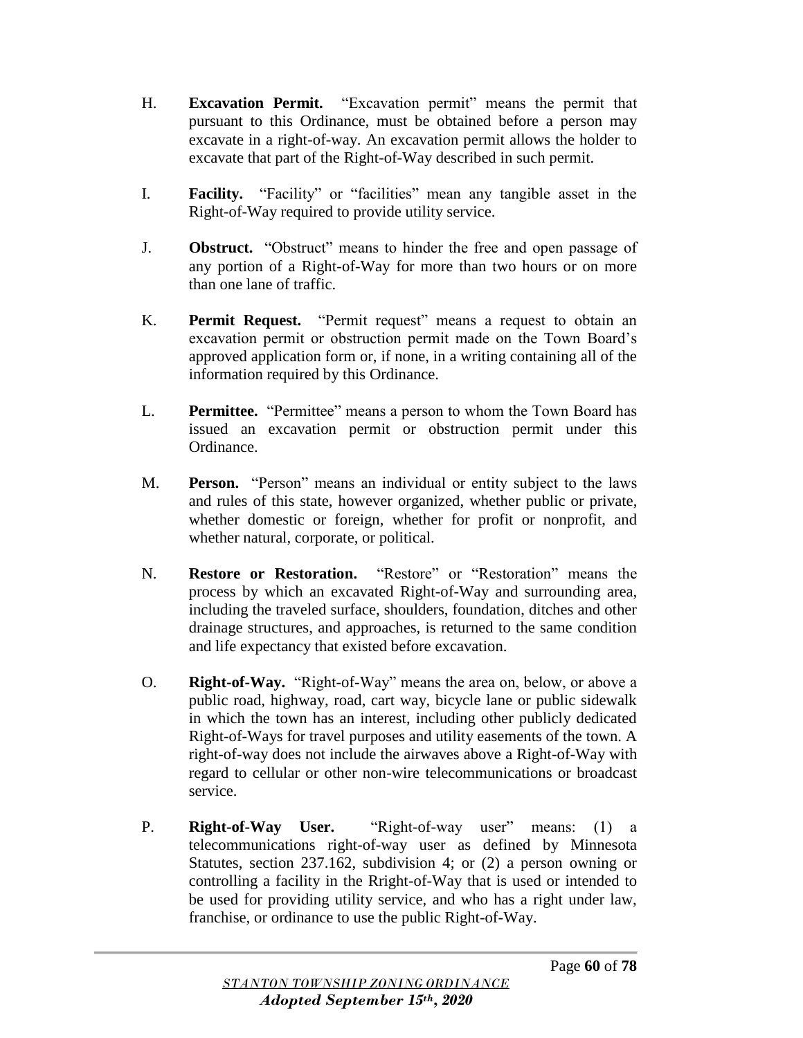H. **Excavation Permit.** "Excavation permit" means the permit that pursuant to this Ordinance, must be obtained before a person may excavate in a right-of-way. An excavation permit allows the holder to excavate that part of the Right-of-Way described in such permit.

I. **Facility.** "Facility" or "facilities" mean any tangible asset in the Right-of-Way required to provide utility service.

J. **Obstruct.** "Obstruct" means to hinder the free and open passage of any portion of a Right-of-Way for more than two hours or on more than one lane of traffic.

K. **Permit Request.** "Permit request" means a request to obtain an excavation permit or obstruction permit made on the Town Board's approved application form or, if none, in a writing containing all of the information required by this Ordinance.

L. **Permittee.** "Permittee" means a person to whom the Town Board has issued an excavation permit or obstruction permit under this Ordinance.

M. **Person.** "Person" means an individual or entity subject to the laws and rules of this state, however organized, whether public or private, whether domestic or foreign, whether for profit or nonprofit, and whether natural, corporate, or political.

N. **Restore or Restoration.** "Restore" or "Restoration" means the process by which an excavated Right-of-Way and surrounding area, including the traveled surface, shoulders, foundation, ditches and other drainage structures, and approaches, is returned to the same condition and life expectancy that existed before excavation.

O. **Right-of-Way.** "Right-of-Way" means the area on, below, or above a public road, highway, road, cart way, bicycle lane or public sidewalk in which the town has an interest, including other publicly dedicated Right-of-Ways for travel purposes and utility easements of the town. A right-of-way does not include the airwaves above a Right-of-Way with regard to cellular or other non-wire telecommunications or broadcast service.

P. **Right-of-Way User.** "Right-of-way user" means: (1) a telecommunications right-of-way user as defined by Minnesota Statutes, section 237.162, subdivision 4; or (2) a person owning or controlling a facility in the Rright-of-Way that is used or intended to be used for providing utility service, and who has a right under law, franchise, or ordinance to use the public Right-of-Way.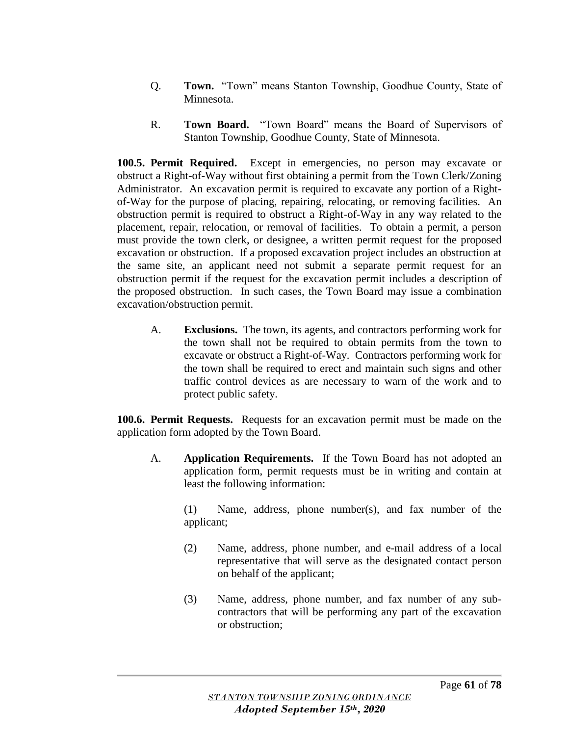Q. **Town.** "Town" means Stanton Township, Goodhue County, State of Minnesota.

R. **Town Board.** "Town Board" means the Board of Supervisors of Stanton Township, Goodhue County, State of Minnesota.

**100.5. Permit Required.** Except in emergencies, no person may excavate or obstruct a Right-of-Way without first obtaining a permit from the Town Clerk/Zoning Administrator. An excavation permit is required to excavate any portion of a Right-of-Way for the purpose of placing, repairing, relocating, or removing facilities. An obstruction permit is required to obstruct a Right-of-Way in any way related to the placement, repair, relocation, or removal of facilities. To obtain a permit, a person must provide the town clerk, or designee, a written permit request for the proposed excavation or obstruction. If a proposed excavation project includes an obstruction at the same site, an applicant need not submit a separate permit request for an obstruction permit if the request for the excavation permit includes a description of the proposed obstruction. In such cases, the Town Board may issue a combination excavation/obstruction permit.

A. **Exclusions.** The town, its agents, and contractors performing work for the town shall not be required to obtain permits from the town to excavate or obstruct a Right-of-Way. Contractors performing work for the town shall be required to erect and maintain such signs and other traffic control devices as are necessary to warn of the work and to protect public safety.

**100.6. Permit Requests.** Requests for an excavation permit must be made on the application form adopted by the Town Board.

A. **Application Requirements.** If the Town Board has not adopted an application form, permit requests must be in writing and contain at least the following information:

(1) Name, address, phone number(s), and fax number of the applicant;

(2) Name, address, phone number, and e-mail address of a local representative that will serve as the designated contact person on behalf of the applicant;

(3) Name, address, phone number, and fax number of any sub-contractors that will be performing any part of the excavation or obstruction;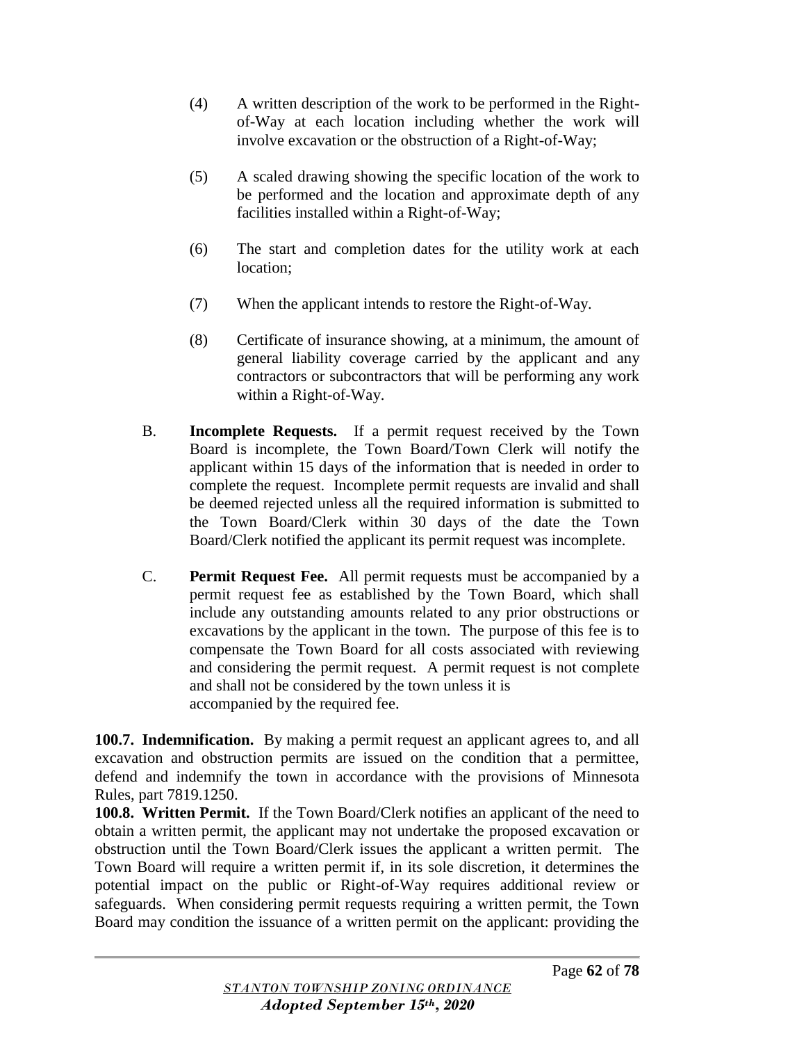(4) A written description of the work to be performed in the Right-of-Way at each location including whether the work will involve excavation or the obstruction of a Right-of-Way;

(5) A scaled drawing showing the specific location of the work to be performed and the location and approximate depth of any facilities installed within a Right-of-Way;

(6) The start and completion dates for the utility work at each location;

(7) When the applicant intends to restore the Right-of-Way.

(8) Certificate of insurance showing, at a minimum, the amount of general liability coverage carried by the applicant and any contractors or subcontractors that will be performing any work within a Right-of-Way.

B. **Incomplete Requests.** If a permit request received by the Town Board is incomplete, the Town Board/Town Clerk will notify the applicant within 15 days of the information that is needed in order to complete the request. Incomplete permit requests are invalid and shall be deemed rejected unless all the required information is submitted to the Town Board/Clerk within 30 days of the date the Town Board/Clerk notified the applicant its permit request was incomplete.

C. **Permit Request Fee.** All permit requests must be accompanied by a permit request fee as established by the Town Board, which shall include any outstanding amounts related to any prior obstructions or excavations by the applicant in the town. The purpose of this fee is to compensate the Town Board for all costs associated with reviewing and considering the permit request. A permit request is not complete and shall not be considered by the town unless it is accompanied by the required fee.

**100.7. Indemnification.** By making a permit request an applicant agrees to, and all excavation and obstruction permits are issued on the condition that a permittee, defend and indemnify the town in accordance with the provisions of Minnesota Rules, part 7819.1250.

**100.8. Written Permit.** If the Town Board/Clerk notifies an applicant of the need to obtain a written permit, the applicant may not undertake the proposed excavation or obstruction until the Town Board/Clerk issues the applicant a written permit. The Town Board will require a written permit if, in its sole discretion, it determines the potential impact on the public or Right-of-Way requires additional review or safeguards. When considering permit requests requiring a written permit, the Town Board may condition the issuance of a written permit on the applicant: providing the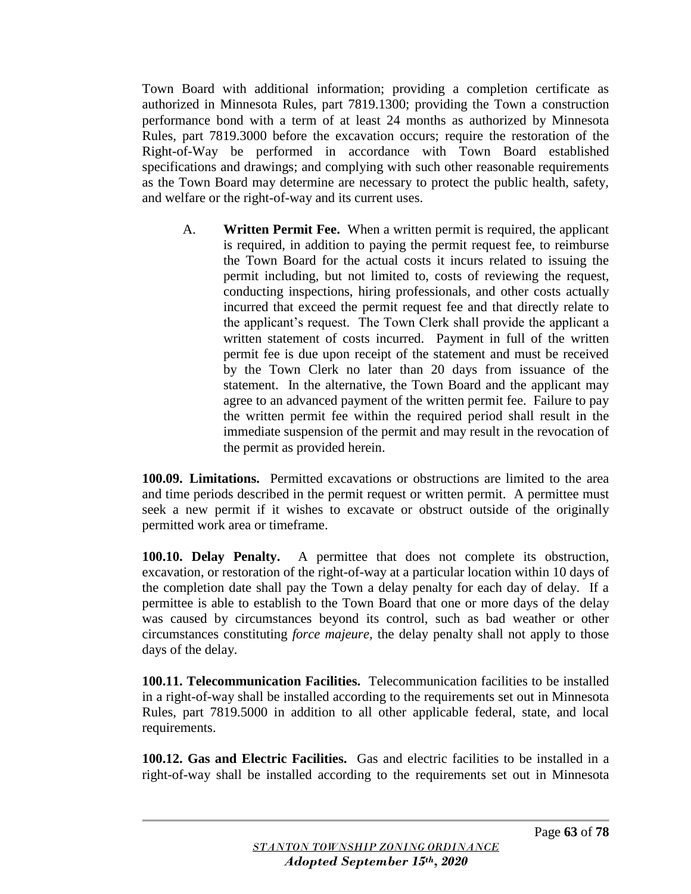Town Board with additional information; providing a completion certificate as authorized in Minnesota Rules, part 7819.1300; providing the Town a construction performance bond with a term of at least 24 months as authorized by Minnesota Rules, part 7819.3000 before the excavation occurs; require the restoration of the Right-of-Way be performed in accordance with Town Board established specifications and drawings; and complying with such other reasonable requirements as the Town Board may determine are necessary to protect the public health, safety, and welfare or the right-of-way and its current uses.

A. **Written Permit Fee.** When a written permit is required, the applicant is required, in addition to paying the permit request fee, to reimburse the Town Board for the actual costs it incurs related to issuing the permit including, but not limited to, costs of reviewing the request, conducting inspections, hiring professionals, and other costs actually incurred that exceed the permit request fee and that directly relate to the applicant's request. The Town Clerk shall provide the applicant a written statement of costs incurred. Payment in full of the written permit fee is due upon receipt of the statement and must be received by the Town Clerk no later than 20 days from issuance of the statement. In the alternative, the Town Board and the applicant may agree to an advanced payment of the written permit fee. Failure to pay the written permit fee within the required period shall result in the immediate suspension of the permit and may result in the revocation of the permit as provided herein.

**100.09. Limitations.** Permitted excavations or obstructions are limited to the area and time periods described in the permit request or written permit. A permittee must seek a new permit if it wishes to excavate or obstruct outside of the originally permitted work area or timeframe.

**100.10. Delay Penalty.** A permittee that does not complete its obstruction, excavation, or restoration of the right-of-way at a particular location within 10 days of the completion date shall pay the Town a delay penalty for each day of delay. If a permittee is able to establish to the Town Board that one or more days of the delay was caused by circumstances beyond its control, such as bad weather or other circumstances constituting *force majeure*, the delay penalty shall not apply to those days of the delay.

**100.11. Telecommunication Facilities.** Telecommunication facilities to be installed in a right-of-way shall be installed according to the requirements set out in Minnesota Rules, part 7819.5000 in addition to all other applicable federal, state, and local requirements.

**100.12. Gas and Electric Facilities.** Gas and electric facilities to be installed in a right-of-way shall be installed according to the requirements set out in Minnesota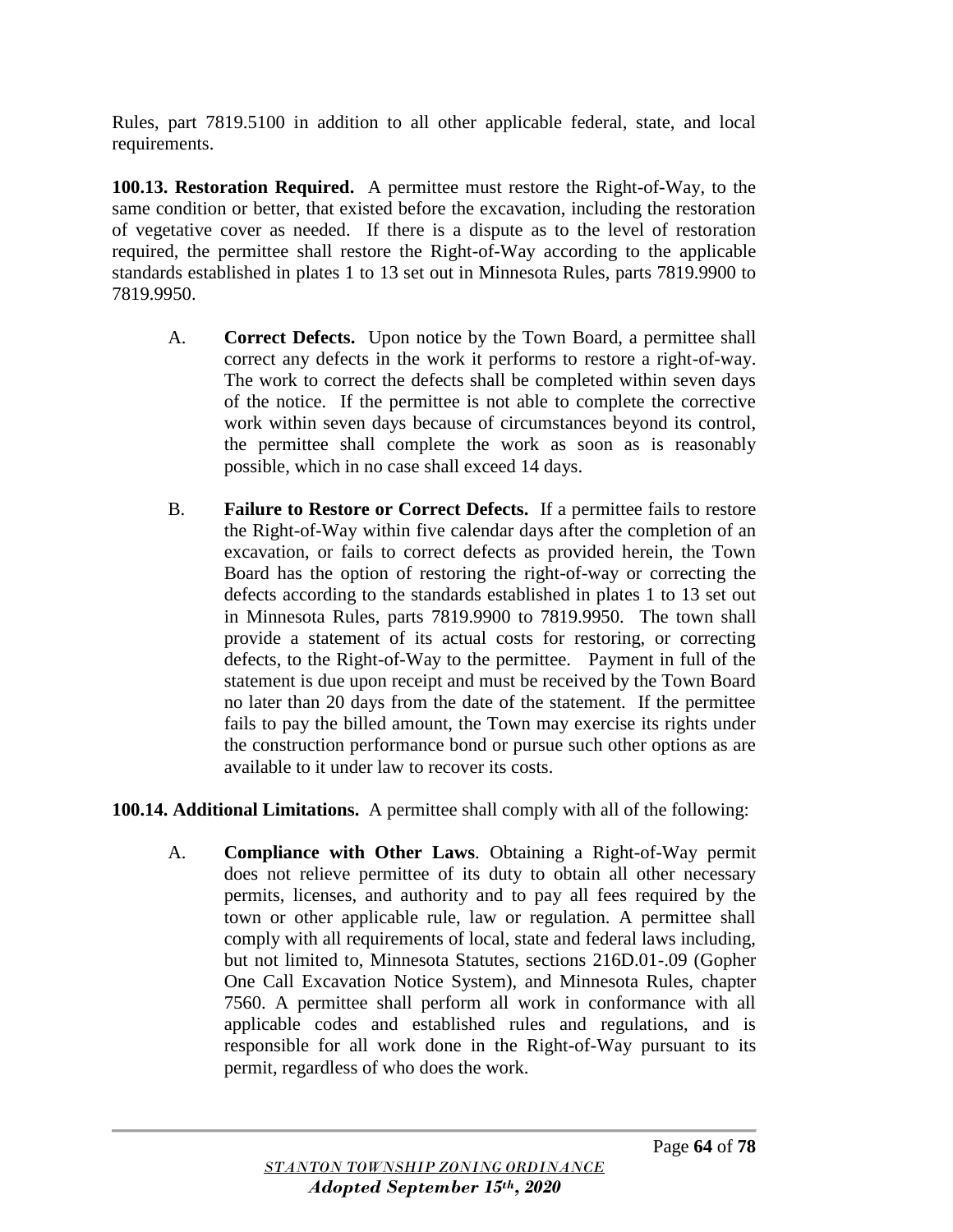Rules, part 7819.5100 in addition to all other applicable federal, state, and local requirements.

**100.13. Restoration Required.** A permittee must restore the Right-of-Way, to the same condition or better, that existed before the excavation, including the restoration of vegetative cover as needed. If there is a dispute as to the level of restoration required, the permittee shall restore the Right-of-Way according to the applicable standards established in plates 1 to 13 set out in Minnesota Rules, parts 7819.9900 to 7819.9950.

A. **Correct Defects.** Upon notice by the Town Board, a permittee shall correct any defects in the work it performs to restore a right-of-way. The work to correct the defects shall be completed within seven days of the notice. If the permittee is not able to complete the corrective work within seven days because of circumstances beyond its control, the permittee shall complete the work as soon as is reasonably possible, which in no case shall exceed 14 days.

B. **Failure to Restore or Correct Defects.** If a permittee fails to restore the Right-of-Way within five calendar days after the completion of an excavation, or fails to correct defects as provided herein, the Town Board has the option of restoring the right-of-way or correcting the defects according to the standards established in plates 1 to 13 set out in Minnesota Rules, parts 7819.9900 to 7819.9950. The town shall provide a statement of its actual costs for restoring, or correcting defects, to the Right-of-Way to the permittee. Payment in full of the statement is due upon receipt and must be received by the Town Board no later than 20 days from the date of the statement. If the permittee fails to pay the billed amount, the Town may exercise its rights under the construction performance bond or pursue such other options as are available to it under law to recover its costs.

**100.14. Additional Limitations.** A permittee shall comply with all of the following:

A. **Compliance with Other Laws**. Obtaining a Right-of-Way permit does not relieve permittee of its duty to obtain all other necessary permits, licenses, and authority and to pay all fees required by the town or other applicable rule, law or regulation. A permittee shall comply with all requirements of local, state and federal laws including, but not limited to, Minnesota Statutes, sections 216D.01-.09 (Gopher One Call Excavation Notice System), and Minnesota Rules, chapter 7560. A permittee shall perform all work in conformance with all applicable codes and established rules and regulations, and is responsible for all work done in the Right-of-Way pursuant to its permit, regardless of who does the work.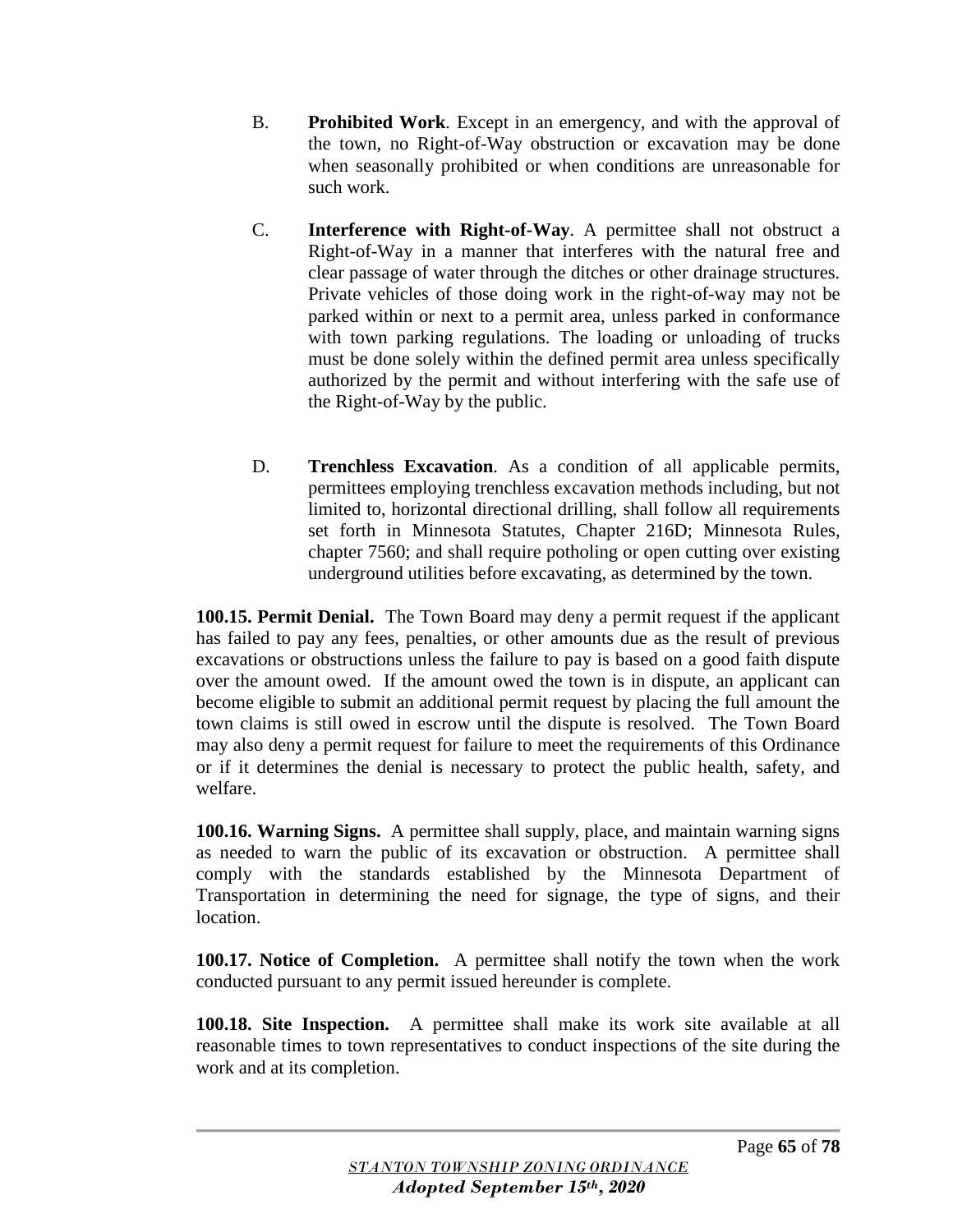B. **Prohibited Work**. Except in an emergency, and with the approval of the town, no Right-of-Way obstruction or excavation may be done when seasonally prohibited or when conditions are unreasonable for such work.

C. **Interference with Right-of-Way**. A permittee shall not obstruct a Right-of-Way in a manner that interferes with the natural free and clear passage of water through the ditches or other drainage structures. Private vehicles of those doing work in the right-of-way may not be parked within or next to a permit area, unless parked in conformance with town parking regulations. The loading or unloading of trucks must be done solely within the defined permit area unless specifically authorized by the permit and without interfering with the safe use of the Right-of-Way by the public.

D. **Trenchless Excavation**. As a condition of all applicable permits, permittees employing trenchless excavation methods including, but not limited to, horizontal directional drilling, shall follow all requirements set forth in Minnesota Statutes, Chapter 216D; Minnesota Rules, chapter 7560; and shall require potholing or open cutting over existing underground utilities before excavating, as determined by the town.

**100.15. Permit Denial.** The Town Board may deny a permit request if the applicant has failed to pay any fees, penalties, or other amounts due as the result of previous excavations or obstructions unless the failure to pay is based on a good faith dispute over the amount owed. If the amount owed the town is in dispute, an applicant can become eligible to submit an additional permit request by placing the full amount the town claims is still owed in escrow until the dispute is resolved. The Town Board may also deny a permit request for failure to meet the requirements of this Ordinance or if it determines the denial is necessary to protect the public health, safety, and welfare.

**100.16. Warning Signs.** A permittee shall supply, place, and maintain warning signs as needed to warn the public of its excavation or obstruction. A permittee shall comply with the standards established by the Minnesota Department of Transportation in determining the need for signage, the type of signs, and their location.

**100.17. Notice of Completion.** A permittee shall notify the town when the work conducted pursuant to any permit issued hereunder is complete.

**100.18. Site Inspection.** A permittee shall make its work site available at all reasonable times to town representatives to conduct inspections of the site during the work and at its completion.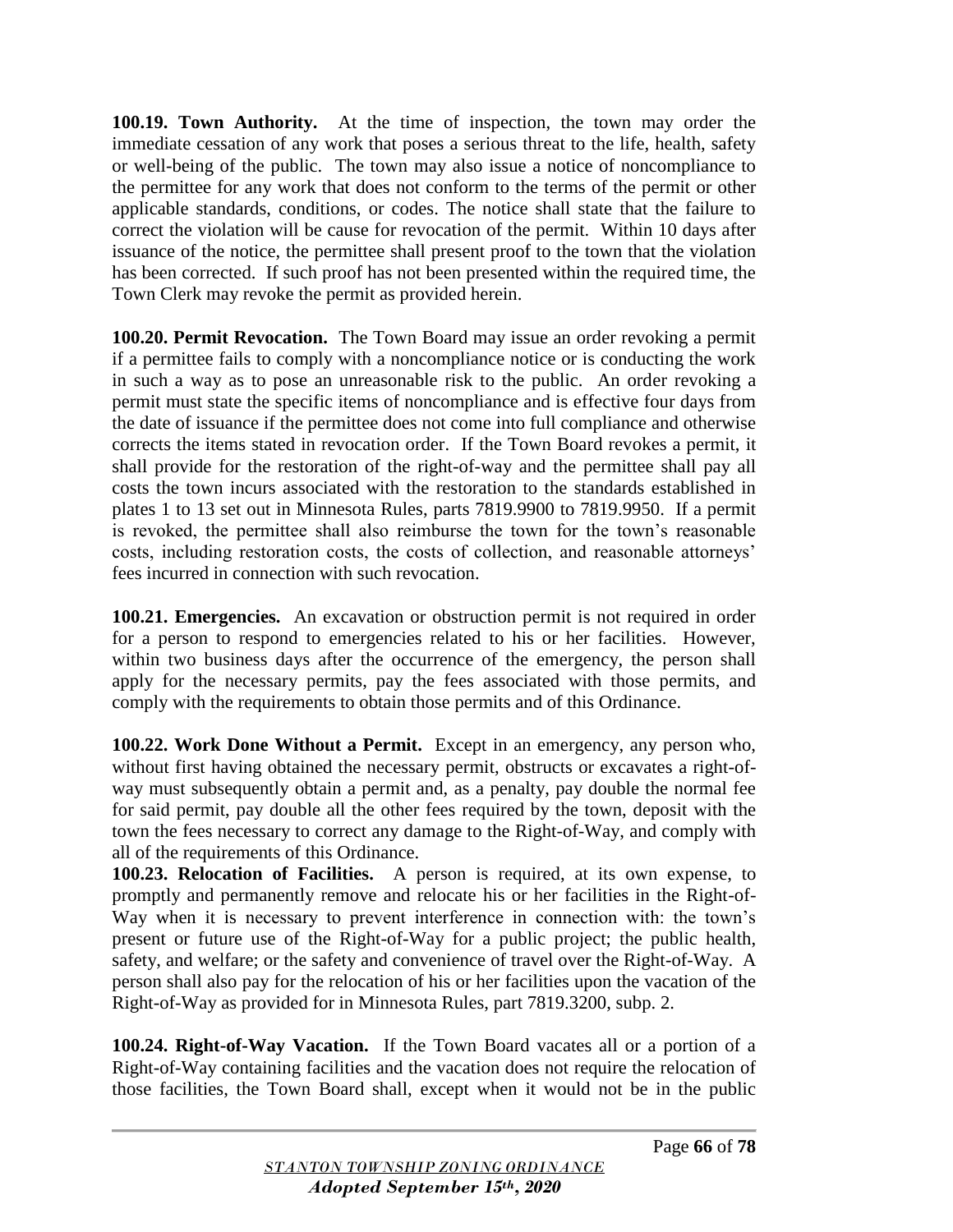**100.19. Town Authority.** At the time of inspection, the town may order the immediate cessation of any work that poses a serious threat to the life, health, safety or well-being of the public. The town may also issue a notice of noncompliance to the permittee for any work that does not conform to the terms of the permit or other applicable standards, conditions, or codes. The notice shall state that the failure to correct the violation will be cause for revocation of the permit. Within 10 days after issuance of the notice, the permittee shall present proof to the town that the violation has been corrected. If such proof has not been presented within the required time, the Town Clerk may revoke the permit as provided herein.

**100.20. Permit Revocation.** The Town Board may issue an order revoking a permit if a permittee fails to comply with a noncompliance notice or is conducting the work in such a way as to pose an unreasonable risk to the public. An order revoking a permit must state the specific items of noncompliance and is effective four days from the date of issuance if the permittee does not come into full compliance and otherwise corrects the items stated in revocation order. If the Town Board revokes a permit, it shall provide for the restoration of the right-of-way and the permittee shall pay all costs the town incurs associated with the restoration to the standards established in plates 1 to 13 set out in Minnesota Rules, parts 7819.9900 to 7819.9950. If a permit is revoked, the permittee shall also reimburse the town for the town's reasonable costs, including restoration costs, the costs of collection, and reasonable attorneys' fees incurred in connection with such revocation.

**100.21. Emergencies.** An excavation or obstruction permit is not required in order for a person to respond to emergencies related to his or her facilities. However, within two business days after the occurrence of the emergency, the person shall apply for the necessary permits, pay the fees associated with those permits, and comply with the requirements to obtain those permits and of this Ordinance.

**100.22. Work Done Without a Permit.** Except in an emergency, any person who, without first having obtained the necessary permit, obstructs or excavates a right-of-way must subsequently obtain a permit and, as a penalty, pay double the normal fee for said permit, pay double all the other fees required by the town, deposit with the town the fees necessary to correct any damage to the Right-of-Way, and comply with all of the requirements of this Ordinance.

**100.23. Relocation of Facilities.** A person is required, at its own expense, to promptly and permanently remove and relocate his or her facilities in the Right-of-Way when it is necessary to prevent interference in connection with: the town's present or future use of the Right-of-Way for a public project; the public health, safety, and welfare; or the safety and convenience of travel over the Right-of-Way. A person shall also pay for the relocation of his or her facilities upon the vacation of the Right-of-Way as provided for in Minnesota Rules, part 7819.3200, subp. 2.

**100.24. Right-of-Way Vacation.** If the Town Board vacates all or a portion of a Right-of-Way containing facilities and the vacation does not require the relocation of those facilities, the Town Board shall, except when it would not be in the public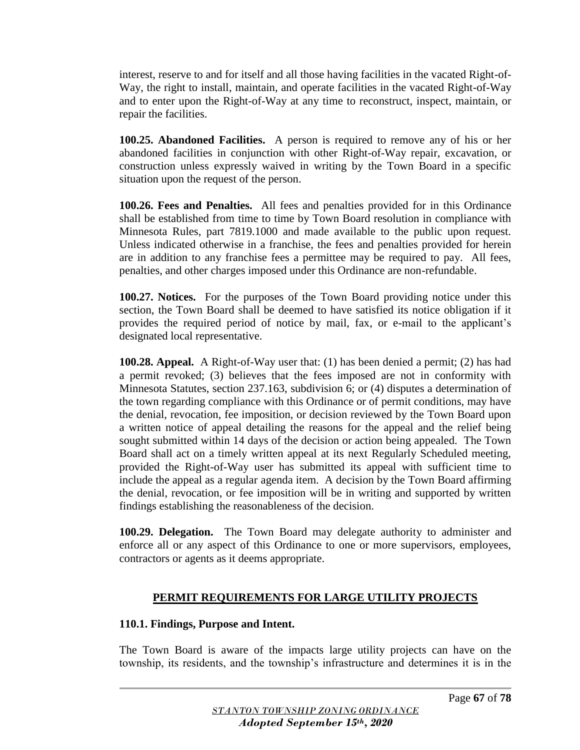interest, reserve to and for itself and all those having facilities in the vacated Right-of-Way, the right to install, maintain, and operate facilities in the vacated Right-of-Way and to enter upon the Right-of-Way at any time to reconstruct, inspect, maintain, or repair the facilities.

**100.25. Abandoned Facilities.** A person is required to remove any of his or her abandoned facilities in conjunction with other Right-of-Way repair, excavation, or construction unless expressly waived in writing by the Town Board in a specific situation upon the request of the person.

**100.26. Fees and Penalties.** All fees and penalties provided for in this Ordinance shall be established from time to time by Town Board resolution in compliance with Minnesota Rules, part 7819.1000 and made available to the public upon request. Unless indicated otherwise in a franchise, the fees and penalties provided for herein are in addition to any franchise fees a permittee may be required to pay. All fees, penalties, and other charges imposed under this Ordinance are non-refundable.

**100.27. Notices.** For the purposes of the Town Board providing notice under this section, the Town Board shall be deemed to have satisfied its notice obligation if it provides the required period of notice by mail, fax, or e-mail to the applicant's designated local representative.

**100.28. Appeal.** A Right-of-Way user that: (1) has been denied a permit; (2) has had a permit revoked; (3) believes that the fees imposed are not in conformity with Minnesota Statutes, section 237.163, subdivision 6; or (4) disputes a determination of the town regarding compliance with this Ordinance or of permit conditions, may have the denial, revocation, fee imposition, or decision reviewed by the Town Board upon a written notice of appeal detailing the reasons for the appeal and the relief being sought submitted within 14 days of the decision or action being appealed. The Town Board shall act on a timely written appeal at its next Regularly Scheduled meeting, provided the Right-of-Way user has submitted its appeal with sufficient time to include the appeal as a regular agenda item. A decision by the Town Board affirming the denial, revocation, or fee imposition will be in writing and supported by written findings establishing the reasonableness of the decision.

**100.29. Delegation.** The Town Board may delegate authority to administer and enforce all or any aspect of this Ordinance to one or more supervisors, employees, contractors or agents as it deems appropriate.

## PERMIT REQUIREMENTS FOR LARGE UTILITY PROJECTS

**110.1. Findings, Purpose and Intent.**

The Town Board is aware of the impacts large utility projects can have on the township, its residents, and the township's infrastructure and determines it is in the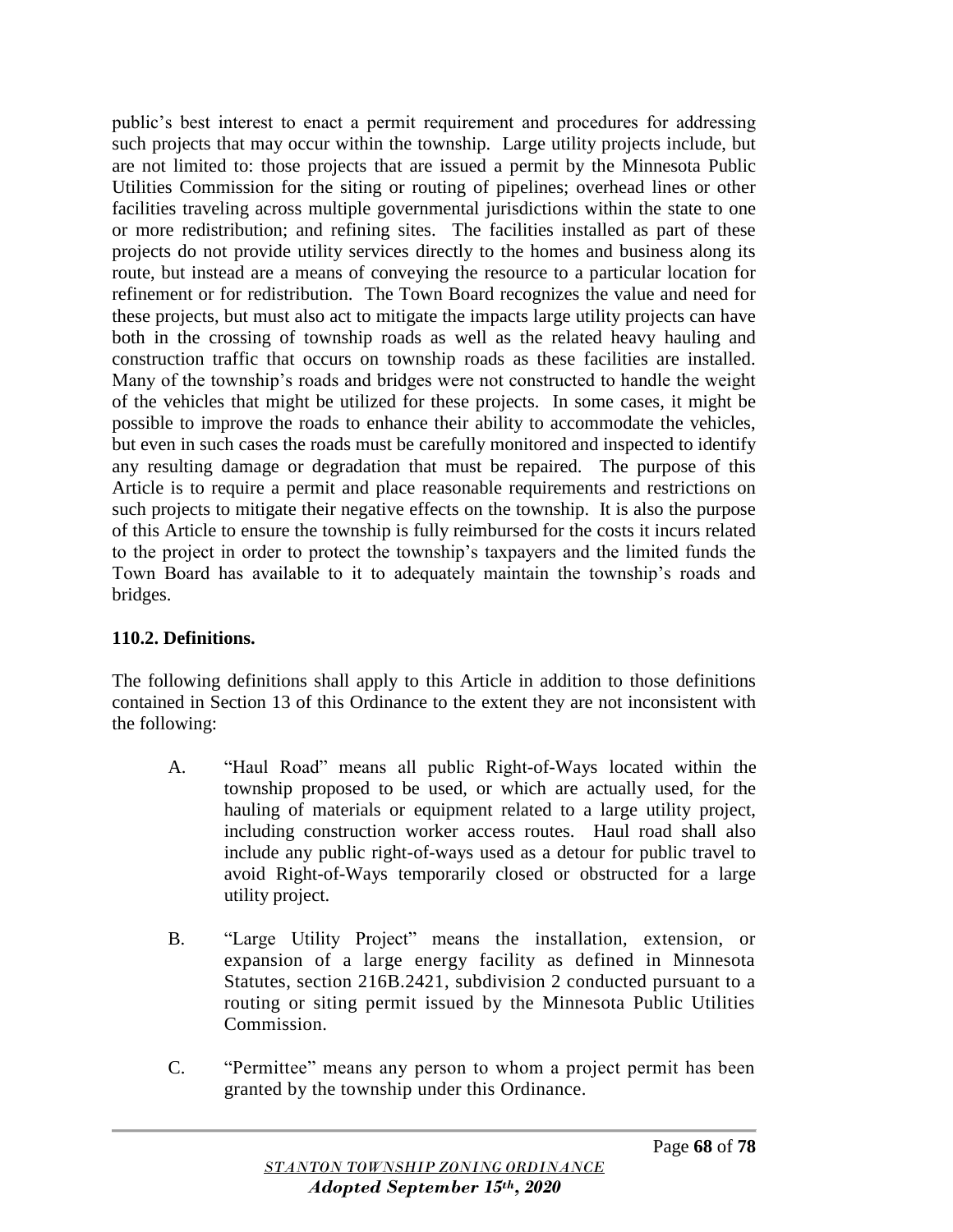public's best interest to enact a permit requirement and procedures for addressing such projects that may occur within the township. Large utility projects include, but are not limited to: those projects that are issued a permit by the Minnesota Public Utilities Commission for the siting or routing of pipelines; overhead lines or other facilities traveling across multiple governmental jurisdictions within the state to one or more redistribution; and refining sites. The facilities installed as part of these projects do not provide utility services directly to the homes and business along its route, but instead are a means of conveying the resource to a particular location for refinement or for redistribution. The Town Board recognizes the value and need for these projects, but must also act to mitigate the impacts large utility projects can have both in the crossing of township roads as well as the related heavy hauling and construction traffic that occurs on township roads as these facilities are installed. Many of the township's roads and bridges were not constructed to handle the weight of the vehicles that might be utilized for these projects. In some cases, it might be possible to improve the roads to enhance their ability to accommodate the vehicles, but even in such cases the roads must be carefully monitored and inspected to identify any resulting damage or degradation that must be repaired. The purpose of this Article is to require a permit and place reasonable requirements and restrictions on such projects to mitigate their negative effects on the township. It is also the purpose of this Article to ensure the township is fully reimbursed for the costs it incurs related to the project in order to protect the township's taxpayers and the limited funds the Town Board has available to it to adequately maintain the township's roads and bridges.

**110.2. Definitions.**

The following definitions shall apply to this Article in addition to those definitions contained in Section 13 of this Ordinance to the extent they are not inconsistent with the following:

A. "Haul Road" means all public Right-of-Ways located within the township proposed to be used, or which are actually used, for the hauling of materials or equipment related to a large utility project, including construction worker access routes. Haul road shall also include any public right-of-ways used as a detour for public travel to avoid Right-of-Ways temporarily closed or obstructed for a large utility project.

B. "Large Utility Project" means the installation, extension, or expansion of a large energy facility as defined in Minnesota Statutes, section 216B.2421, subdivision 2 conducted pursuant to a routing or siting permit issued by the Minnesota Public Utilities Commission.

C. "Permittee" means any person to whom a project permit has been granted by the township under this Ordinance.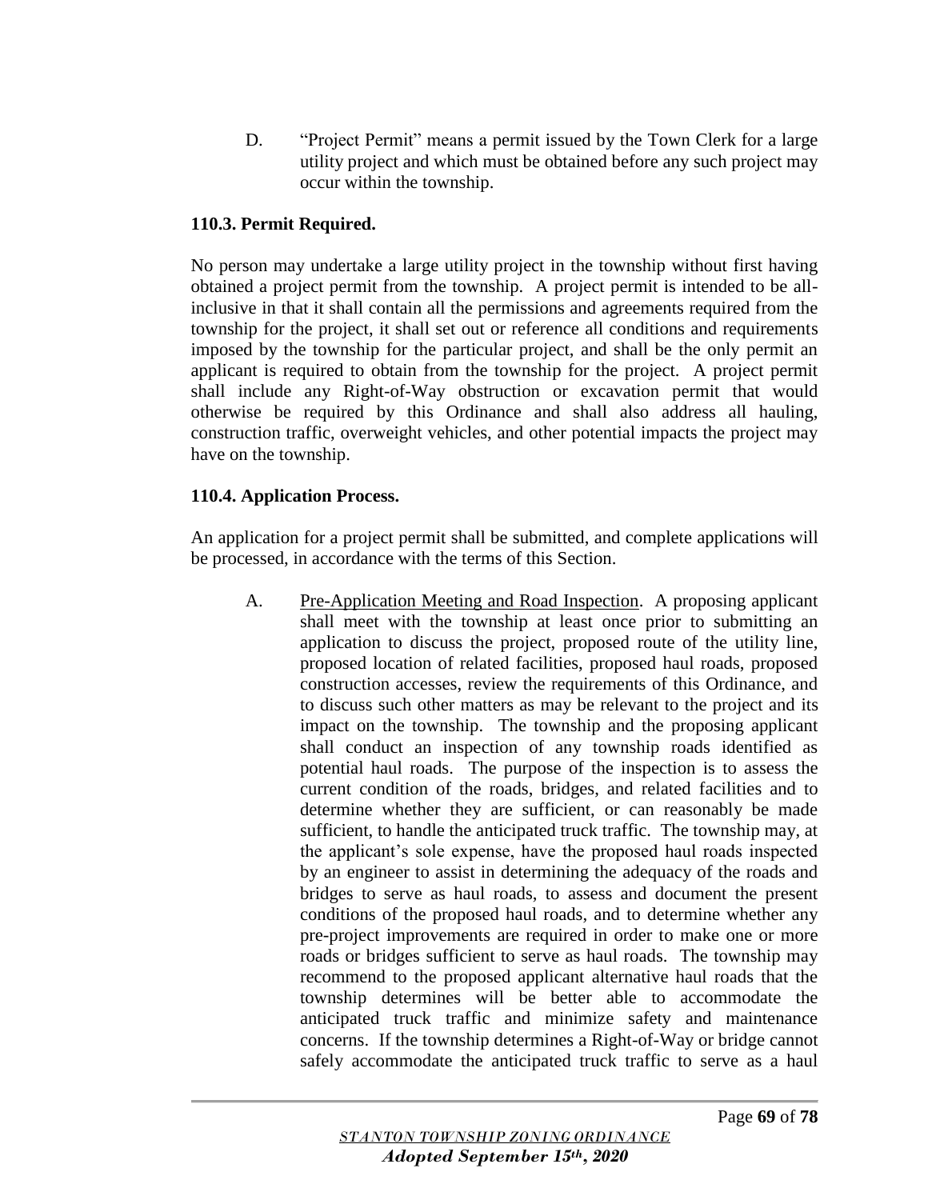D. "Project Permit" means a permit issued by the Town Clerk for a large utility project and which must be obtained before any such project may occur within the township.

### 110.3. Permit Required.

No person may undertake a large utility project in the township without first having obtained a project permit from the township. A project permit is intended to be all-inclusive in that it shall contain all the permissions and agreements required from the township for the project, it shall set out or reference all conditions and requirements imposed by the township for the particular project, and shall be the only permit an applicant is required to obtain from the township for the project. A project permit shall include any Right-of-Way obstruction or excavation permit that would otherwise be required by this Ordinance and shall also address all hauling, construction traffic, overweight vehicles, and other potential impacts the project may have on the township.

### 110.4. Application Process.

An application for a project permit shall be submitted, and complete applications will be processed, in accordance with the terms of this Section.

A. Pre-Application Meeting and Road Inspection. A proposing applicant shall meet with the township at least once prior to submitting an application to discuss the project, proposed route of the utility line, proposed location of related facilities, proposed haul roads, proposed construction accesses, review the requirements of this Ordinance, and to discuss such other matters as may be relevant to the project and its impact on the township. The township and the proposing applicant shall conduct an inspection of any township roads identified as potential haul roads. The purpose of the inspection is to assess the current condition of the roads, bridges, and related facilities and to determine whether they are sufficient, or can reasonably be made sufficient, to handle the anticipated truck traffic. The township may, at the applicant's sole expense, have the proposed haul roads inspected by an engineer to assist in determining the adequacy of the roads and bridges to serve as haul roads, to assess and document the present conditions of the proposed haul roads, and to determine whether any pre-project improvements are required in order to make one or more roads or bridges sufficient to serve as haul roads. The township may recommend to the proposed applicant alternative haul roads that the township determines will be better able to accommodate the anticipated truck traffic and minimize safety and maintenance concerns. If the township determines a Right-of-Way or bridge cannot safely accommodate the anticipated truck traffic to serve as a haul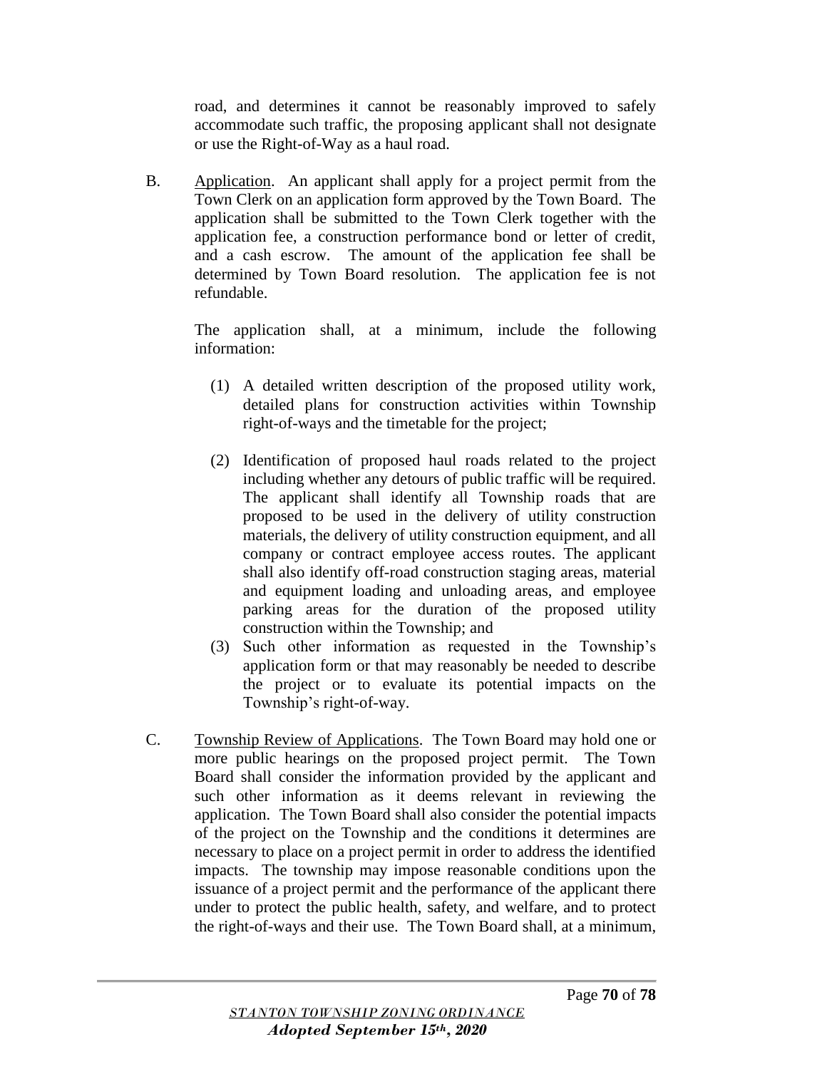road, and determines it cannot be reasonably improved to safely accommodate such traffic, the proposing applicant shall not designate or use the Right-of-Way as a haul road.

B. Application. An applicant shall apply for a project permit from the Town Clerk on an application form approved by the Town Board. The application shall be submitted to the Town Clerk together with the application fee, a construction performance bond or letter of credit, and a cash escrow. The amount of the application fee shall be determined by Town Board resolution. The application fee is not refundable.

The application shall, at a minimum, include the following information:

(1) A detailed written description of the proposed utility work, detailed plans for construction activities within Township right-of-ways and the timetable for the project;

(2) Identification of proposed haul roads related to the project including whether any detours of public traffic will be required. The applicant shall identify all Township roads that are proposed to be used in the delivery of utility construction materials, the delivery of utility construction equipment, and all company or contract employee access routes. The applicant shall also identify off-road construction staging areas, material and equipment loading and unloading areas, and employee parking areas for the duration of the proposed utility construction within the Township; and

(3) Such other information as requested in the Township's application form or that may reasonably be needed to describe the project or to evaluate its potential impacts on the Township's right-of-way.

C. Township Review of Applications. The Town Board may hold one or more public hearings on the proposed project permit. The Town Board shall consider the information provided by the applicant and such other information as it deems relevant in reviewing the application. The Town Board shall also consider the potential impacts of the project on the Township and the conditions it determines are necessary to place on a project permit in order to address the identified impacts. The township may impose reasonable conditions upon the issuance of a project permit and the performance of the applicant there under to protect the public health, safety, and welfare, and to protect the right-of-ways and their use. The Town Board shall, at a minimum,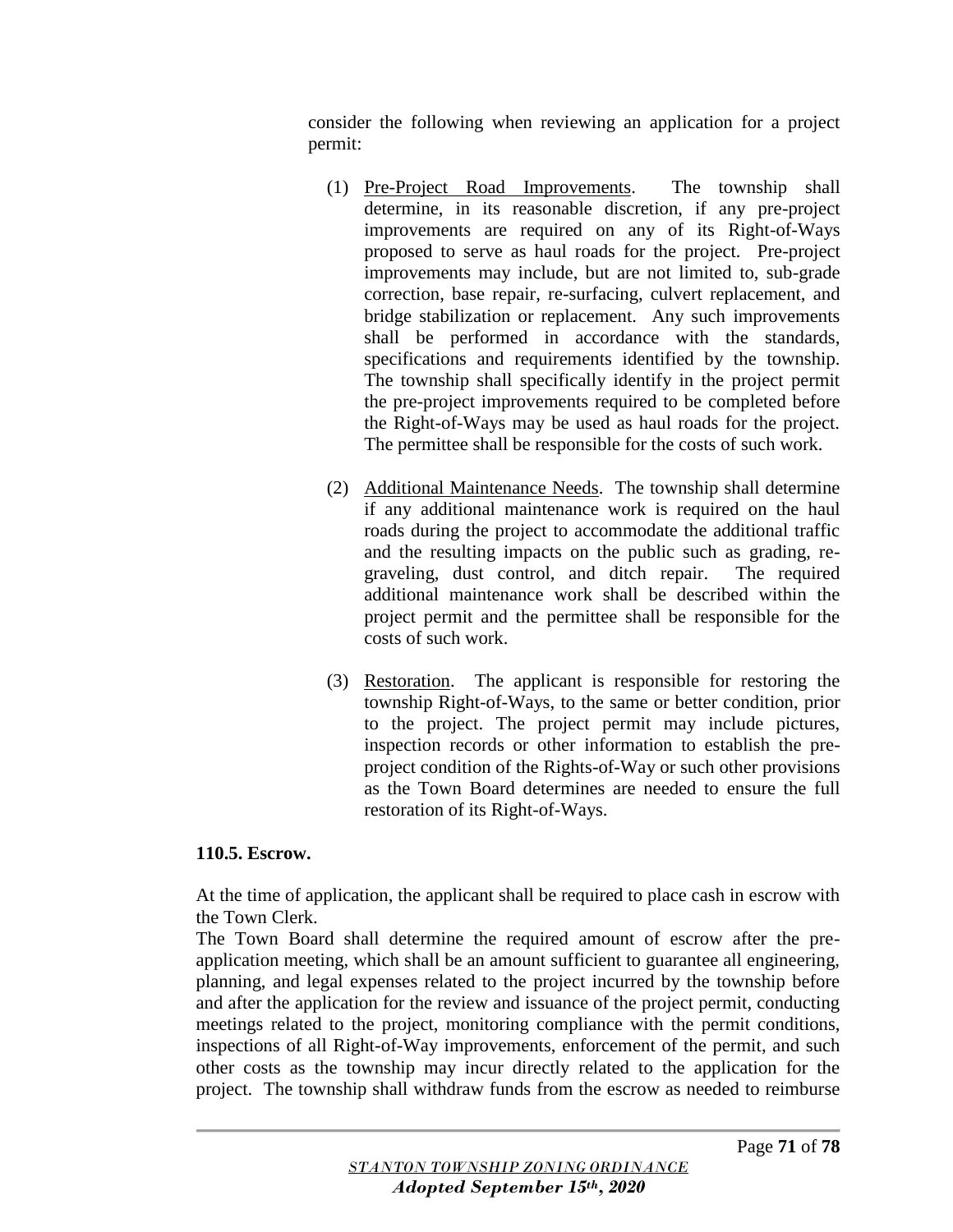consider the following when reviewing an application for a project permit:

(1) Pre-Project Road Improvements. The township shall determine, in its reasonable discretion, if any pre-project improvements are required on any of its Right-of-Ways proposed to serve as haul roads for the project. Pre-project improvements may include, but are not limited to, sub-grade correction, base repair, re-surfacing, culvert replacement, and bridge stabilization or replacement. Any such improvements shall be performed in accordance with the standards, specifications and requirements identified by the township. The township shall specifically identify in the project permit the pre-project improvements required to be completed before the Right-of-Ways may be used as haul roads for the project. The permittee shall be responsible for the costs of such work.

(2) Additional Maintenance Needs. The township shall determine if any additional maintenance work is required on the haul roads during the project to accommodate the additional traffic and the resulting impacts on the public such as grading, re-graveling, dust control, and ditch repair. The required additional maintenance work shall be described within the project permit and the permittee shall be responsible for the costs of such work.

(3) Restoration. The applicant is responsible for restoring the township Right-of-Ways, to the same or better condition, prior to the project. The project permit may include pictures, inspection records or other information to establish the pre-project condition of the Rights-of-Way or such other provisions as the Town Board determines are needed to ensure the full restoration of its Right-of-Ways.

**110.5. Escrow.**

At the time of application, the applicant shall be required to place cash in escrow with the Town Clerk.

The Town Board shall determine the required amount of escrow after the pre-application meeting, which shall be an amount sufficient to guarantee all engineering, planning, and legal expenses related to the project incurred by the township before and after the application for the review and issuance of the project permit, conducting meetings related to the project, monitoring compliance with the permit conditions, inspections of all Right-of-Way improvements, enforcement of the permit, and such other costs as the township may incur directly related to the application for the project. The township shall withdraw funds from the escrow as needed to reimburse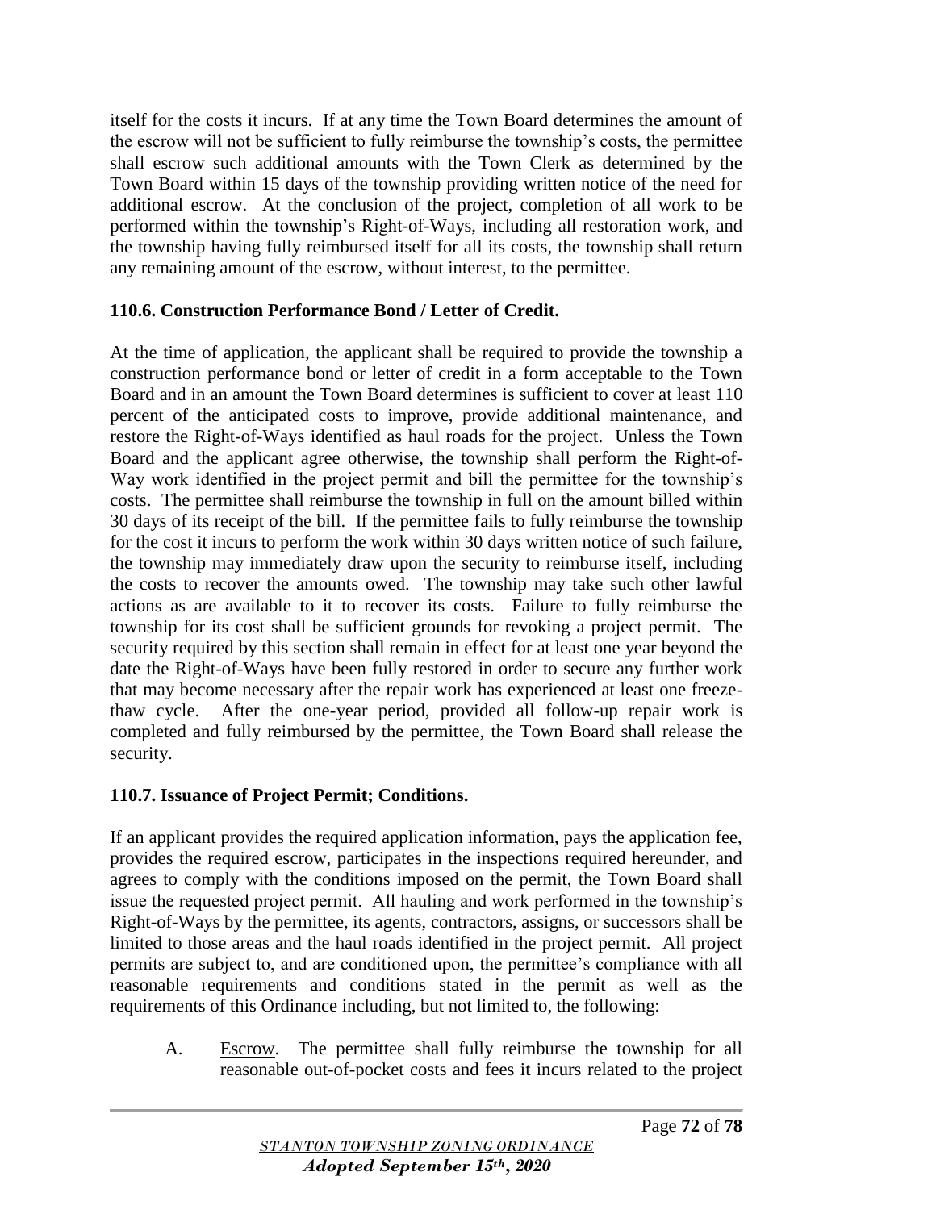itself for the costs it incurs. If at any time the Town Board determines the amount of the escrow will not be sufficient to fully reimburse the township's costs, the permittee shall escrow such additional amounts with the Town Clerk as determined by the Town Board within 15 days of the township providing written notice of the need for additional escrow. At the conclusion of the project, completion of all work to be performed within the township's Right-of-Ways, including all restoration work, and the township having fully reimbursed itself for all its costs, the township shall return any remaining amount of the escrow, without interest, to the permittee.

### 110.6. Construction Performance Bond / Letter of Credit.

At the time of application, the applicant shall be required to provide the township a construction performance bond or letter of credit in a form acceptable to the Town Board and in an amount the Town Board determines is sufficient to cover at least 110 percent of the anticipated costs to improve, provide additional maintenance, and restore the Right-of-Ways identified as haul roads for the project. Unless the Town Board and the applicant agree otherwise, the township shall perform the Right-of-Way work identified in the project permit and bill the permittee for the township's costs. The permittee shall reimburse the township in full on the amount billed within 30 days of its receipt of the bill. If the permittee fails to fully reimburse the township for the cost it incurs to perform the work within 30 days written notice of such failure, the township may immediately draw upon the security to reimburse itself, including the costs to recover the amounts owed. The township may take such other lawful actions as are available to it to recover its costs. Failure to fully reimburse the township for its cost shall be sufficient grounds for revoking a project permit. The security required by this section shall remain in effect for at least one year beyond the date the Right-of-Ways have been fully restored in order to secure any further work that may become necessary after the repair work has experienced at least one freeze-thaw cycle. After the one-year period, provided all follow-up repair work is completed and fully reimbursed by the permittee, the Town Board shall release the security.

### 110.7. Issuance of Project Permit; Conditions.

If an applicant provides the required application information, pays the application fee, provides the required escrow, participates in the inspections required hereunder, and agrees to comply with the conditions imposed on the permit, the Town Board shall issue the requested project permit. All hauling and work performed in the township's Right-of-Ways by the permittee, its agents, contractors, assigns, or successors shall be limited to those areas and the haul roads identified in the project permit. All project permits are subject to, and are conditioned upon, the permittee's compliance with all reasonable requirements and conditions stated in the permit as well as the requirements of this Ordinance including, but not limited to, the following:

A. Escrow. The permittee shall fully reimburse the township for all reasonable out-of-pocket costs and fees it incurs related to the project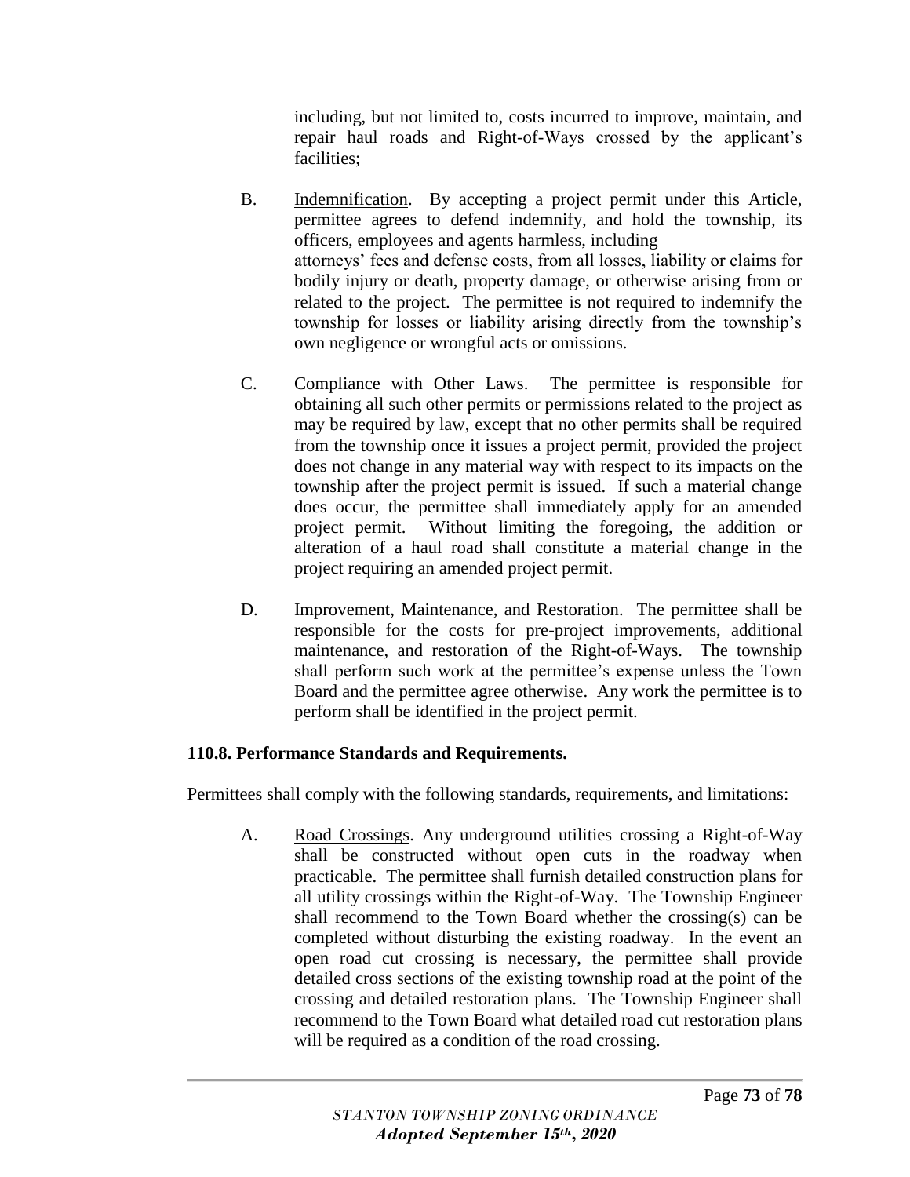including, but not limited to, costs incurred to improve, maintain, and repair haul roads and Right-of-Ways crossed by the applicant's facilities;

B. Indemnification. By accepting a project permit under this Article, permittee agrees to defend indemnify, and hold the township, its officers, employees and agents harmless, including attorneys' fees and defense costs, from all losses, liability or claims for bodily injury or death, property damage, or otherwise arising from or related to the project. The permittee is not required to indemnify the township for losses or liability arising directly from the township's own negligence or wrongful acts or omissions.

C. Compliance with Other Laws. The permittee is responsible for obtaining all such other permits or permissions related to the project as may be required by law, except that no other permits shall be required from the township once it issues a project permit, provided the project does not change in any material way with respect to its impacts on the township after the project permit is issued. If such a material change does occur, the permittee shall immediately apply for an amended project permit. Without limiting the foregoing, the addition or alteration of a haul road shall constitute a material change in the project requiring an amended project permit.

D. Improvement, Maintenance, and Restoration. The permittee shall be responsible for the costs for pre-project improvements, additional maintenance, and restoration of the Right-of-Ways. The township shall perform such work at the permittee's expense unless the Town Board and the permittee agree otherwise. Any work the permittee is to perform shall be identified in the project permit.

**110.8. Performance Standards and Requirements.**

Permittees shall comply with the following standards, requirements, and limitations:

A. Road Crossings. Any underground utilities crossing a Right-of-Way shall be constructed without open cuts in the roadway when practicable. The permittee shall furnish detailed construction plans for all utility crossings within the Right-of-Way. The Township Engineer shall recommend to the Town Board whether the crossing(s) can be completed without disturbing the existing roadway. In the event an open road cut crossing is necessary, the permittee shall provide detailed cross sections of the existing township road at the point of the crossing and detailed restoration plans. The Township Engineer shall recommend to the Town Board what detailed road cut restoration plans will be required as a condition of the road crossing.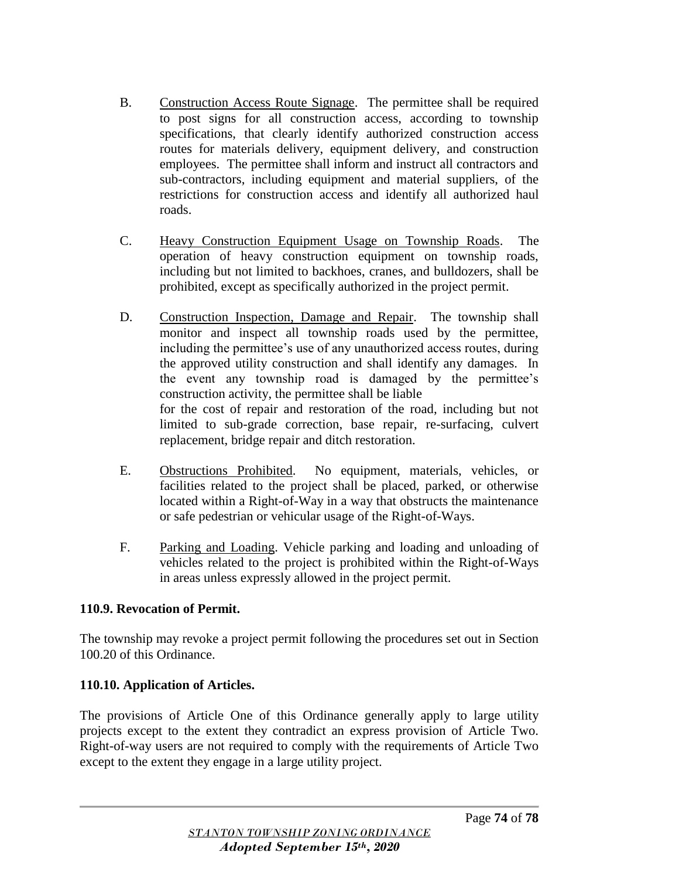B. Construction Access Route Signage. The permittee shall be required to post signs for all construction access, according to township specifications, that clearly identify authorized construction access routes for materials delivery, equipment delivery, and construction employees. The permittee shall inform and instruct all contractors and sub-contractors, including equipment and material suppliers, of the restrictions for construction access and identify all authorized haul roads.

C. Heavy Construction Equipment Usage on Township Roads. The operation of heavy construction equipment on township roads, including but not limited to backhoes, cranes, and bulldozers, shall be prohibited, except as specifically authorized in the project permit.

D. Construction Inspection, Damage and Repair. The township shall monitor and inspect all township roads used by the permittee, including the permittee's use of any unauthorized access routes, during the approved utility construction and shall identify any damages. In the event any township road is damaged by the permittee's construction activity, the permittee shall be liable for the cost of repair and restoration of the road, including but not limited to sub-grade correction, base repair, re-surfacing, culvert replacement, bridge repair and ditch restoration.

E. Obstructions Prohibited. No equipment, materials, vehicles, or facilities related to the project shall be placed, parked, or otherwise located within a Right-of-Way in a way that obstructs the maintenance or safe pedestrian or vehicular usage of the Right-of-Ways.

F. Parking and Loading. Vehicle parking and loading and unloading of vehicles related to the project is prohibited within the Right-of-Ways in areas unless expressly allowed in the project permit.

**110.9. Revocation of Permit.**

The township may revoke a project permit following the procedures set out in Section 100.20 of this Ordinance.

**110.10. Application of Articles.**

The provisions of Article One of this Ordinance generally apply to large utility projects except to the extent they contradict an express provision of Article Two. Right-of-way users are not required to comply with the requirements of Article Two except to the extent they engage in a large utility project.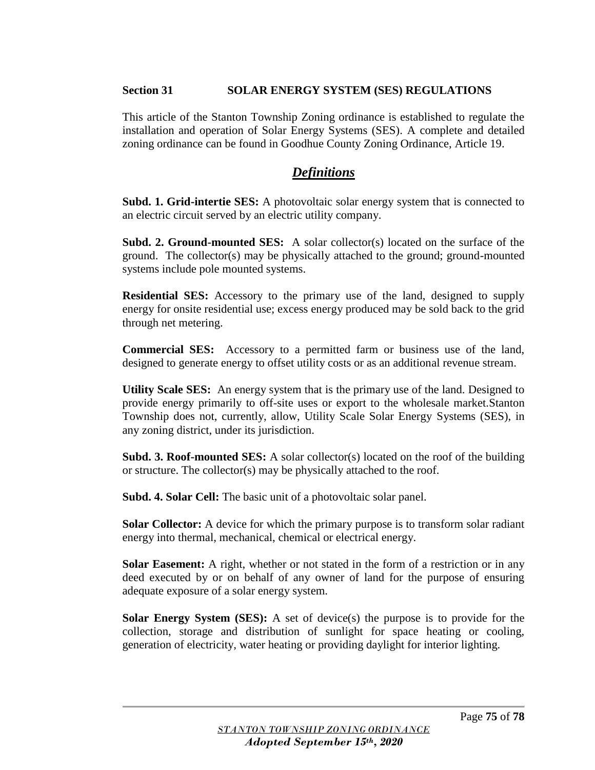**Section 31 SOLAR ENERGY SYSTEM (SES) REGULATIONS**

This article of the Stanton Township Zoning ordinance is established to regulate the installation and operation of Solar Energy Systems (SES). A complete and detailed zoning ordinance can be found in Goodhue County Zoning Ordinance, Article 19.

## ***Definitions***

**Subd. 1. Grid-intertie SES:** A photovoltaic solar energy system that is connected to an electric circuit served by an electric utility company.

**Subd. 2. Ground-mounted SES:** A solar collector(s) located on the surface of the ground. The collector(s) may be physically attached to the ground; ground-mounted systems include pole mounted systems.

**Residential SES:** Accessory to the primary use of the land, designed to supply energy for onsite residential use; excess energy produced may be sold back to the grid through net metering.

**Commercial SES:** Accessory to a permitted farm or business use of the land, designed to generate energy to offset utility costs or as an additional revenue stream.

**Utility Scale SES:** An energy system that is the primary use of the land. Designed to provide energy primarily to off-site uses or export to the wholesale market.Stanton Township does not, currently, allow, Utility Scale Solar Energy Systems (SES), in any zoning district, under its jurisdiction.

**Subd. 3. Roof-mounted SES:** A solar collector(s) located on the roof of the building or structure. The collector(s) may be physically attached to the roof.

**Subd. 4. Solar Cell:** The basic unit of a photovoltaic solar panel.

**Solar Collector:** A device for which the primary purpose is to transform solar radiant energy into thermal, mechanical, chemical or electrical energy.

**Solar Easement:** A right, whether or not stated in the form of a restriction or in any deed executed by or on behalf of any owner of land for the purpose of ensuring adequate exposure of a solar energy system.

**Solar Energy System (SES):** A set of device(s) the purpose is to provide for the collection, storage and distribution of sunlight for space heating or cooling, generation of electricity, water heating or providing daylight for interior lighting.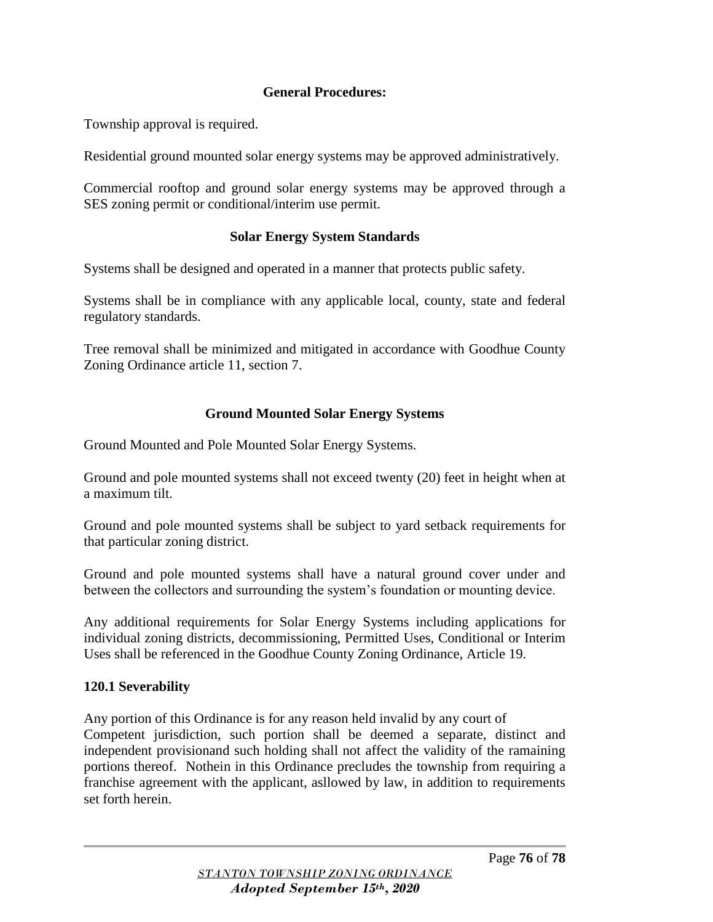**General Procedures:**

Township approval is required.

Residential ground mounted solar energy systems may be approved administratively.

Commercial rooftop and ground solar energy systems may be approved through a SES zoning permit or conditional/interim use permit.

**Solar Energy System Standards**

Systems shall be designed and operated in a manner that protects public safety.

Systems shall be in compliance with any applicable local, county, state and federal regulatory standards.

Tree removal shall be minimized and mitigated in accordance with Goodhue County Zoning Ordinance article 11, section 7.

**Ground Mounted Solar Energy Systems**

Ground Mounted and Pole Mounted Solar Energy Systems.

Ground and pole mounted systems shall not exceed twenty (20) feet in height when at a maximum tilt.

Ground and pole mounted systems shall be subject to yard setback requirements for that particular zoning district.

Ground and pole mounted systems shall have a natural ground cover under and between the collectors and surrounding the system's foundation or mounting device.

Any additional requirements for Solar Energy Systems including applications for individual zoning districts, decommissioning, Permitted Uses, Conditional or Interim Uses shall be referenced in the Goodhue County Zoning Ordinance, Article 19.

**120.1 Severability**

Any portion of this Ordinance is for any reason held invalid by any court of Competent jurisdiction, such portion shall be deemed a separate, distinct and independent provisionand such holding shall not affect the validity of the ramaining portions thereof. Nothein in this Ordinance precludes the township from requiring a franchise agreement with the applicant, asllowed by law, in addition to requirements set forth herein.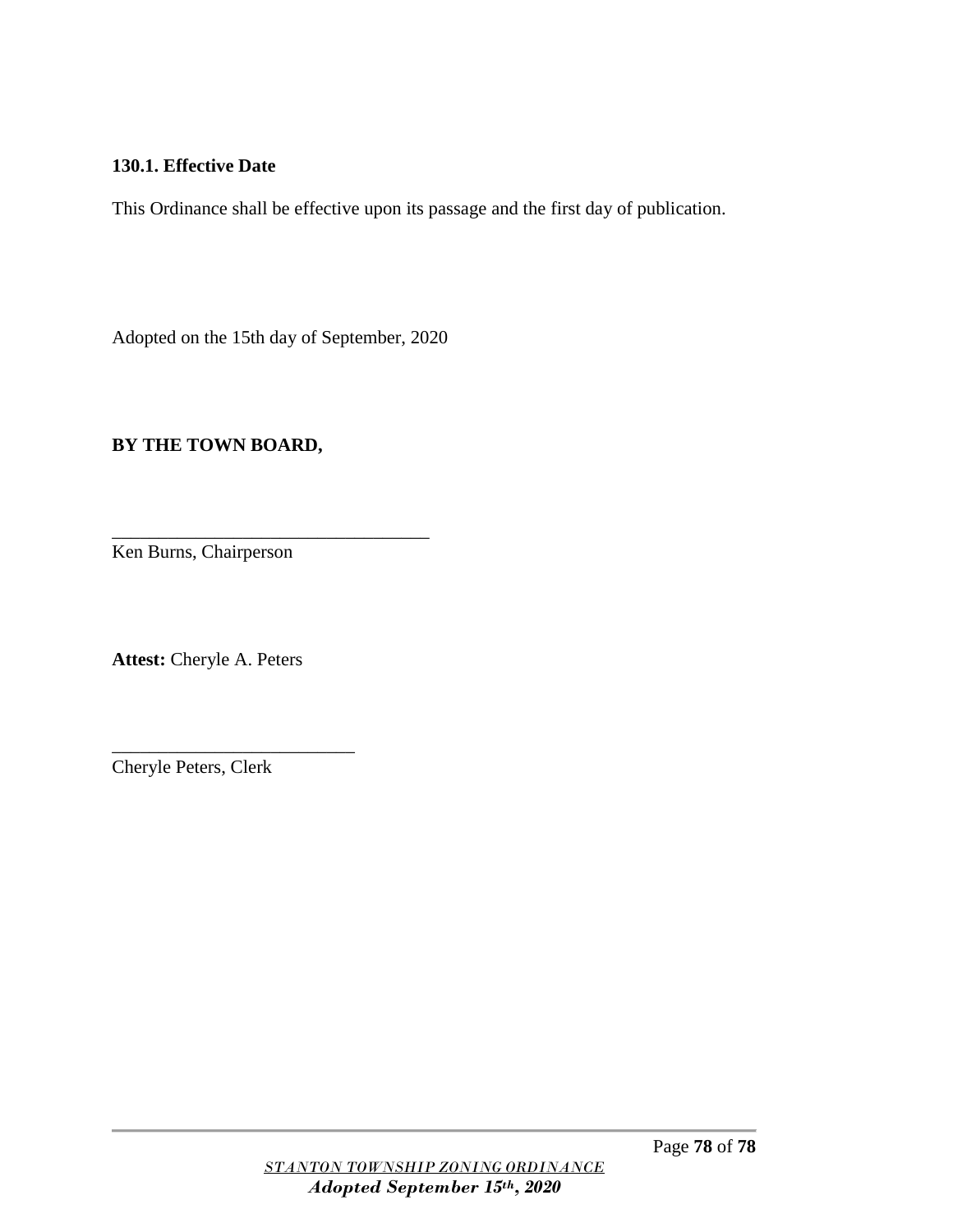**130.1. Effective Date**

This Ordinance shall be effective upon its passage and the first day of publication.

Adopted on the 15th day of September, 2020

**BY THE TOWN BOARD,**

___________________________________
Ken Burns, Chairperson

**Attest:** Cheryle A. Peters

___________________________
Cheryle Peters, Clerk